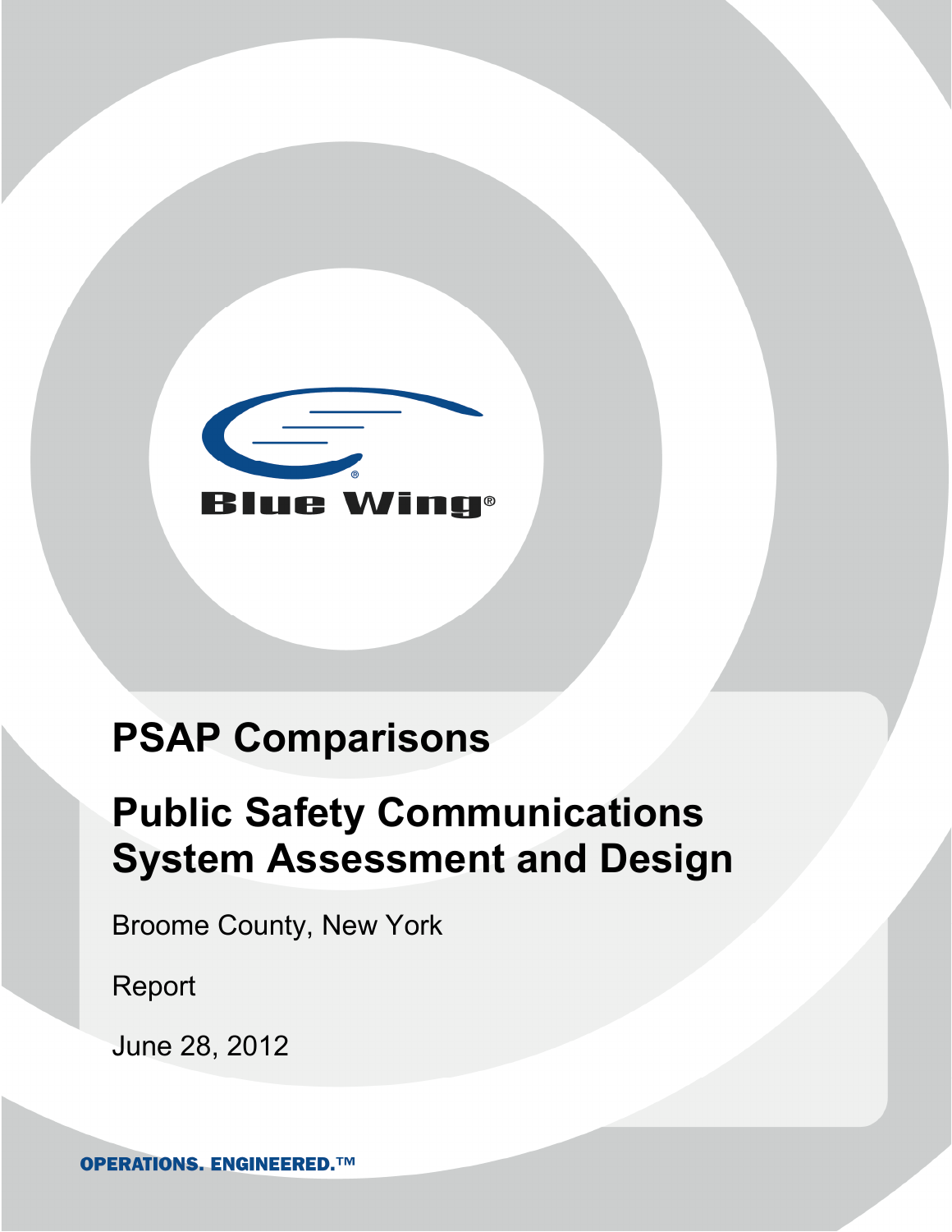Blue Wing®

# PSAP Comparisons

# Public Safety Communications System Assessment and Design

Broome County, New York

Report

June 28, 2012

OPERATIONS. ENGINEERED.™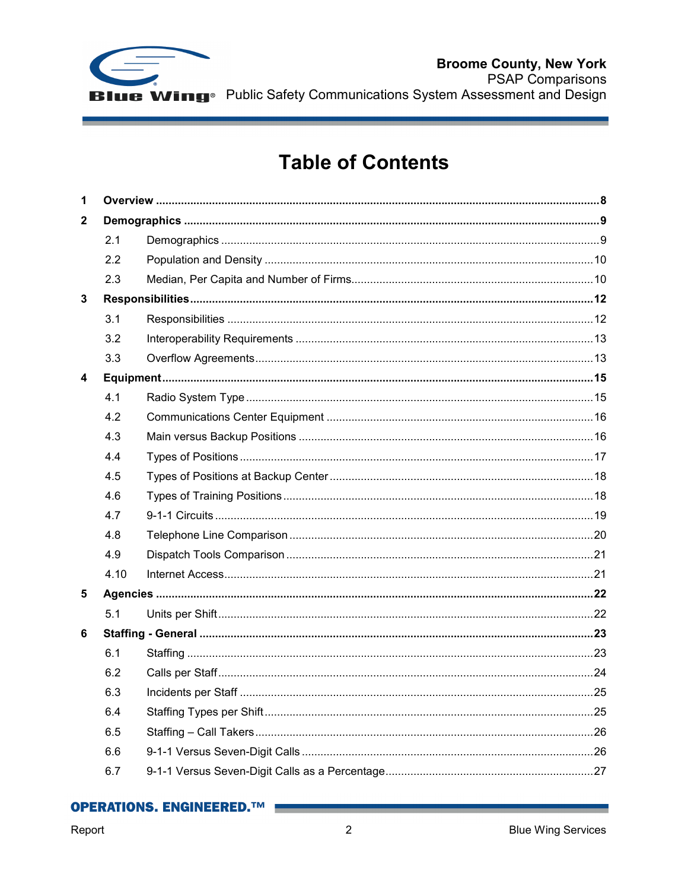# Table of Contents

| | | |
|---|---|---|
| **1** | **Overview** | **8** |
| **2** | **Demographics** | **9** |
| 2.1 | Demographics | 9 |
| 2.2 | Population and Density | 10 |
| 2.3 | Median, Per Capita and Number of Firms | 10 |
| **3** | **Responsibilities** | **12** |
| 3.1 | Responsibilities | 12 |
| 3.2 | Interoperability Requirements | 13 |
| 3.3 | Overflow Agreements | 13 |
| **4** | **Equipment** | **15** |
| 4.1 | Radio System Type | 15 |
| 4.2 | Communications Center Equipment | 16 |
| 4.3 | Main versus Backup Positions | 16 |
| 4.4 | Types of Positions | 17 |
| 4.5 | Types of Positions at Backup Center | 18 |
| 4.6 | Types of Training Positions | 18 |
| 4.7 | 9-1-1 Circuits | 19 |
| 4.8 | Telephone Line Comparison | 20 |
| 4.9 | Dispatch Tools Comparison | 21 |
| 4.10 | Internet Access | 21 |
| **5** | **Agencies** | **22** |
| 5.1 | Units per Shift | 22 |
| **6** | **Staffing - General** | **23** |
| 6.1 | Staffing | 23 |
| 6.2 | Calls per Staff | 24 |
| 6.3 | Incidents per Staff | 25 |
| 6.4 | Staffing Types per Shift | 25 |
| 6.5 | Staffing – Call Takers | 26 |
| 6.6 | 9-1-1 Versus Seven-Digit Calls | 26 |
| 6.7 | 9-1-1 Versus Seven-Digit Calls as a Percentage | 27 |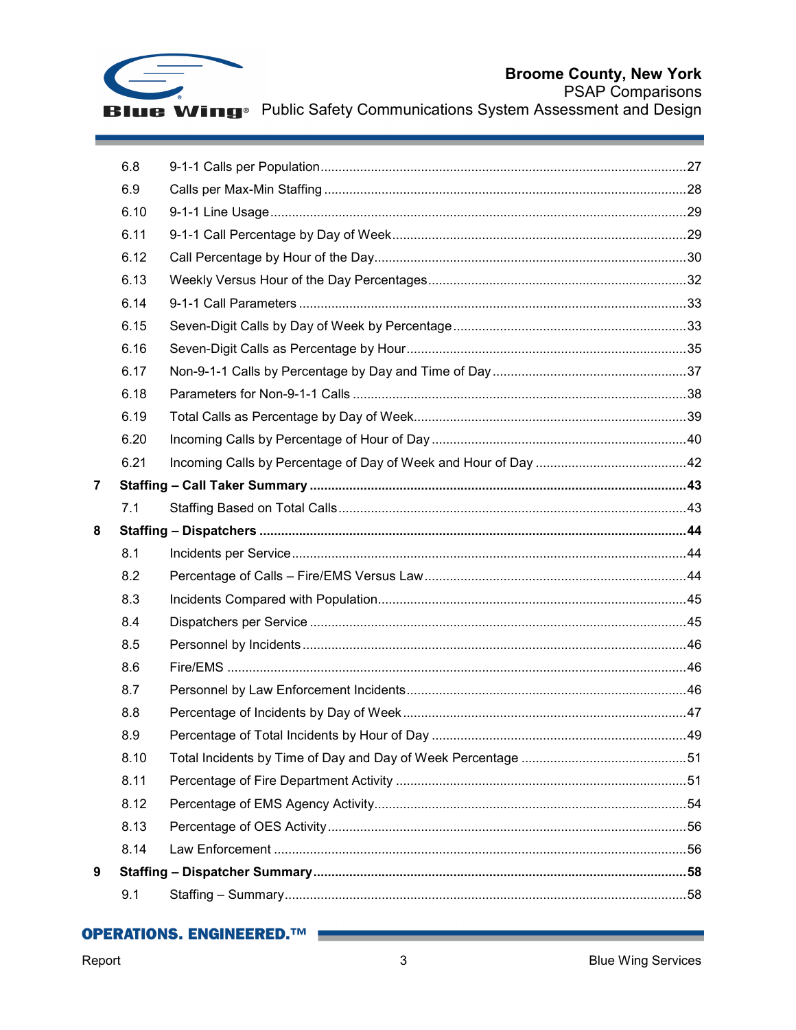| | | |
|---|---|---|
| 6.8 | 9-1-1 Calls per Population | 27 |
| 6.9 | Calls per Max-Min Staffing | 28 |
| 6.10 | 9-1-1 Line Usage | 29 |
| 6.11 | 9-1-1 Call Percentage by Day of Week | 29 |
| 6.12 | Call Percentage by Hour of the Day | 30 |
| 6.13 | Weekly Versus Hour of the Day Percentages | 32 |
| 6.14 | 9-1-1 Call Parameters | 33 |
| 6.15 | Seven-Digit Calls by Day of Week by Percentage | 33 |
| 6.16 | Seven-Digit Calls as Percentage by Hour | 35 |
| 6.17 | Non-9-1-1 Calls by Percentage by Day and Time of Day | 37 |
| 6.18 | Parameters for Non-9-1-1 Calls | 38 |
| 6.19 | Total Calls as Percentage by Day of Week | 39 |
| 6.20 | Incoming Calls by Percentage of Hour of Day | 40 |
| 6.21 | Incoming Calls by Percentage of Day of Week and Hour of Day | 42 |
| **7** | **Staffing – Call Taker Summary** | **43** |
| 7.1 | Staffing Based on Total Calls | 43 |
| **8** | **Staffing – Dispatchers** | **44** |
| 8.1 | Incidents per Service | 44 |
| 8.2 | Percentage of Calls – Fire/EMS Versus Law | 44 |
| 8.3 | Incidents Compared with Population | 45 |
| 8.4 | Dispatchers per Service | 45 |
| 8.5 | Personnel by Incidents | 46 |
| 8.6 | Fire/EMS | 46 |
| 8.7 | Personnel by Law Enforcement Incidents | 46 |
| 8.8 | Percentage of Incidents by Day of Week | 47 |
| 8.9 | Percentage of Total Incidents by Hour of Day | 49 |
| 8.10 | Total Incidents by Time of Day and Day of Week Percentage | 51 |
| 8.11 | Percentage of Fire Department Activity | 51 |
| 8.12 | Percentage of EMS Agency Activity | 54 |
| 8.13 | Percentage of OES Activity | 56 |
| 8.14 | Law Enforcement | 56 |
| **9** | **Staffing – Dispatcher Summary** | **58** |
| 9.1 | Staffing – Summary | 58 |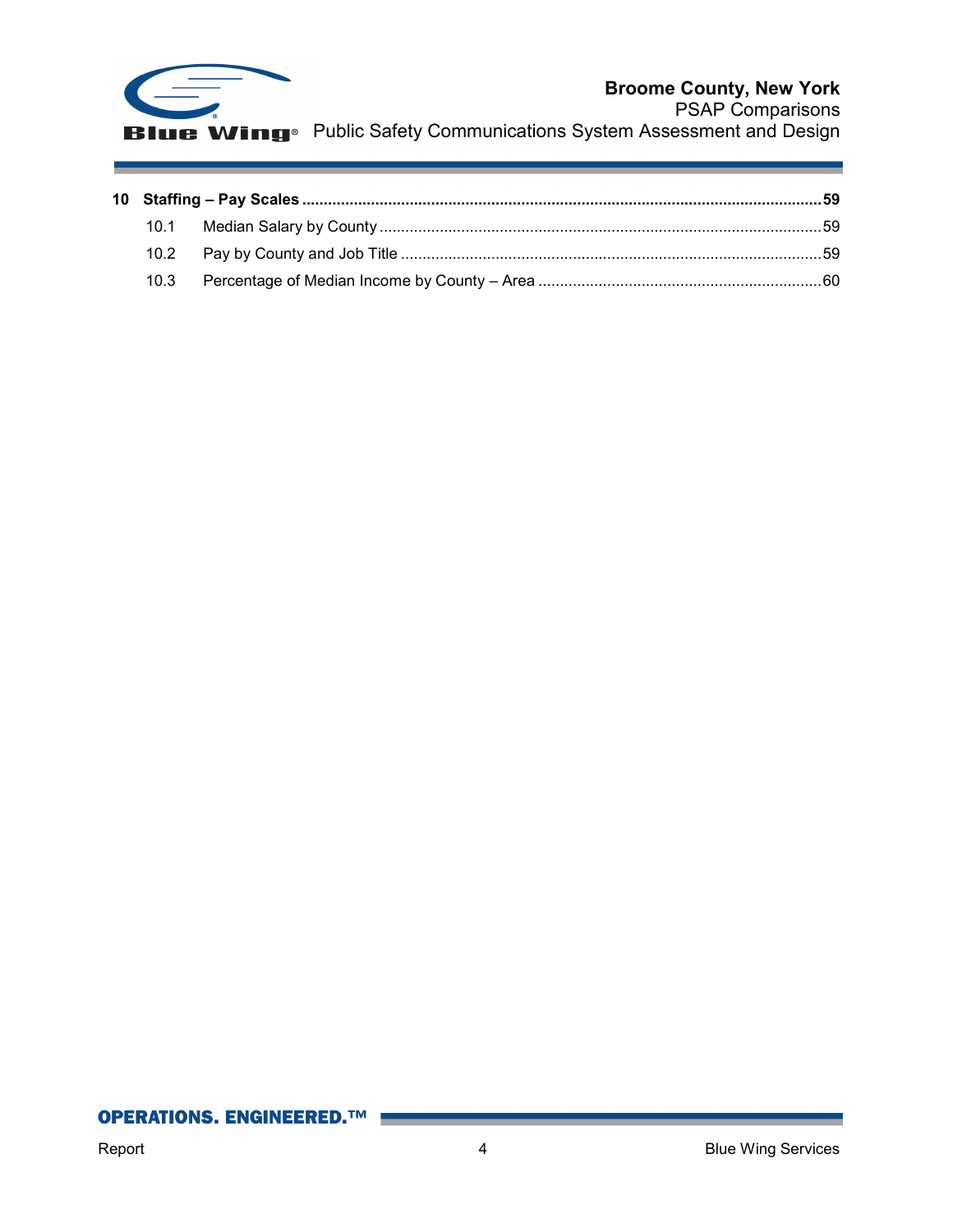**10 Staffing – Pay Scales ........................................................................................................................59**

10.1 Median Salary by County ......................................................................................................59

10.2 Pay by County and Job Title ..................................................................................................59

10.3 Percentage of Median Income by County – Area ..................................................................60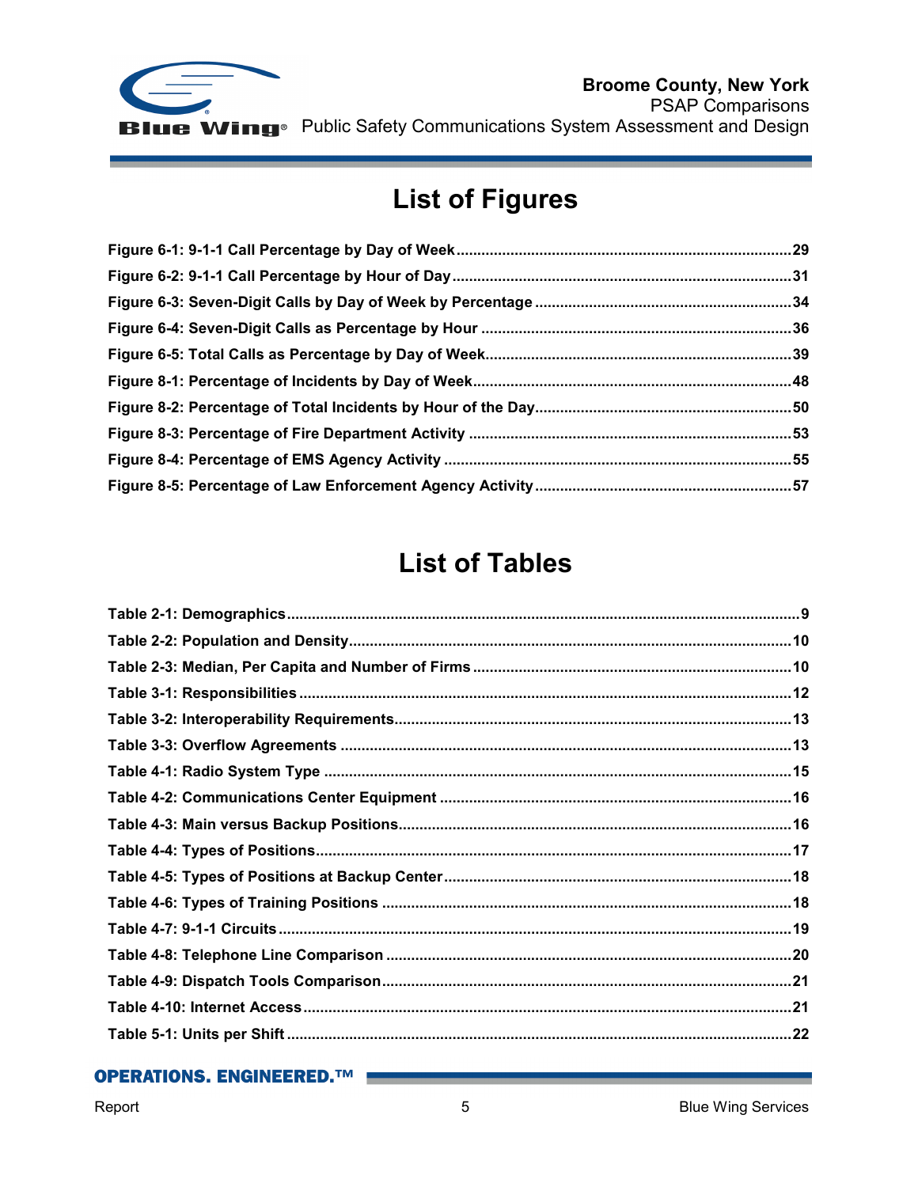# List of Figures

Figure 6-1: 9-1-1 Call Percentage by Day of Week ..... 29
Figure 6-2: 9-1-1 Call Percentage by Hour of Day ..... 31
Figure 6-3: Seven-Digit Calls by Day of Week by Percentage ..... 34
Figure 6-4: Seven-Digit Calls as Percentage by Hour ..... 36
Figure 6-5: Total Calls as Percentage by Day of Week ..... 39
Figure 8-1: Percentage of Incidents by Day of Week ..... 48
Figure 8-2: Percentage of Total Incidents by Hour of the Day ..... 50
Figure 8-3: Percentage of Fire Department Activity ..... 53
Figure 8-4: Percentage of EMS Agency Activity ..... 55
Figure 8-5: Percentage of Law Enforcement Agency Activity ..... 57

# List of Tables

Table 2-1: Demographics ..... 9
Table 2-2: Population and Density ..... 10
Table 2-3: Median, Per Capita and Number of Firms ..... 10
Table 3-1: Responsibilities ..... 12
Table 3-2: Interoperability Requirements ..... 13
Table 3-3: Overflow Agreements ..... 13
Table 4-1: Radio System Type ..... 15
Table 4-2: Communications Center Equipment ..... 16
Table 4-3: Main versus Backup Positions ..... 16
Table 4-4: Types of Positions ..... 17
Table 4-5: Types of Positions at Backup Center ..... 18
Table 4-6: Types of Training Positions ..... 18
Table 4-7: 9-1-1 Circuits ..... 19
Table 4-8: Telephone Line Comparison ..... 20
Table 4-9: Dispatch Tools Comparison ..... 21
Table 4-10: Internet Access ..... 21
Table 5-1: Units per Shift ..... 22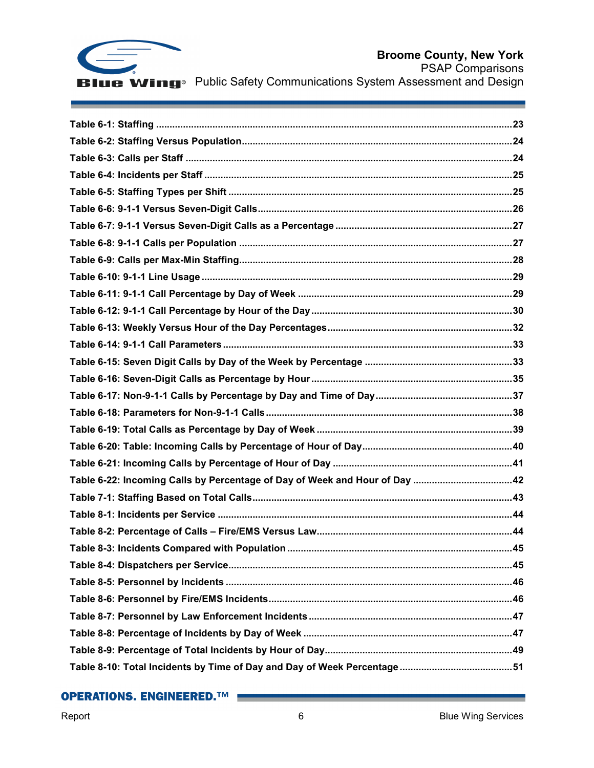**Table 6-1: Staffing** ....................................................................................................................23

**Table 6-2: Staffing Versus Population**....................................................................................24

**Table 6-3: Calls per Staff** ........................................................................................................24

**Table 6-4: Incidents per Staff** ..................................................................................................25

**Table 6-5: Staffing Types per Shift** .........................................................................................25

**Table 6-6: 9-1-1 Versus Seven-Digit Calls**..............................................................................26

**Table 6-7: 9-1-1 Versus Seven-Digit Calls as a Percentage** ..................................................27

**Table 6-8: 9-1-1 Calls per Population** .....................................................................................27

**Table 6-9: Calls per Max-Min Staffing**.....................................................................................28

**Table 6-10: 9-1-1 Line Usage** ....................................................................................................29

**Table 6-11: 9-1-1 Call Percentage by Day of Week** ................................................................29

**Table 6-12: 9-1-1 Call Percentage by Hour of the Day**...........................................................30

**Table 6-13: Weekly Versus Hour of the Day Percentages**.....................................................32

**Table 6-14: 9-1-1 Call Parameters** ...........................................................................................33

**Table 6-15: Seven Digit Calls by Day of the Week by Percentage** .......................................33

**Table 6-16: Seven-Digit Calls as Percentage by Hour**...........................................................35

**Table 6-17: Non-9-1-1 Calls by Percentage by Day and Time of Day**...................................37

**Table 6-18: Parameters for Non-9-1-1 Calls**............................................................................38

**Table 6-19: Total Calls as Percentage by Day of Week** .........................................................39

**Table 6-20: Table: Incoming Calls by Percentage of Hour of Day**........................................40

**Table 6-21: Incoming Calls by Percentage of Hour of Day** ...................................................41

**Table 6-22: Incoming Calls by Percentage of Day of Week and Hour of Day** .....................42

**Table 7-1: Staffing Based on Total Calls**.................................................................................43

**Table 8-1: Incidents per Service** .............................................................................................44

**Table 8-2: Percentage of Calls – Fire/EMS Versus Law**.........................................................44

**Table 8-3: Incidents Compared with Population** ....................................................................45

**Table 8-4: Dispatchers per Service**.........................................................................................45

**Table 8-5: Personnel by Incidents** ..........................................................................................46

**Table 8-6: Personnel by Fire/EMS Incidents**...........................................................................46

**Table 8-7: Personnel by Law Enforcement Incidents** ............................................................47

**Table 8-8: Percentage of Incidents by Day of Week** ..............................................................47

**Table 8-9: Percentage of Total Incidents by Hour of Day**......................................................49

**Table 8-10: Total Incidents by Time of Day and Day of Week Percentage** ..........................51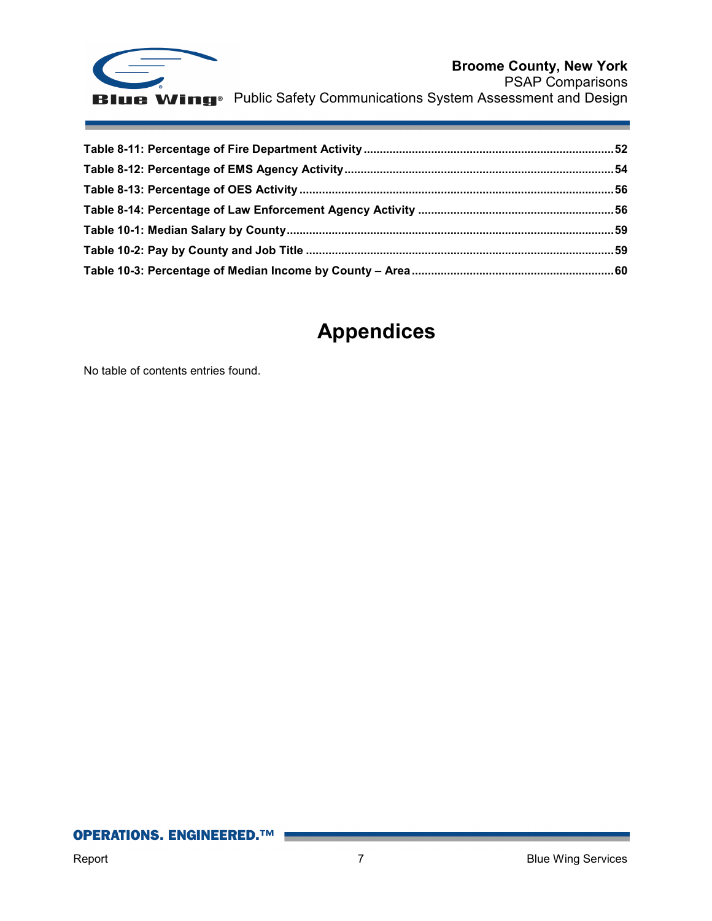**Table 8-11: Percentage of Fire Department Activity** .......... 52
**Table 8-12: Percentage of EMS Agency Activity** .......... 54
**Table 8-13: Percentage of OES Activity** .......... 56
**Table 8-14: Percentage of Law Enforcement Agency Activity** .......... 56
**Table 10-1: Median Salary by County** .......... 59
**Table 10-2: Pay by County and Job Title** .......... 59
**Table 10-3: Percentage of Median Income by County – Area** .......... 60

# Appendices

No table of contents entries found.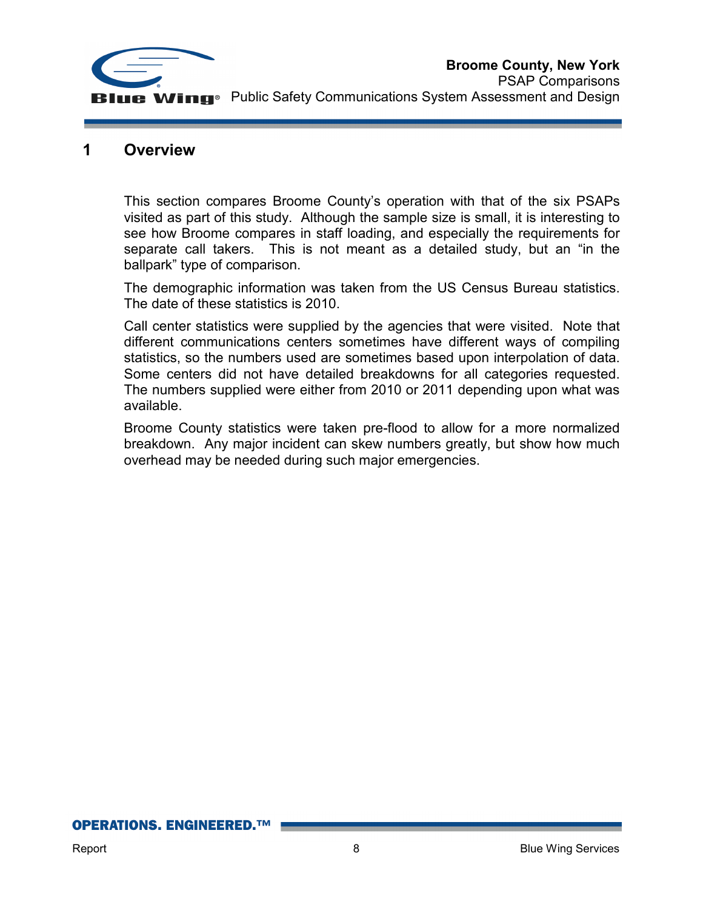# 1 Overview

This section compares Broome County's operation with that of the six PSAPs visited as part of this study. Although the sample size is small, it is interesting to see how Broome compares in staff loading, and especially the requirements for separate call takers. This is not meant as a detailed study, but an "in the ballpark" type of comparison.

The demographic information was taken from the US Census Bureau statistics. The date of these statistics is 2010.

Call center statistics were supplied by the agencies that were visited. Note that different communications centers sometimes have different ways of compiling statistics, so the numbers used are sometimes based upon interpolation of data. Some centers did not have detailed breakdowns for all categories requested. The numbers supplied were either from 2010 or 2011 depending upon what was available.

Broome County statistics were taken pre-flood to allow for a more normalized breakdown. Any major incident can skew numbers greatly, but show how much overhead may be needed during such major emergencies.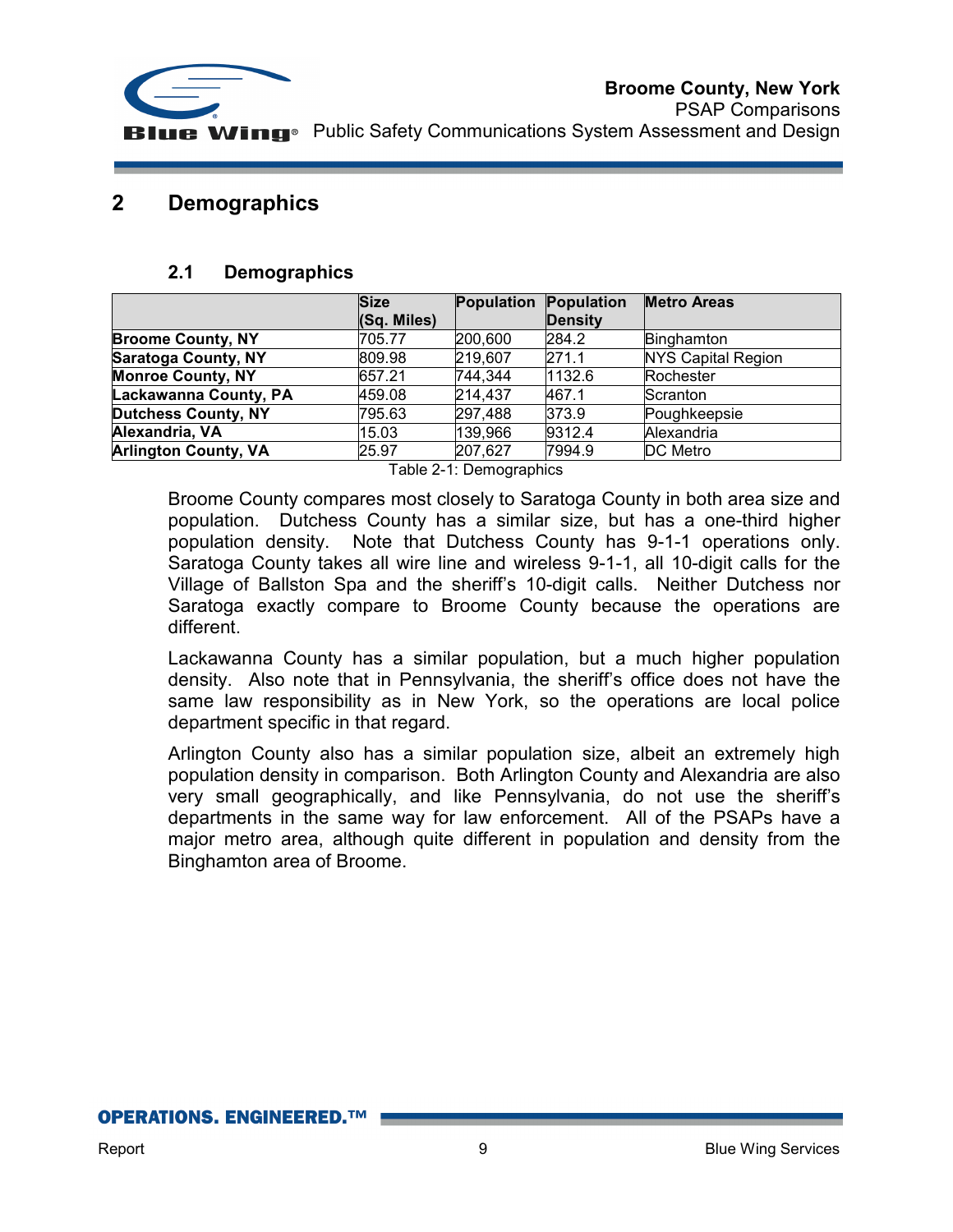# 2 Demographics

## 2.1 Demographics

| | Size (Sq. Miles) | Population | Population Density | Metro Areas |
|---|---|---|---|---|
| **Broome County, NY** | 705.77 | 200,600 | 284.2 | Binghamton |
| **Saratoga County, NY** | 809.98 | 219,607 | 271.1 | NYS Capital Region |
| **Monroe County, NY** | 657.21 | 744,344 | 1132.6 | Rochester |
| **Lackawanna County, PA** | 459.08 | 214,437 | 467.1 | Scranton |
| **Dutchess County, NY** | 795.63 | 297,488 | 373.9 | Poughkeepsie |
| **Alexandria, VA** | 15.03 | 139,966 | 9312.4 | Alexandria |
| **Arlington County, VA** | 25.97 | 207,627 | 7994.9 | DC Metro |

Table 2-1: Demographics

Broome County compares most closely to Saratoga County in both area size and population. Dutchess County has a similar size, but has a one-third higher population density. Note that Dutchess County has 9-1-1 operations only. Saratoga County takes all wire line and wireless 9-1-1, all 10-digit calls for the Village of Ballston Spa and the sheriff's 10-digit calls. Neither Dutchess nor Saratoga exactly compare to Broome County because the operations are different.

Lackawanna County has a similar population, but a much higher population density. Also note that in Pennsylvania, the sheriff's office does not have the same law responsibility as in New York, so the operations are local police department specific in that regard.

Arlington County also has a similar population size, albeit an extremely high population density in comparison. Both Arlington County and Alexandria are also very small geographically, and like Pennsylvania, do not use the sheriff's departments in the same way for law enforcement. All of the PSAPs have a major metro area, although quite different in population and density from the Binghamton area of Broome.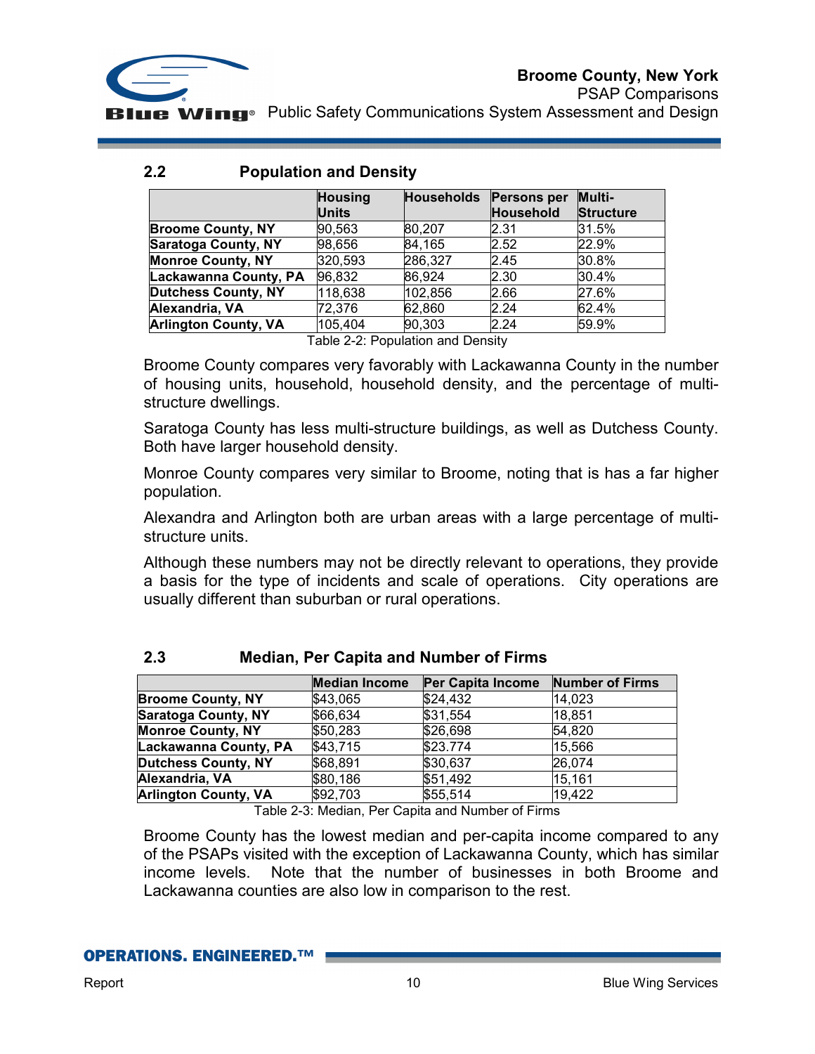## 2.2 Population and Density

| | Housing Units | Households | Persons per Household | Multi-Structure |
|---|---|---|---|---|
| **Broome County, NY** | 90,563 | 80,207 | 2.31 | 31.5% |
| **Saratoga County, NY** | 98,656 | 84,165 | 2.52 | 22.9% |
| **Monroe County, NY** | 320,593 | 286,327 | 2.45 | 30.8% |
| **Lackawanna County, PA** | 96,832 | 86,924 | 2.30 | 30.4% |
| **Dutchess County, NY** | 118,638 | 102,856 | 2.66 | 27.6% |
| **Alexandria, VA** | 72,376 | 62,860 | 2.24 | 62.4% |
| **Arlington County, VA** | 105,404 | 90,303 | 2.24 | 59.9% |

Table 2-2: Population and Density

Broome County compares very favorably with Lackawanna County in the number of housing units, household, household density, and the percentage of multi-structure dwellings.

Saratoga County has less multi-structure buildings, as well as Dutchess County. Both have larger household density.

Monroe County compares very similar to Broome, noting that is has a far higher population.

Alexandra and Arlington both are urban areas with a large percentage of multi-structure units.

Although these numbers may not be directly relevant to operations, they provide a basis for the type of incidents and scale of operations. City operations are usually different than suburban or rural operations.

## 2.3 Median, Per Capita and Number of Firms

| | Median Income | Per Capita Income | Number of Firms |
|---|---|---|---|
| **Broome County, NY** | $43,065 | $24,432 | 14,023 |
| **Saratoga County, NY** | $66,634 | $31,554 | 18,851 |
| **Monroe County, NY** | $50,283 | $26,698 | 54,820 |
| **Lackawanna County, PA** | $43,715 | $23.774 | 15,566 |
| **Dutchess County, NY** | $68,891 | $30,637 | 26,074 |
| **Alexandria, VA** | $80,186 | $51,492 | 15,161 |
| **Arlington County, VA** | $92,703 | $55,514 | 19,422 |

Table 2-3: Median, Per Capita and Number of Firms

Broome County has the lowest median and per-capita income compared to any of the PSAPs visited with the exception of Lackawanna County, which has similar income levels. Note that the number of businesses in both Broome and Lackawanna counties are also low in comparison to the rest.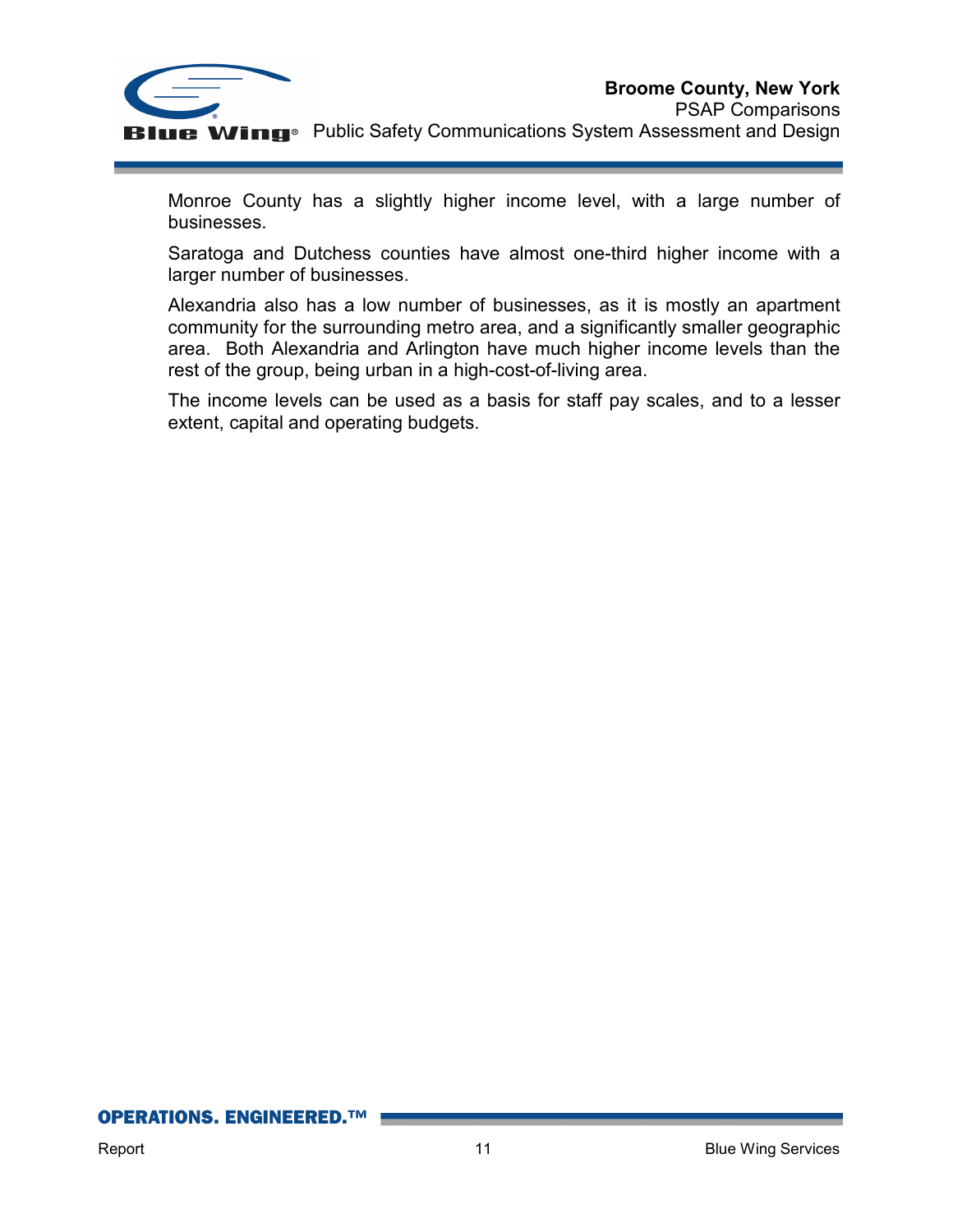Monroe County has a slightly higher income level, with a large number of businesses.

Saratoga and Dutchess counties have almost one-third higher income with a larger number of businesses.

Alexandria also has a low number of businesses, as it is mostly an apartment community for the surrounding metro area, and a significantly smaller geographic area. Both Alexandria and Arlington have much higher income levels than the rest of the group, being urban in a high-cost-of-living area.

The income levels can be used as a basis for staff pay scales, and to a lesser extent, capital and operating budgets.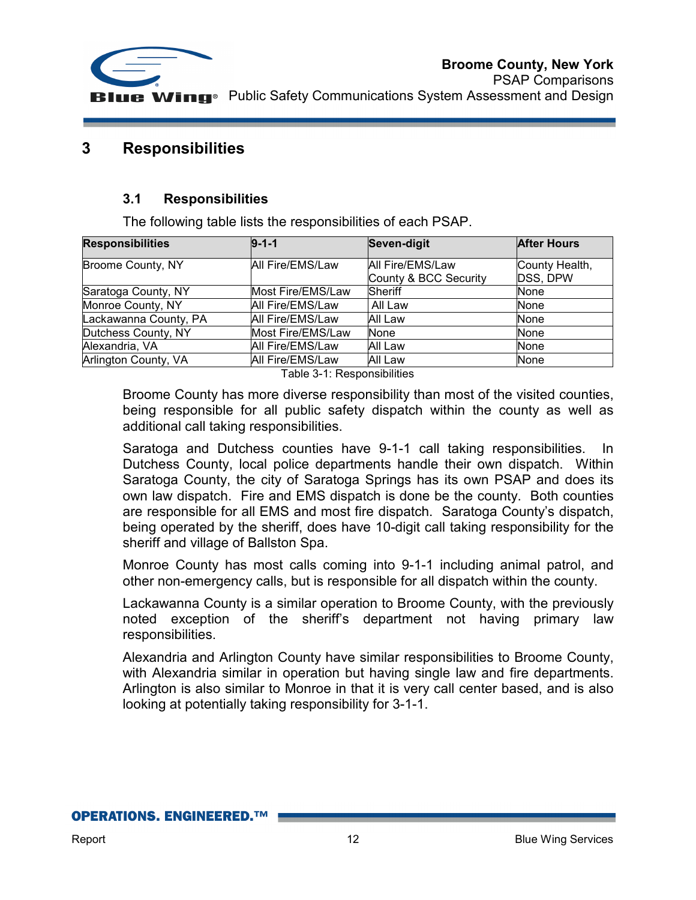# 3 Responsibilities

## 3.1 Responsibilities

The following table lists the responsibilities of each PSAP.

| Responsibilities | 9-1-1 | Seven-digit | After Hours |
|---|---|---|---|
| Broome County, NY | All Fire/EMS/Law | All Fire/EMS/Law<br>County & BCC Security | County Health, DSS, DPW |
| Saratoga County, NY | Most Fire/EMS/Law | Sheriff | None |
| Monroe County, NY | All Fire/EMS/Law | All Law | None |
| Lackawanna County, PA | All Fire/EMS/Law | All Law | None |
| Dutchess County, NY | Most Fire/EMS/Law | None | None |
| Alexandria, VA | All Fire/EMS/Law | All Law | None |
| Arlington County, VA | All Fire/EMS/Law | All Law | None |

Table 3-1: Responsibilities

Broome County has more diverse responsibility than most of the visited counties, being responsible for all public safety dispatch within the county as well as additional call taking responsibilities.

Saratoga and Dutchess counties have 9-1-1 call taking responsibilities. In Dutchess County, local police departments handle their own dispatch. Within Saratoga County, the city of Saratoga Springs has its own PSAP and does its own law dispatch. Fire and EMS dispatch is done be the county. Both counties are responsible for all EMS and most fire dispatch. Saratoga County's dispatch, being operated by the sheriff, does have 10-digit call taking responsibility for the sheriff and village of Ballston Spa.

Monroe County has most calls coming into 9-1-1 including animal patrol, and other non-emergency calls, but is responsible for all dispatch within the county.

Lackawanna County is a similar operation to Broome County, with the previously noted exception of the sheriff's department not having primary law responsibilities.

Alexandria and Arlington County have similar responsibilities to Broome County, with Alexandria similar in operation but having single law and fire departments. Arlington is also similar to Monroe in that it is very call center based, and is also looking at potentially taking responsibility for 3-1-1.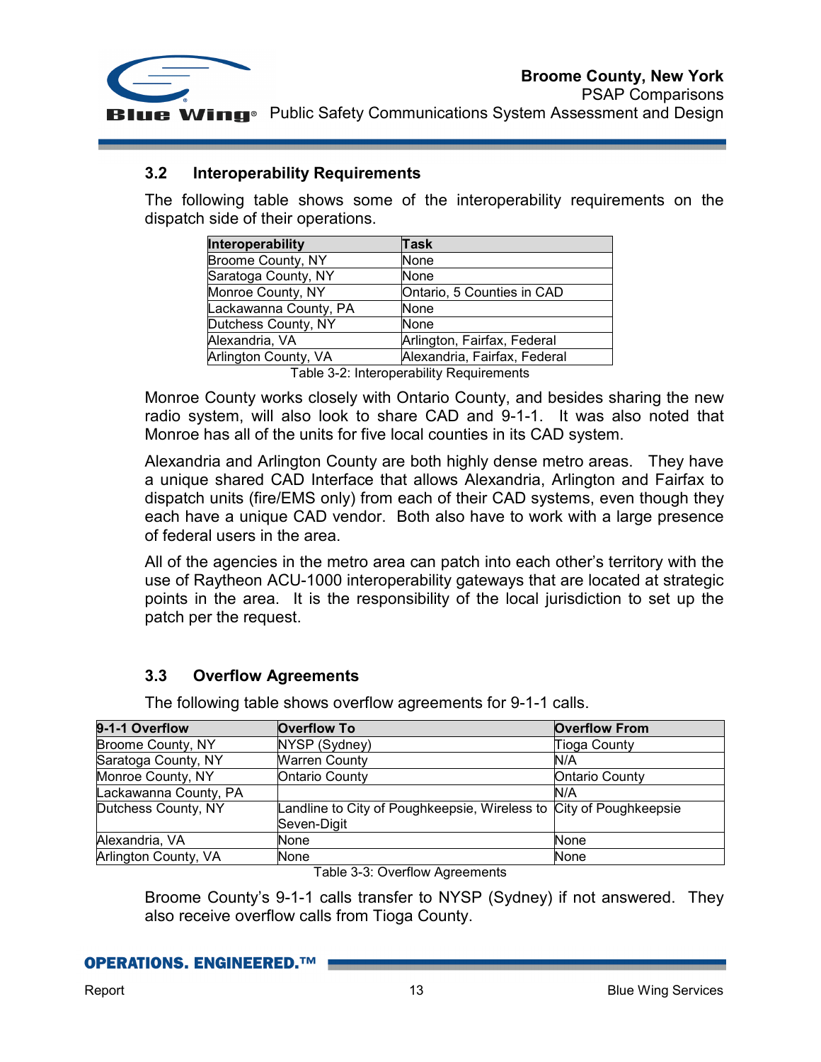## 3.2 Interoperability Requirements

The following table shows some of the interoperability requirements on the dispatch side of their operations.

| Interoperability | Task |
|---|---|
| Broome County, NY | None |
| Saratoga County, NY | None |
| Monroe County, NY | Ontario, 5 Counties in CAD |
| Lackawanna County, PA | None |
| Dutchess County, NY | None |
| Alexandria, VA | Arlington, Fairfax, Federal |
| Arlington County, VA | Alexandria, Fairfax, Federal |

Table 3-2: Interoperability Requirements

Monroe County works closely with Ontario County, and besides sharing the new radio system, will also look to share CAD and 9-1-1. It was also noted that Monroe has all of the units for five local counties in its CAD system.

Alexandria and Arlington County are both highly dense metro areas. They have a unique shared CAD Interface that allows Alexandria, Arlington and Fairfax to dispatch units (fire/EMS only) from each of their CAD systems, even though they each have a unique CAD vendor. Both also have to work with a large presence of federal users in the area.

All of the agencies in the metro area can patch into each other's territory with the use of Raytheon ACU-1000 interoperability gateways that are located at strategic points in the area. It is the responsibility of the local jurisdiction to set up the patch per the request.

## 3.3 Overflow Agreements

The following table shows overflow agreements for 9-1-1 calls.

| 9-1-1 Overflow | Overflow To | Overflow From |
|---|---|---|
| Broome County, NY | NYSP (Sydney) | Tioga County |
| Saratoga County, NY | Warren County | N/A |
| Monroe County, NY | Ontario County | Ontario County |
| Lackawanna County, PA | | N/A |
| Dutchess County, NY | Landline to City of Poughkeepsie, Wireless to Seven-Digit | City of Poughkeepsie |
| Alexandria, VA | None | None |
| Arlington County, VA | None | None |

Table 3-3: Overflow Agreements

Broome County's 9-1-1 calls transfer to NYSP (Sydney) if not answered. They also receive overflow calls from Tioga County.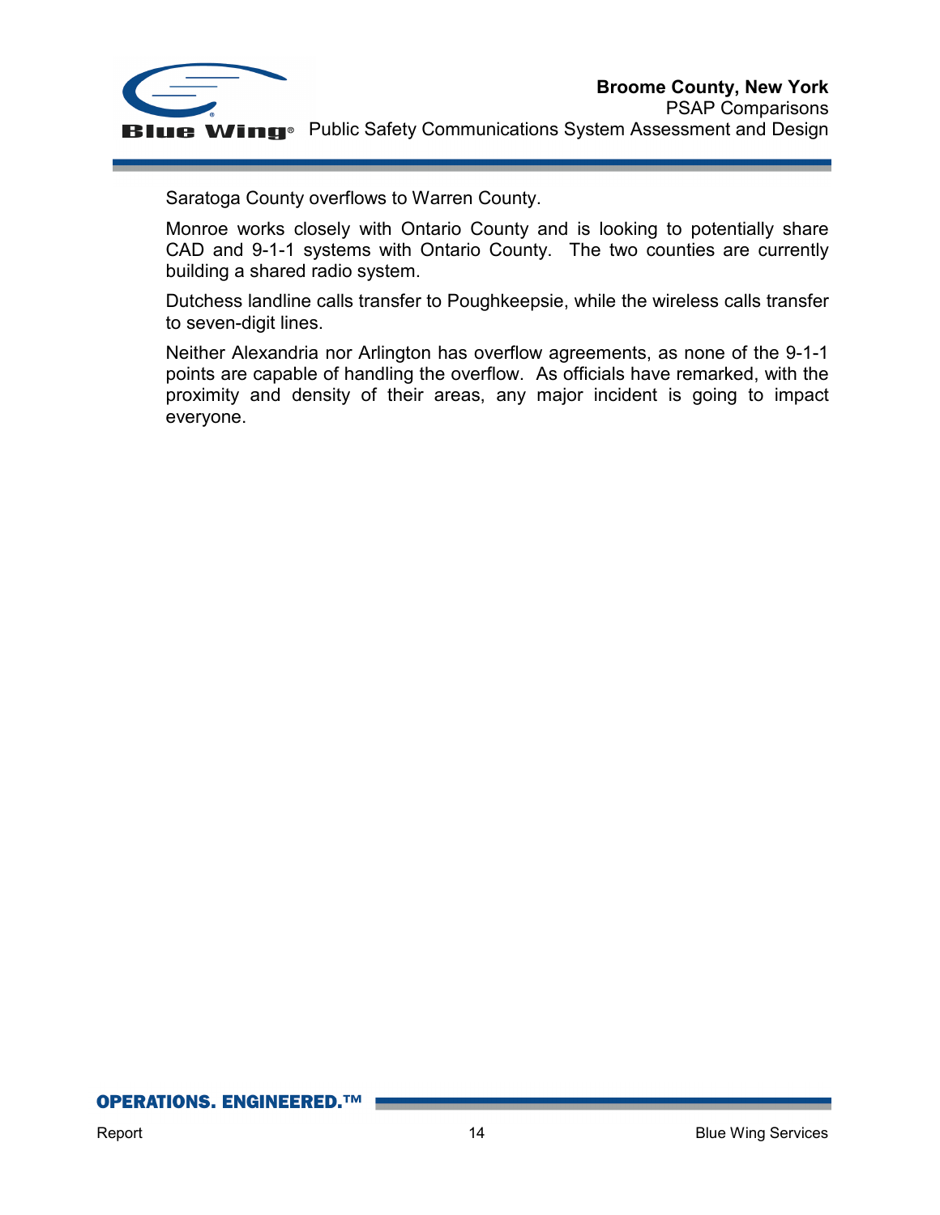Saratoga County overflows to Warren County.

Monroe works closely with Ontario County and is looking to potentially share CAD and 9-1-1 systems with Ontario County. The two counties are currently building a shared radio system.

Dutchess landline calls transfer to Poughkeepsie, while the wireless calls transfer to seven-digit lines.

Neither Alexandria nor Arlington has overflow agreements, as none of the 9-1-1 points are capable of handling the overflow. As officials have remarked, with the proximity and density of their areas, any major incident is going to impact everyone.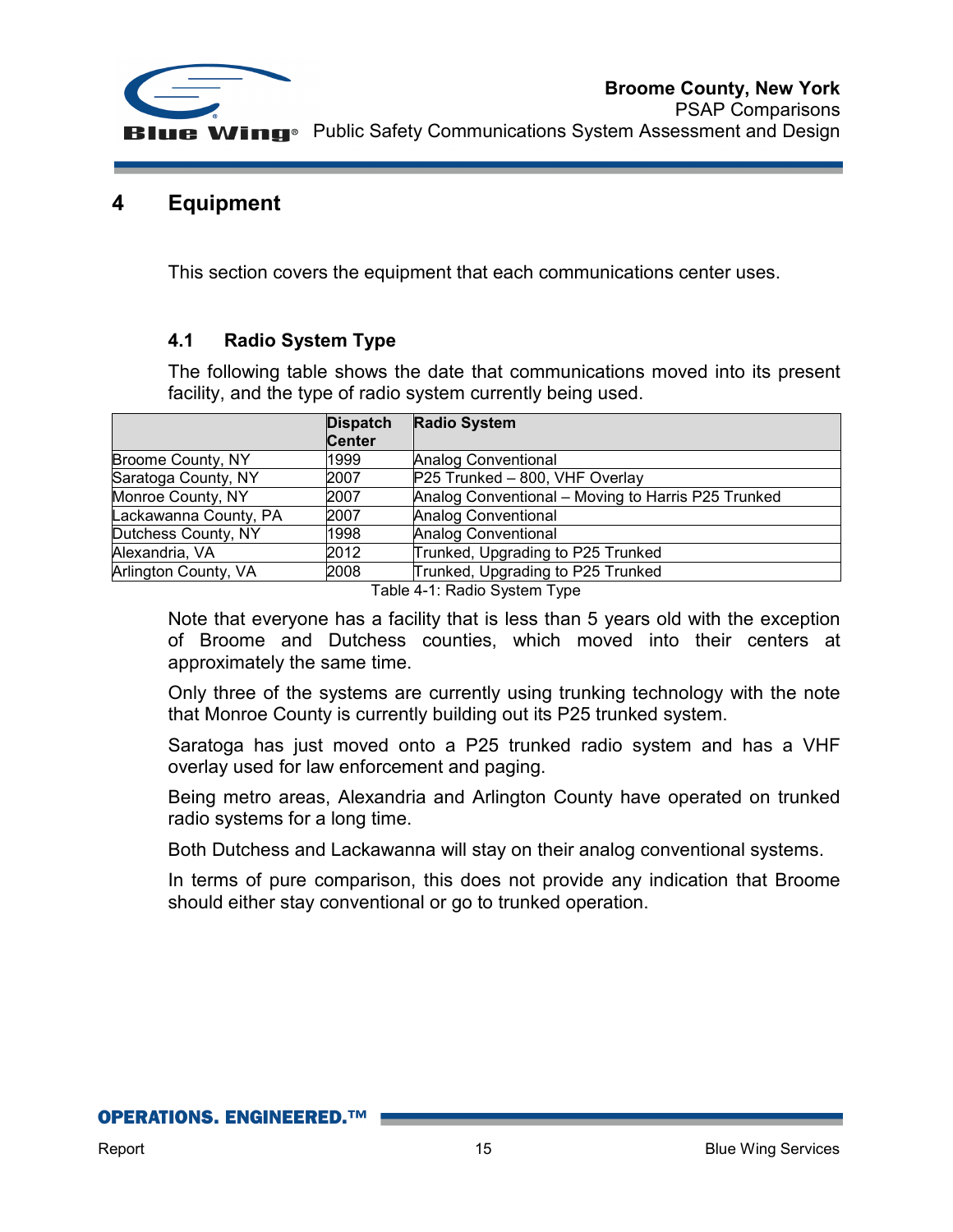# 4 Equipment

This section covers the equipment that each communications center uses.

## 4.1 Radio System Type

The following table shows the date that communications moved into its present facility, and the type of radio system currently being used.

| | Dispatch Center | Radio System |
|---|---|---|
| Broome County, NY | 1999 | Analog Conventional |
| Saratoga County, NY | 2007 | P25 Trunked – 800, VHF Overlay |
| Monroe County, NY | 2007 | Analog Conventional – Moving to Harris P25 Trunked |
| Lackawanna County, PA | 2007 | Analog Conventional |
| Dutchess County, NY | 1998 | Analog Conventional |
| Alexandria, VA | 2012 | Trunked, Upgrading to P25 Trunked |
| Arlington County, VA | 2008 | Trunked, Upgrading to P25 Trunked |

Table 4-1: Radio System Type

Note that everyone has a facility that is less than 5 years old with the exception of Broome and Dutchess counties, which moved into their centers at approximately the same time.

Only three of the systems are currently using trunking technology with the note that Monroe County is currently building out its P25 trunked system.

Saratoga has just moved onto a P25 trunked radio system and has a VHF overlay used for law enforcement and paging.

Being metro areas, Alexandria and Arlington County have operated on trunked radio systems for a long time.

Both Dutchess and Lackawanna will stay on their analog conventional systems.

In terms of pure comparison, this does not provide any indication that Broome should either stay conventional or go to trunked operation.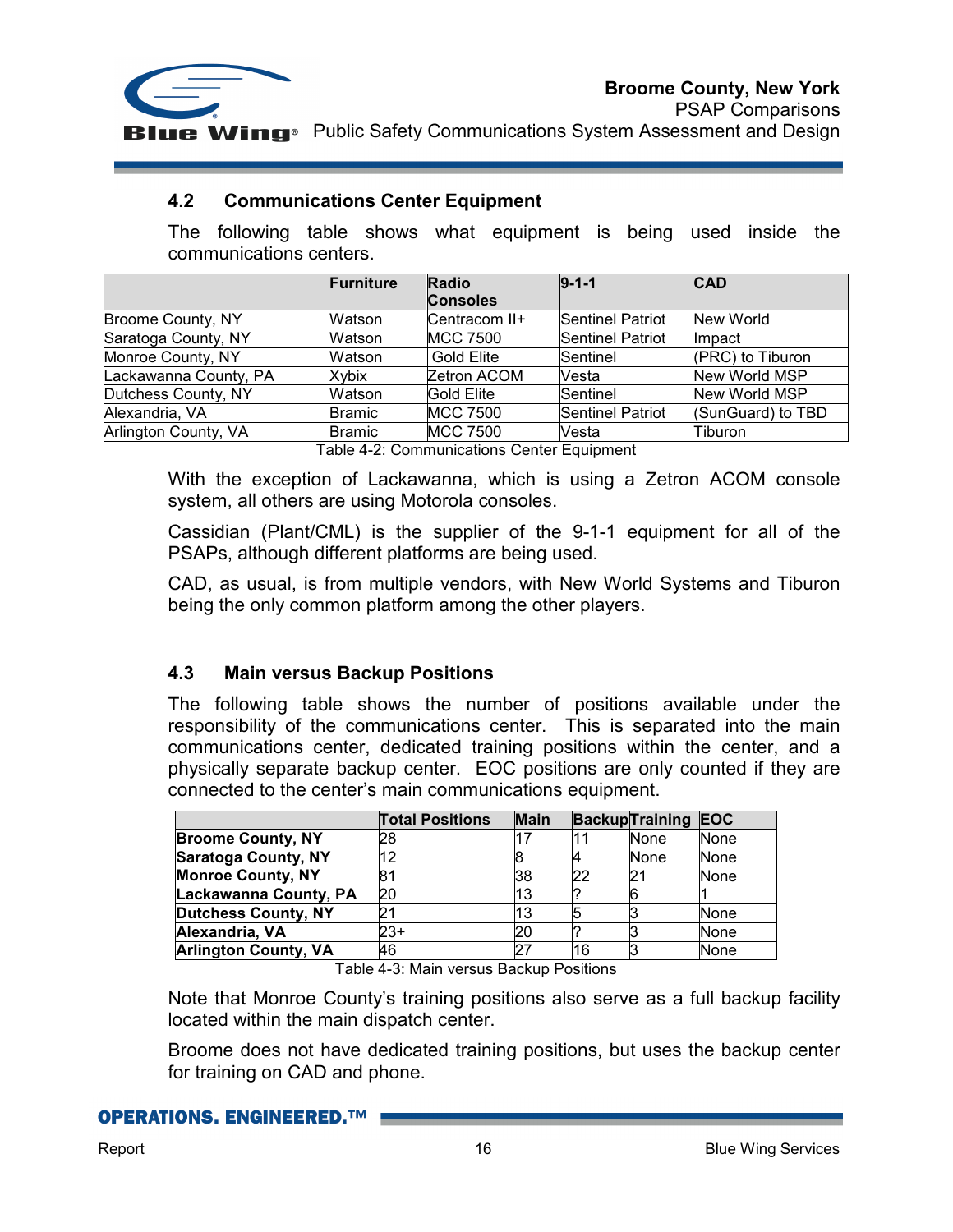## 4.2 Communications Center Equipment

The following table shows what equipment is being used inside the communications centers.

| | Furniture | Radio Consoles | 9-1-1 | CAD |
|---|---|---|---|---|
| Broome County, NY | Watson | Centracom II+ | Sentinel Patriot | New World |
| Saratoga County, NY | Watson | MCC 7500 | Sentinel Patriot | Impact |
| Monroe County, NY | Watson | Gold Elite | Sentinel | (PRC) to Tiburon |
| Lackawanna County, PA | Xybix | Zetron ACOM | Vesta | New World MSP |
| Dutchess County, NY | Watson | Gold Elite | Sentinel | New World MSP |
| Alexandria, VA | Bramic | MCC 7500 | Sentinel Patriot | (SunGuard) to TBD |
| Arlington County, VA | Bramic | MCC 7500 | Vesta | Tiburon |

Table 4-2: Communications Center Equipment

With the exception of Lackawanna, which is using a Zetron ACOM console system, all others are using Motorola consoles.

Cassidian (Plant/CML) is the supplier of the 9-1-1 equipment for all of the PSAPs, although different platforms are being used.

CAD, as usual, is from multiple vendors, with New World Systems and Tiburon being the only common platform among the other players.

## 4.3 Main versus Backup Positions

The following table shows the number of positions available under the responsibility of the communications center. This is separated into the main communications center, dedicated training positions within the center, and a physically separate backup center. EOC positions are only counted if they are connected to the center's main communications equipment.

| | Total Positions | Main | Backup | Training | EOC |
|---|---|---|---|---|---|
| **Broome County, NY** | 28 | 17 | 11 | None | None |
| **Saratoga County, NY** | 12 | 8 | 4 | None | None |
| **Monroe County, NY** | 81 | 38 | 22 | 21 | None |
| **Lackawanna County, PA** | 20 | 13 | ? | 6 | 1 |
| **Dutchess County, NY** | 21 | 13 | 5 | 3 | None |
| **Alexandria, VA** | 23+ | 20 | ? | 3 | None |
| **Arlington County, VA** | 46 | 27 | 16 | 3 | None |

Table 4-3: Main versus Backup Positions

Note that Monroe County's training positions also serve as a full backup facility located within the main dispatch center.

Broome does not have dedicated training positions, but uses the backup center for training on CAD and phone.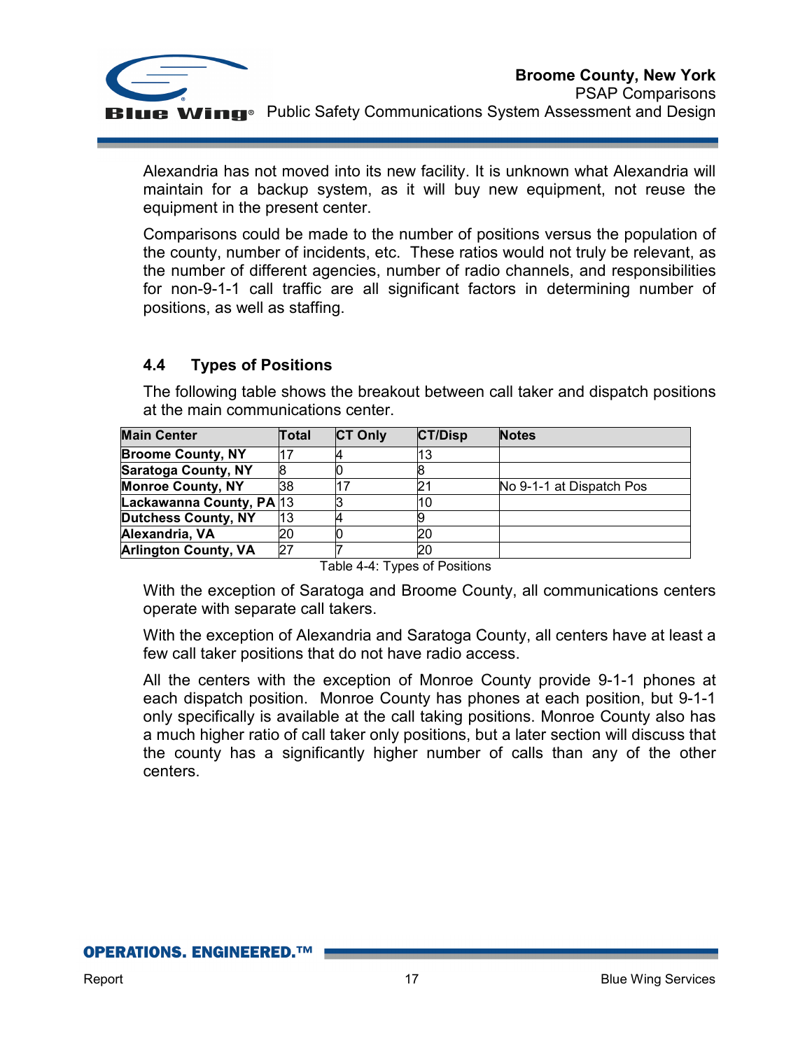Alexandria has not moved into its new facility. It is unknown what Alexandria will maintain for a backup system, as it will buy new equipment, not reuse the equipment in the present center.

Comparisons could be made to the number of positions versus the population of the county, number of incidents, etc. These ratios would not truly be relevant, as the number of different agencies, number of radio channels, and responsibilities for non-9-1-1 call traffic are all significant factors in determining number of positions, as well as staffing.

## 4.4 Types of Positions

The following table shows the breakout between call taker and dispatch positions at the main communications center.

| Main Center | Total | CT Only | CT/Disp | Notes |
|---|---|---|---|---|
| **Broome County, NY** | 17 | 4 | 13 | |
| **Saratoga County, NY** | 8 | 0 | 8 | |
| **Monroe County, NY** | 38 | 17 | 21 | No 9-1-1 at Dispatch Pos |
| **Lackawanna County, PA** | 13 | 3 | 10 | |
| **Dutchess County, NY** | 13 | 4 | 9 | |
| **Alexandria, VA** | 20 | 0 | 20 | |
| **Arlington County, VA** | 27 | 7 | 20 | |

Table 4-4: Types of Positions

With the exception of Saratoga and Broome County, all communications centers operate with separate call takers.

With the exception of Alexandria and Saratoga County, all centers have at least a few call taker positions that do not have radio access.

All the centers with the exception of Monroe County provide 9-1-1 phones at each dispatch position. Monroe County has phones at each position, but 9-1-1 only specifically is available at the call taking positions. Monroe County also has a much higher ratio of call taker only positions, but a later section will discuss that the county has a significantly higher number of calls than any of the other centers.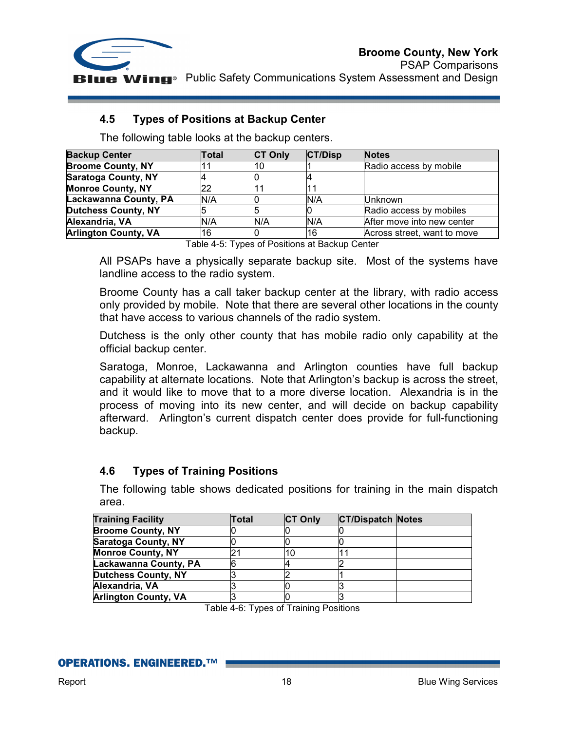## 4.5 Types of Positions at Backup Center

The following table looks at the backup centers.

| Backup Center | Total | CT Only | CT/Disp | Notes |
|---|---|---|---|---|
| **Broome County, NY** | 11 | 10 | 1 | Radio access by mobile |
| **Saratoga County, NY** | 4 | 0 | 4 | |
| **Monroe County, NY** | 22 | 11 | 11 | |
| **Lackawanna County, PA** | N/A | 0 | N/A | Unknown |
| **Dutchess County, NY** | 5 | 5 | 0 | Radio access by mobiles |
| **Alexandria, VA** | N/A | N/A | N/A | After move into new center |
| **Arlington County, VA** | 16 | 0 | 16 | Across street, want to move |

Table 4-5: Types of Positions at Backup Center

All PSAPs have a physically separate backup site. Most of the systems have landline access to the radio system.

Broome County has a call taker backup center at the library, with radio access only provided by mobile. Note that there are several other locations in the county that have access to various channels of the radio system.

Dutchess is the only other county that has mobile radio only capability at the official backup center.

Saratoga, Monroe, Lackawanna and Arlington counties have full backup capability at alternate locations. Note that Arlington's backup is across the street, and it would like to move that to a more diverse location. Alexandria is in the process of moving into its new center, and will decide on backup capability afterward. Arlington's current dispatch center does provide for full-functioning backup.

## 4.6 Types of Training Positions

The following table shows dedicated positions for training in the main dispatch area.

| Training Facility | Total | CT Only | CT/Dispatch | Notes |
|---|---|---|---|---|
| **Broome County, NY** | 0 | 0 | 0 | |
| **Saratoga County, NY** | 0 | 0 | 0 | |
| **Monroe County, NY** | 21 | 10 | 11 | |
| **Lackawanna County, PA** | 6 | 4 | 2 | |
| **Dutchess County, NY** | 3 | 2 | 1 | |
| **Alexandria, VA** | 3 | 0 | 3 | |
| **Arlington County, VA** | 3 | 0 | 3 | |

Table 4-6: Types of Training Positions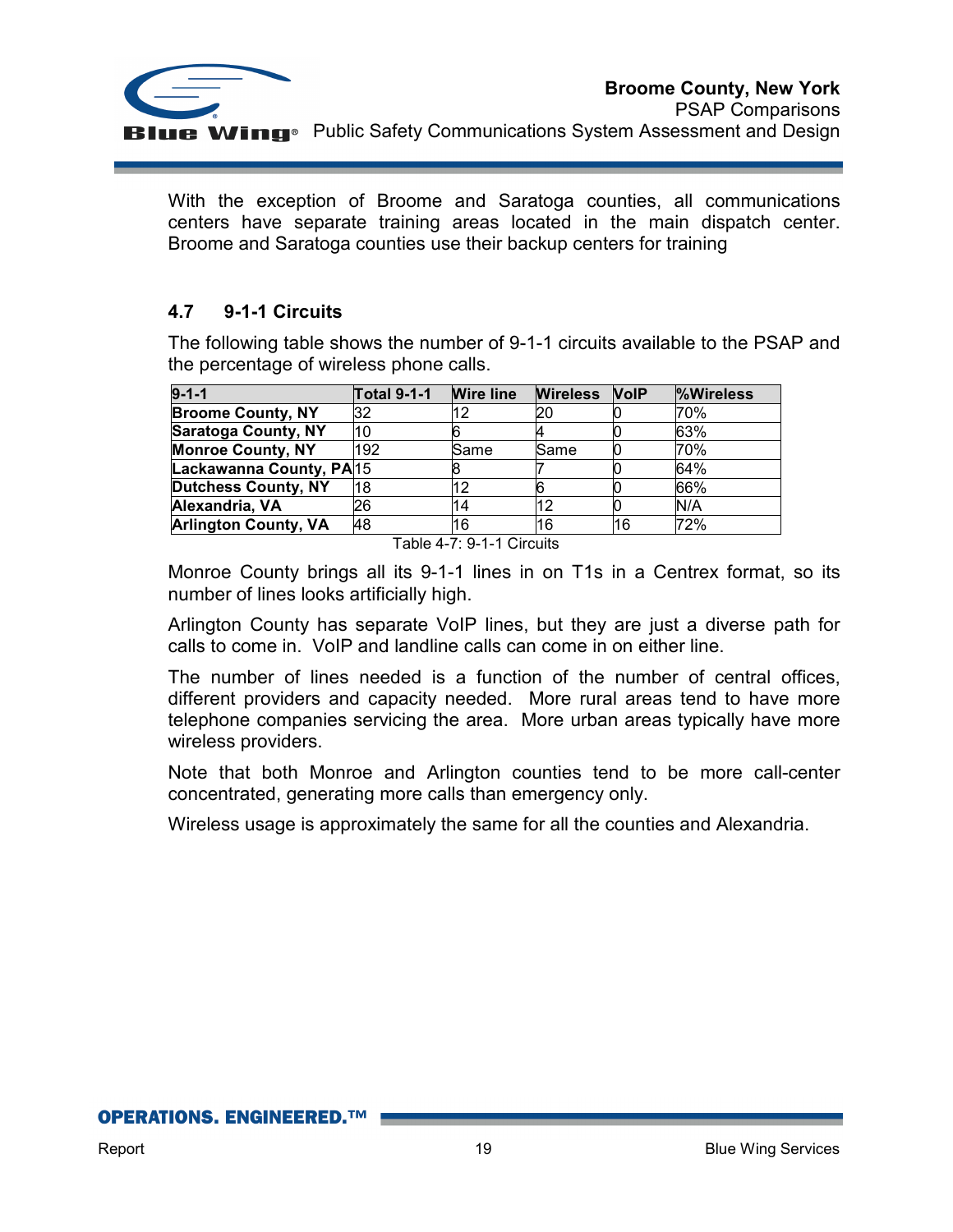With the exception of Broome and Saratoga counties, all communications centers have separate training areas located in the main dispatch center. Broome and Saratoga counties use their backup centers for training

## 4.7 9-1-1 Circuits

The following table shows the number of 9-1-1 circuits available to the PSAP and the percentage of wireless phone calls.

| 9-1-1 | Total 9-1-1 | Wire line | Wireless | VoIP | %Wireless |
|---|---|---|---|---|---|
| **Broome County, NY** | 32 | 12 | 20 | 0 | 70% |
| **Saratoga County, NY** | 10 | 6 | 4 | 0 | 63% |
| **Monroe County, NY** | 192 | Same | Same | 0 | 70% |
| **Lackawanna County, PA** | 15 | 8 | 7 | 0 | 64% |
| **Dutchess County, NY** | 18 | 12 | 6 | 0 | 66% |
| **Alexandria, VA** | 26 | 14 | 12 | 0 | N/A |
| **Arlington County, VA** | 48 | 16 | 16 | 16 | 72% |

Table 4-7: 9-1-1 Circuits

Monroe County brings all its 9-1-1 lines in on T1s in a Centrex format, so its number of lines looks artificially high.

Arlington County has separate VoIP lines, but they are just a diverse path for calls to come in. VoIP and landline calls can come in on either line.

The number of lines needed is a function of the number of central offices, different providers and capacity needed. More rural areas tend to have more telephone companies servicing the area. More urban areas typically have more wireless providers.

Note that both Monroe and Arlington counties tend to be more call-center concentrated, generating more calls than emergency only.

Wireless usage is approximately the same for all the counties and Alexandria.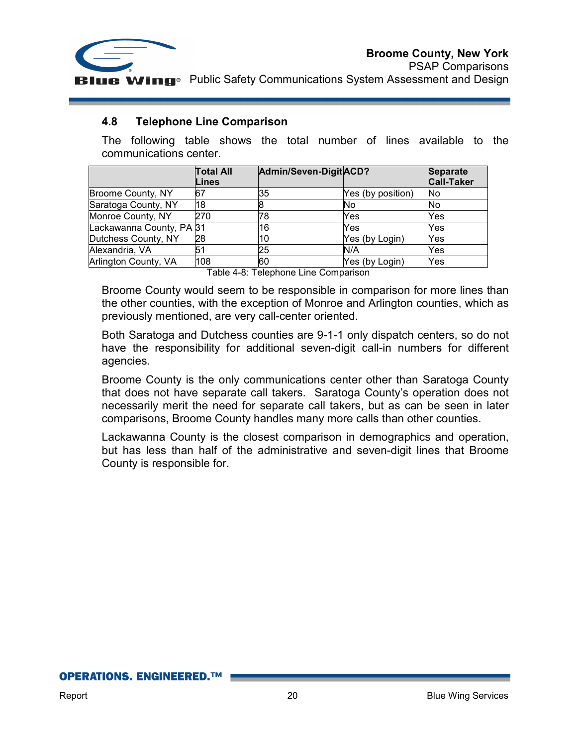## 4.8 Telephone Line Comparison

The following table shows the total number of lines available to the communications center.

| | Total All Lines | Admin/Seven-Digit | ACD? | Separate Call-Taker |
|---|---|---|---|---|
| Broome County, NY | 67 | 35 | Yes (by position) | No |
| Saratoga County, NY | 18 | 8 | No | No |
| Monroe County, NY | 270 | 78 | Yes | Yes |
| Lackawanna County, PA | 31 | 16 | Yes | Yes |
| Dutchess County, NY | 28 | 10 | Yes (by Login) | Yes |
| Alexandria, VA | 51 | 25 | N/A | Yes |
| Arlington County, VA | 108 | 60 | Yes (by Login) | Yes |

Table 4-8: Telephone Line Comparison

Broome County would seem to be responsible in comparison for more lines than the other counties, with the exception of Monroe and Arlington counties, which as previously mentioned, are very call-center oriented.

Both Saratoga and Dutchess counties are 9-1-1 only dispatch centers, so do not have the responsibility for additional seven-digit call-in numbers for different agencies.

Broome County is the only communications center other than Saratoga County that does not have separate call takers. Saratoga County's operation does not necessarily merit the need for separate call takers, but as can be seen in later comparisons, Broome County handles many more calls than other counties.

Lackawanna County is the closest comparison in demographics and operation, but has less than half of the administrative and seven-digit lines that Broome County is responsible for.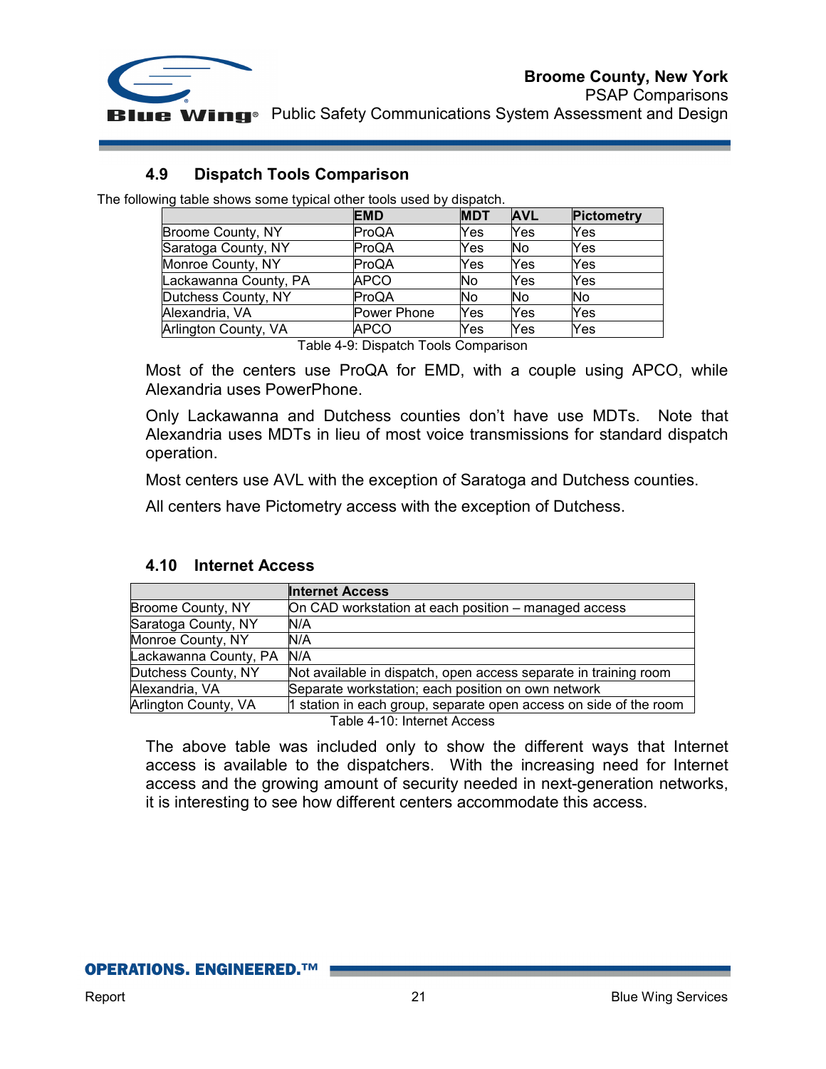## 4.9 Dispatch Tools Comparison

The following table shows some typical other tools used by dispatch.

| | EMD | MDT | AVL | Pictometry |
|---|---|---|---|---|
| Broome County, NY | ProQA | Yes | Yes | Yes |
| Saratoga County, NY | ProQA | Yes | No | Yes |
| Monroe County, NY | ProQA | Yes | Yes | Yes |
| Lackawanna County, PA | APCO | No | Yes | Yes |
| Dutchess County, NY | ProQA | No | No | No |
| Alexandria, VA | Power Phone | Yes | Yes | Yes |
| Arlington County, VA | APCO | Yes | Yes | Yes |

Table 4-9: Dispatch Tools Comparison

Most of the centers use ProQA for EMD, with a couple using APCO, while Alexandria uses PowerPhone.

Only Lackawanna and Dutchess counties don't have use MDTs. Note that Alexandria uses MDTs in lieu of most voice transmissions for standard dispatch operation.

Most centers use AVL with the exception of Saratoga and Dutchess counties.

All centers have Pictometry access with the exception of Dutchess.

## 4.10 Internet Access

| | Internet Access |
|---|---|
| Broome County, NY | On CAD workstation at each position – managed access |
| Saratoga County, NY | N/A |
| Monroe County, NY | N/A |
| Lackawanna County, PA | N/A |
| Dutchess County, NY | Not available in dispatch, open access separate in training room |
| Alexandria, VA | Separate workstation; each position on own network |
| Arlington County, VA | 1 station in each group, separate open access on side of the room |

Table 4-10: Internet Access

The above table was included only to show the different ways that Internet access is available to the dispatchers. With the increasing need for Internet access and the growing amount of security needed in next-generation networks, it is interesting to see how different centers accommodate this access.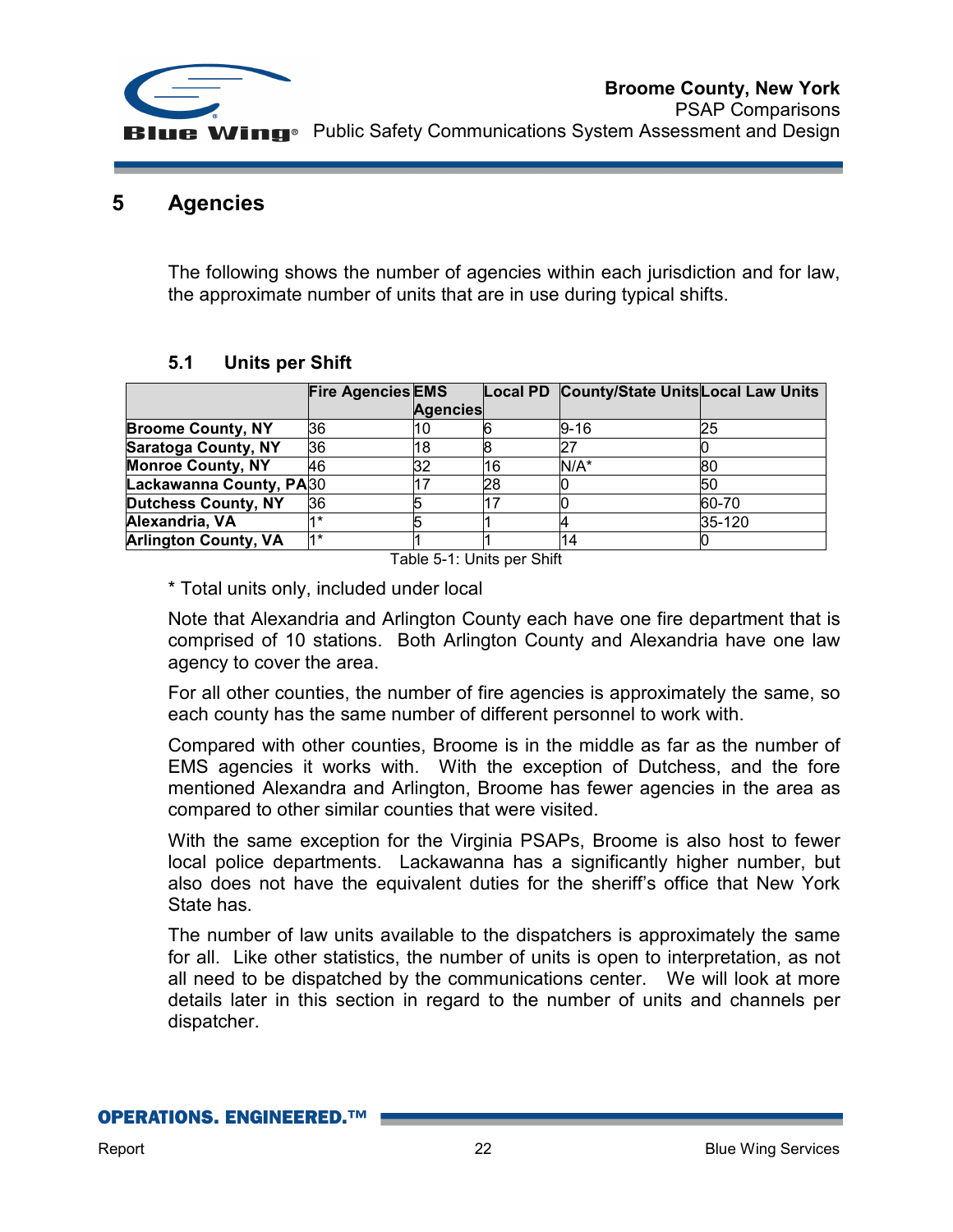# 5 Agencies

The following shows the number of agencies within each jurisdiction and for law, the approximate number of units that are in use during typical shifts.

## 5.1 Units per Shift

| | Fire Agencies | EMS Agencies | Local PD | County/State Units | Local Law Units |
|---|---|---|---|---|---|
| **Broome County, NY** | 36 | 10 | 6 | 9-16 | 25 |
| **Saratoga County, NY** | 36 | 18 | 8 | 27 | 0 |
| **Monroe County, NY** | 46 | 32 | 16 | N/A* | 80 |
| **Lackawanna County, PA** | 30 | 17 | 28 | 0 | 50 |
| **Dutchess County, NY** | 36 | 5 | 17 | 0 | 60-70 |
| **Alexandria, VA** | 1* | 5 | 1 | 4 | 35-120 |
| **Arlington County, VA** | 1* | 1 | 1 | 14 | 0 |

Table 5-1: Units per Shift

* Total units only, included under local

Note that Alexandria and Arlington County each have one fire department that is comprised of 10 stations. Both Arlington County and Alexandria have one law agency to cover the area.

For all other counties, the number of fire agencies is approximately the same, so each county has the same number of different personnel to work with.

Compared with other counties, Broome is in the middle as far as the number of EMS agencies it works with. With the exception of Dutchess, and the fore mentioned Alexandria and Arlington, Broome has fewer agencies in the area as compared to other similar counties that were visited.

With the same exception for the Virginia PSAPs, Broome is also host to fewer local police departments. Lackawanna has a significantly higher number, but also does not have the equivalent duties for the sheriff's office that New York State has.

The number of law units available to the dispatchers is approximately the same for all. Like other statistics, the number of units is open to interpretation, as not all need to be dispatched by the communications center. We will look at more details later in this section in regard to the number of units and channels per dispatcher.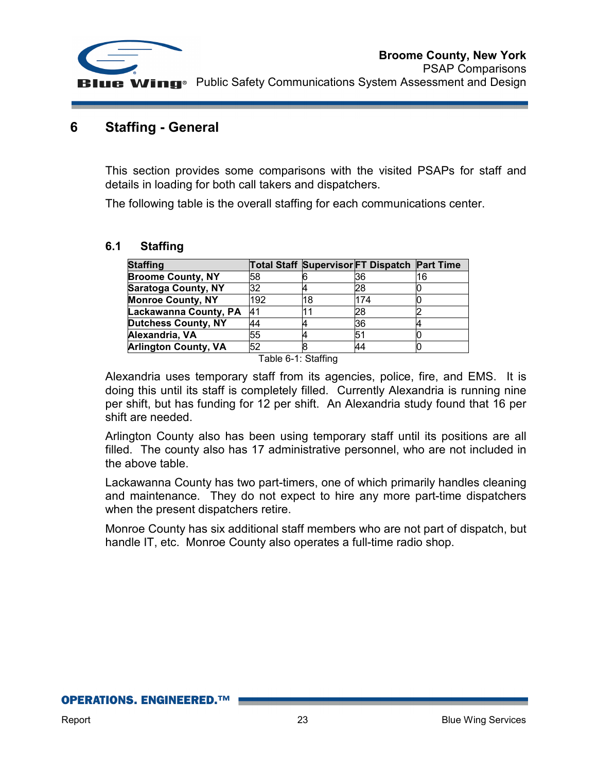# 6 Staffing - General

This section provides some comparisons with the visited PSAPs for staff and details in loading for both call takers and dispatchers.

The following table is the overall staffing for each communications center.

## 6.1 Staffing

| Staffing | Total Staff | Supervisor | FT Dispatch | Part Time |
|---|---|---|---|---|
| **Broome County, NY** | 58 | 6 | 36 | 16 |
| **Saratoga County, NY** | 32 | 4 | 28 | 0 |
| **Monroe County, NY** | 192 | 18 | 174 | 0 |
| **Lackawanna County, PA** | 41 | 11 | 28 | 2 |
| **Dutchess County, NY** | 44 | 4 | 36 | 4 |
| **Alexandria, VA** | 55 | 4 | 51 | 0 |
| **Arlington County, VA** | 52 | 8 | 44 | 0 |

Table 6-1: Staffing

Alexandria uses temporary staff from its agencies, police, fire, and EMS. It is doing this until its staff is completely filled. Currently Alexandria is running nine per shift, but has funding for 12 per shift. An Alexandria study found that 16 per shift are needed.

Arlington County also has been using temporary staff until its positions are all filled. The county also has 17 administrative personnel, who are not included in the above table.

Lackawanna County has two part-timers, one of which primarily handles cleaning and maintenance. They do not expect to hire any more part-time dispatchers when the present dispatchers retire.

Monroe County has six additional staff members who are not part of dispatch, but handle IT, etc. Monroe County also operates a full-time radio shop.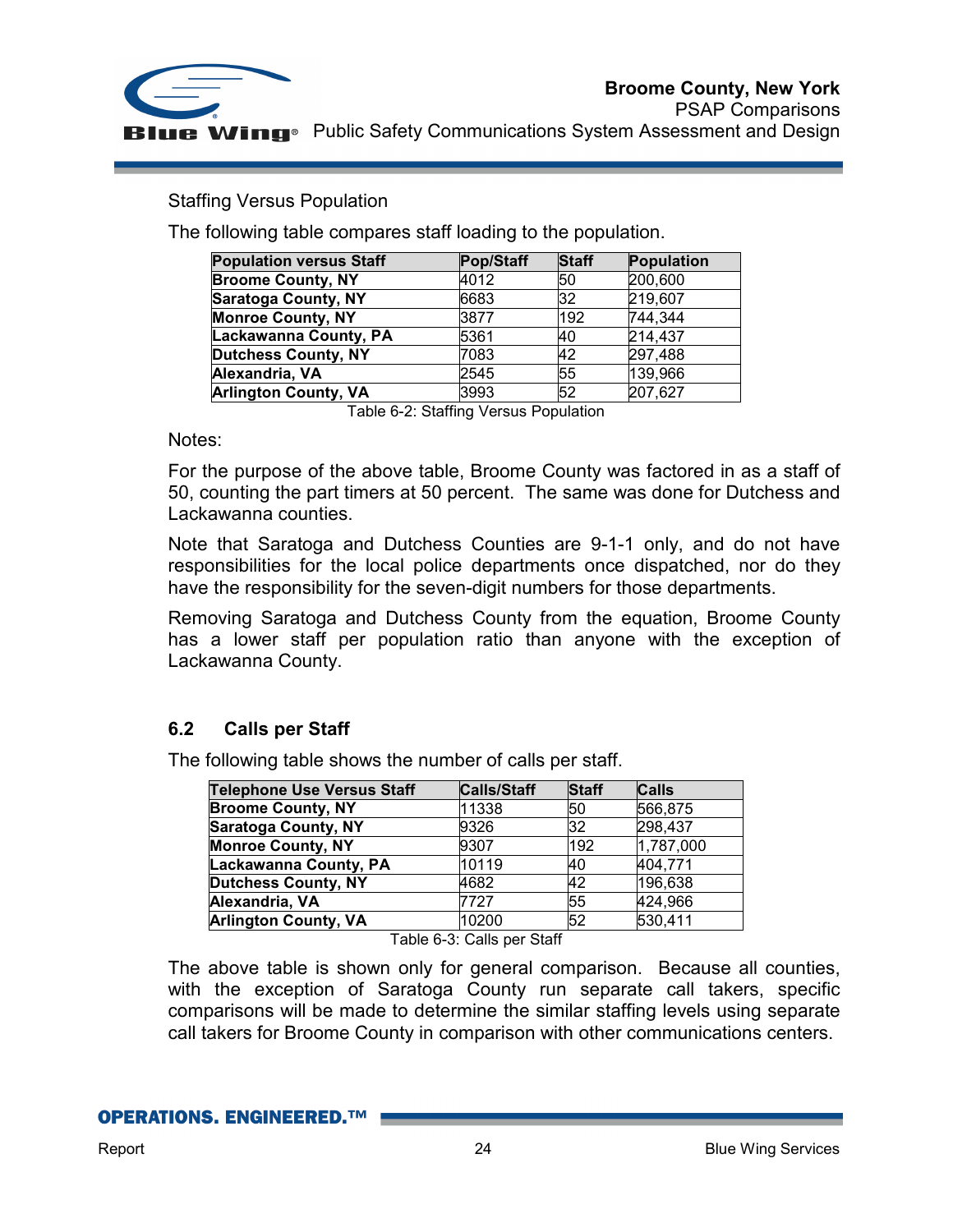Staffing Versus Population

The following table compares staff loading to the population.

| Population versus Staff | Pop/Staff | Staff | Population |
|---|---|---|---|
| **Broome County, NY** | 4012 | 50 | 200,600 |
| **Saratoga County, NY** | 6683 | 32 | 219,607 |
| **Monroe County, NY** | 3877 | 192 | 744,344 |
| **Lackawanna County, PA** | 5361 | 40 | 214,437 |
| **Dutchess County, NY** | 7083 | 42 | 297,488 |
| **Alexandria, VA** | 2545 | 55 | 139,966 |
| **Arlington County, VA** | 3993 | 52 | 207,627 |

Table 6-2: Staffing Versus Population

Notes:

For the purpose of the above table, Broome County was factored in as a staff of 50, counting the part timers at 50 percent. The same was done for Dutchess and Lackawanna counties.

Note that Saratoga and Dutchess Counties are 9-1-1 only, and do not have responsibilities for the local police departments once dispatched, nor do they have the responsibility for the seven-digit numbers for those departments.

Removing Saratoga and Dutchess County from the equation, Broome County has a lower staff per population ratio than anyone with the exception of Lackawanna County.

## 6.2 Calls per Staff

The following table shows the number of calls per staff.

| Telephone Use Versus Staff | Calls/Staff | Staff | Calls |
|---|---|---|---|
| **Broome County, NY** | 11338 | 50 | 566,875 |
| **Saratoga County, NY** | 9326 | 32 | 298,437 |
| **Monroe County, NY** | 9307 | 192 | 1,787,000 |
| **Lackawanna County, PA** | 10119 | 40 | 404,771 |
| **Dutchess County, NY** | 4682 | 42 | 196,638 |
| **Alexandria, VA** | 7727 | 55 | 424,966 |
| **Arlington County, VA** | 10200 | 52 | 530,411 |

Table 6-3: Calls per Staff

The above table is shown only for general comparison. Because all counties, with the exception of Saratoga County run separate call takers, specific comparisons will be made to determine the similar staffing levels using separate call takers for Broome County in comparison with other communications centers.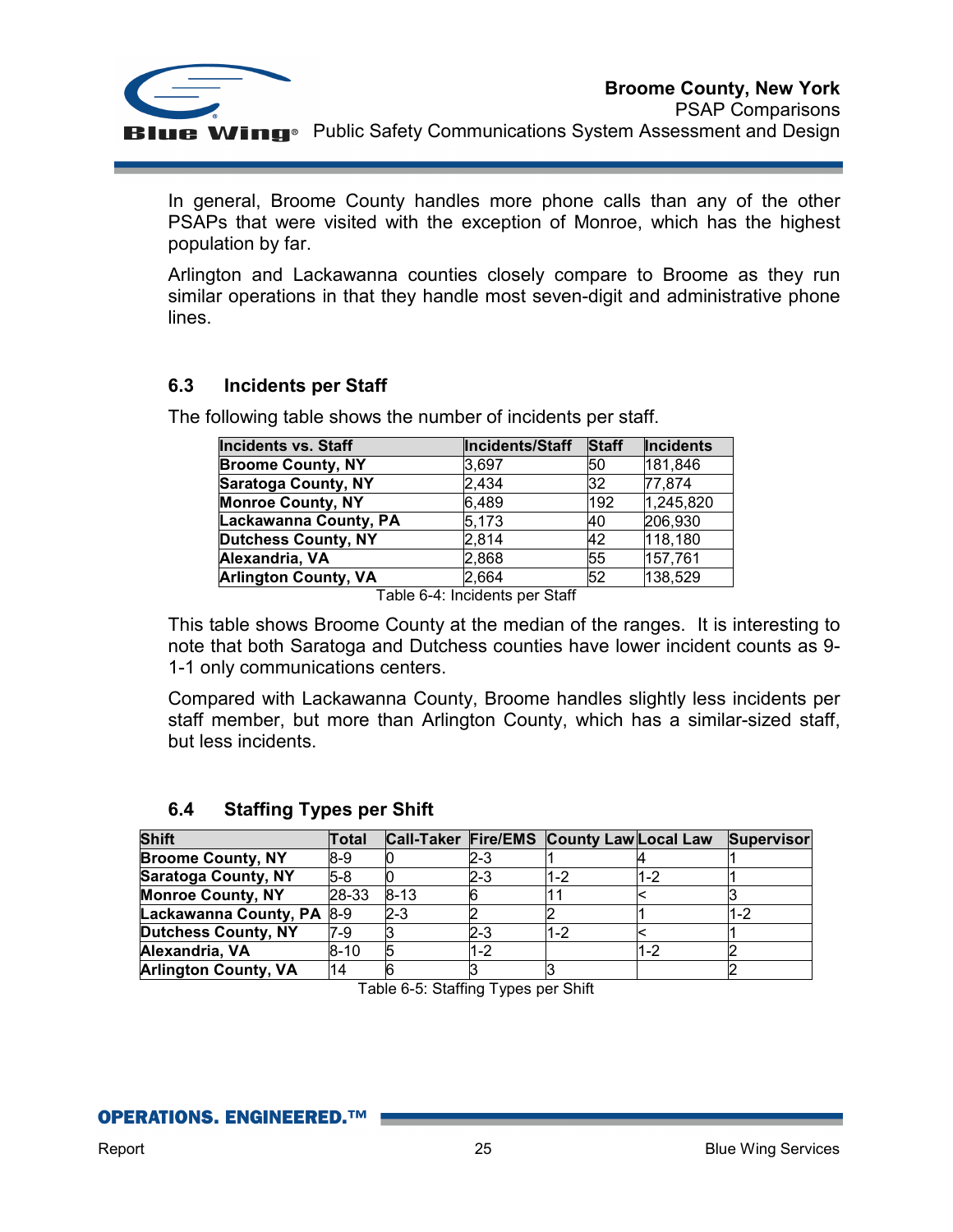In general, Broome County handles more phone calls than any of the other PSAPs that were visited with the exception of Monroe, which has the highest population by far.

Arlington and Lackawanna counties closely compare to Broome as they run similar operations in that they handle most seven-digit and administrative phone lines.

## 6.3 Incidents per Staff

The following table shows the number of incidents per staff.

| Incidents vs. Staff | Incidents/Staff | Staff | Incidents |
|---|---|---|---|
| **Broome County, NY** | 3,697 | 50 | 181,846 |
| **Saratoga County, NY** | 2,434 | 32 | 77,874 |
| **Monroe County, NY** | 6,489 | 192 | 1,245,820 |
| **Lackawanna County, PA** | 5,173 | 40 | 206,930 |
| **Dutchess County, NY** | 2,814 | 42 | 118,180 |
| **Alexandria, VA** | 2,868 | 55 | 157,761 |
| **Arlington County, VA** | 2,664 | 52 | 138,529 |

Table 6-4: Incidents per Staff

This table shows Broome County at the median of the ranges. It is interesting to note that both Saratoga and Dutchess counties have lower incident counts as 9-1-1 only communications centers.

Compared with Lackawanna County, Broome handles slightly less incidents per staff member, but more than Arlington County, which has a similar-sized staff, but less incidents.

## 6.4 Staffing Types per Shift

| Shift | Total | Call-Taker | Fire/EMS | County Law | Local Law | Supervisor |
|---|---|---|---|---|---|---|
| **Broome County, NY** | 8-9 | 0 | 2-3 | 1 | 4 | 1 |
| **Saratoga County, NY** | 5-8 | 0 | 2-3 | 1-2 | 1-2 | 1 |
| **Monroe County, NY** | 28-33 | 8-13 | 6 | 11 | < | 3 |
| **Lackawanna County, PA** | 8-9 | 2-3 | 2 | 2 | 1 | 1-2 |
| **Dutchess County, NY** | 7-9 | 3 | 2-3 | 1-2 | < | 1 |
| **Alexandria, VA** | 8-10 | 5 | 1-2 | | 1-2 | 2 |
| **Arlington County, VA** | 14 | 6 | 3 | 3 | | 2 |

Table 6-5: Staffing Types per Shift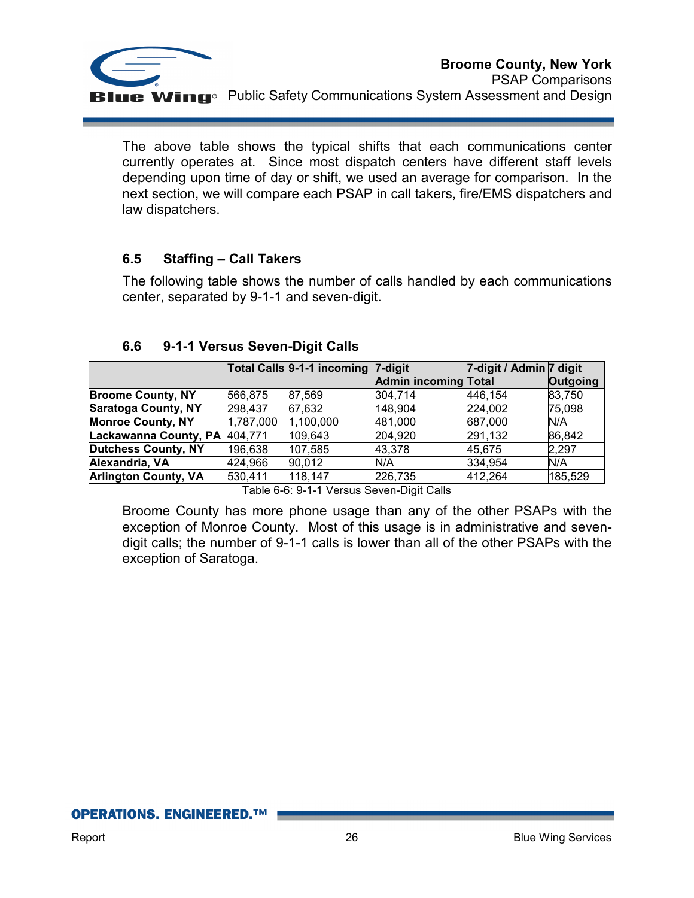The above table shows the typical shifts that each communications center currently operates at. Since most dispatch centers have different staff levels depending upon time of day or shift, we used an average for comparison. In the next section, we will compare each PSAP in call takers, fire/EMS dispatchers and law dispatchers.

### 6.5 Staffing – Call Takers

The following table shows the number of calls handled by each communications center, separated by 9-1-1 and seven-digit.

### 6.6 9-1-1 Versus Seven-Digit Calls

| | Total Calls | 9-1-1 incoming | 7-digit Admin incoming | 7-digit / Admin Total | 7 digit Outgoing |
|---|---|---|---|---|---|
| **Broome County, NY** | 566,875 | 87,569 | 304,714 | 446,154 | 83,750 |
| **Saratoga County, NY** | 298,437 | 67,632 | 148,904 | 224,002 | 75,098 |
| **Monroe County, NY** | 1,787,000 | 1,100,000 | 481,000 | 687,000 | N/A |
| **Lackawanna County, PA** | 404,771 | 109,643 | 204,920 | 291,132 | 86,842 |
| **Dutchess County, NY** | 196,638 | 107,585 | 43,378 | 45,675 | 2,297 |
| **Alexandria, VA** | 424,966 | 90,012 | N/A | 334,954 | N/A |
| **Arlington County, VA** | 530,411 | 118,147 | 226,735 | 412,264 | 185,529 |

Table 6-6: 9-1-1 Versus Seven-Digit Calls

Broome County has more phone usage than any of the other PSAPs with the exception of Monroe County. Most of this usage is in administrative and seven-digit calls; the number of 9-1-1 calls is lower than all of the other PSAPs with the exception of Saratoga.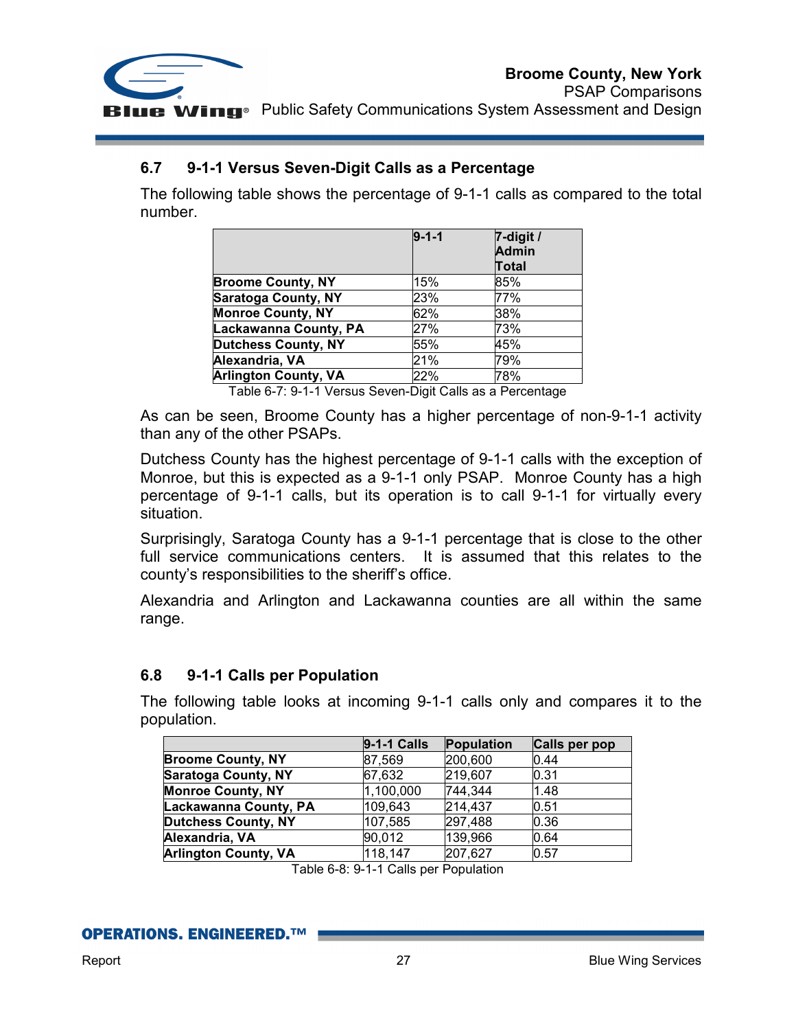## 6.7 9-1-1 Versus Seven-Digit Calls as a Percentage

The following table shows the percentage of 9-1-1 calls as compared to the total number.

| | 9-1-1 | 7-digit / Admin Total |
|---|---|---|
| **Broome County, NY** | 15% | 85% |
| **Saratoga County, NY** | 23% | 77% |
| **Monroe County, NY** | 62% | 38% |
| **Lackawanna County, PA** | 27% | 73% |
| **Dutchess County, NY** | 55% | 45% |
| **Alexandria, VA** | 21% | 79% |
| **Arlington County, VA** | 22% | 78% |

Table 6-7: 9-1-1 Versus Seven-Digit Calls as a Percentage

As can be seen, Broome County has a higher percentage of non-9-1-1 activity than any of the other PSAPs.

Dutchess County has the highest percentage of 9-1-1 calls with the exception of Monroe, but this is expected as a 9-1-1 only PSAP. Monroe County has a high percentage of 9-1-1 calls, but its operation is to call 9-1-1 for virtually every situation.

Surprisingly, Saratoga County has a 9-1-1 percentage that is close to the other full service communications centers. It is assumed that this relates to the county's responsibilities to the sheriff's office.

Alexandria and Arlington and Lackawanna counties are all within the same range.

## 6.8 9-1-1 Calls per Population

The following table looks at incoming 9-1-1 calls only and compares it to the population.

| | 9-1-1 Calls | Population | Calls per pop |
|---|---|---|---|
| **Broome County, NY** | 87,569 | 200,600 | 0.44 |
| **Saratoga County, NY** | 67,632 | 219,607 | 0.31 |
| **Monroe County, NY** | 1,100,000 | 744,344 | 1.48 |
| **Lackawanna County, PA** | 109,643 | 214,437 | 0.51 |
| **Dutchess County, NY** | 107,585 | 297,488 | 0.36 |
| **Alexandria, VA** | 90,012 | 139,966 | 0.64 |
| **Arlington County, VA** | 118,147 | 207,627 | 0.57 |

Table 6-8: 9-1-1 Calls per Population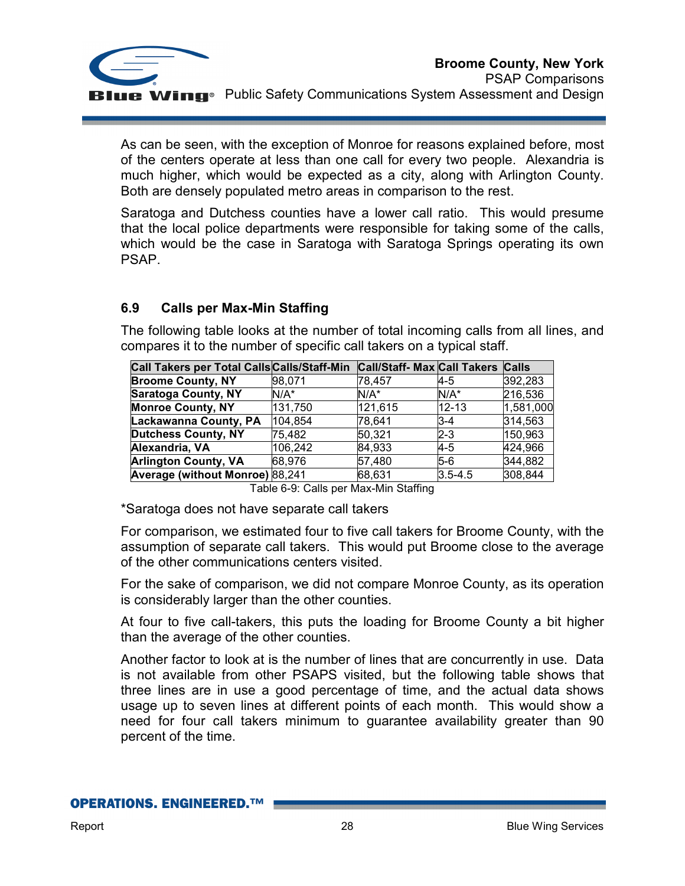As can be seen, with the exception of Monroe for reasons explained before, most of the centers operate at less than one call for every two people. Alexandria is much higher, which would be expected as a city, along with Arlington County. Both are densely populated metro areas in comparison to the rest.

Saratoga and Dutchess counties have a lower call ratio. This would presume that the local police departments were responsible for taking some of the calls, which would be the case in Saratoga with Saratoga Springs operating its own PSAP.

### 6.9 Calls per Max-Min Staffing

The following table looks at the number of total incoming calls from all lines, and compares it to the number of specific call takers on a typical staff.

| Call Takers per Total Calls | Calls/Staff-Min | Call/Staff- Max | Call Takers | Calls |
|---|---|---|---|---|
| **Broome County, NY** | 98,071 | 78,457 | 4-5 | 392,283 |
| **Saratoga County, NY** | N/A* | N/A* | N/A* | 216,536 |
| **Monroe County, NY** | 131,750 | 121,615 | 12-13 | 1,581,000 |
| **Lackawanna County, PA** | 104,854 | 78,641 | 3-4 | 314,563 |
| **Dutchess County, NY** | 75,482 | 50,321 | 2-3 | 150,963 |
| **Alexandria, VA** | 106,242 | 84,933 | 4-5 | 424,966 |
| **Arlington County, VA** | 68,976 | 57,480 | 5-6 | 344,882 |
| **Average (without Monroe)** | 88,241 | 68,631 | 3.5-4.5 | 308,844 |

Table 6-9: Calls per Max-Min Staffing

*Saratoga does not have separate call takers

For comparison, we estimated four to five call takers for Broome County, with the assumption of separate call takers. This would put Broome close to the average of the other communications centers visited.

For the sake of comparison, we did not compare Monroe County, as its operation is considerably larger than the other counties.

At four to five call-takers, this puts the loading for Broome County a bit higher than the average of the other counties.

Another factor to look at is the number of lines that are concurrently in use. Data is not available from other PSAPS visited, but the following table shows that three lines are in use a good percentage of time, and the actual data shows usage up to seven lines at different points of each month. This would show a need for four call takers minimum to guarantee availability greater than 90 percent of the time.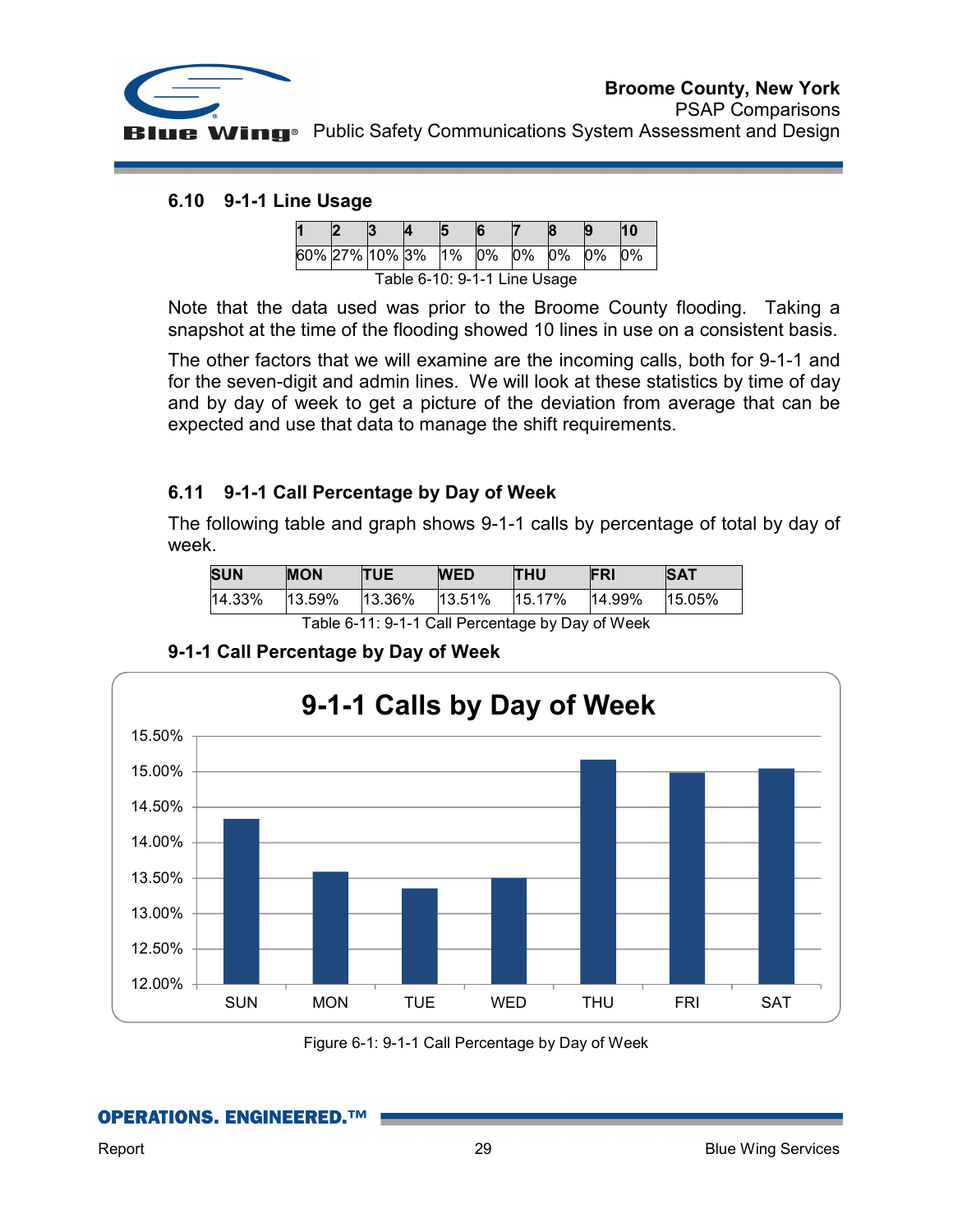## 6.10 9-1-1 Line Usage

| 1 | 2 | 3 | 4 | 5 | 6 | 7 | 8 | 9 | 10 |
|---|---|---|---|---|---|---|---|---|---|
| 60% | 27% | 10% | 3% | 1% | 0% | 0% | 0% | 0% | 0% |

Table 6-10: 9-1-1 Line Usage

Note that the data used was prior to the Broome County flooding. Taking a snapshot at the time of the flooding showed 10 lines in use on a consistent basis.

The other factors that we will examine are the incoming calls, both for 9-1-1 and for the seven-digit and admin lines. We will look at these statistics by time of day and by day of week to get a picture of the deviation from average that can be expected and use that data to manage the shift requirements.

## 6.11 9-1-1 Call Percentage by Day of Week

The following table and graph shows 9-1-1 calls by percentage of total by day of week.

| SUN | MON | TUE | WED | THU | FRI | SAT |
|---|---|---|---|---|---|---|
| 14.33% | 13.59% | 13.36% | 13.51% | 15.17% | 14.99% | 15.05% |

Table 6-11: 9-1-1 Call Percentage by Day of Week

**9-1-1 Call Percentage by Day of Week**

**9-1-1 Calls by Day of Week**

| Day | Percentage |
|---|---|
| SUN | 14.33% |
| MON | 13.59% |
| TUE | 13.36% |
| WED | 13.51% |
| THU | 15.17% |
| FRI | 14.99% |
| SAT | 15.05% |

Figure 6-1: 9-1-1 Call Percentage by Day of Week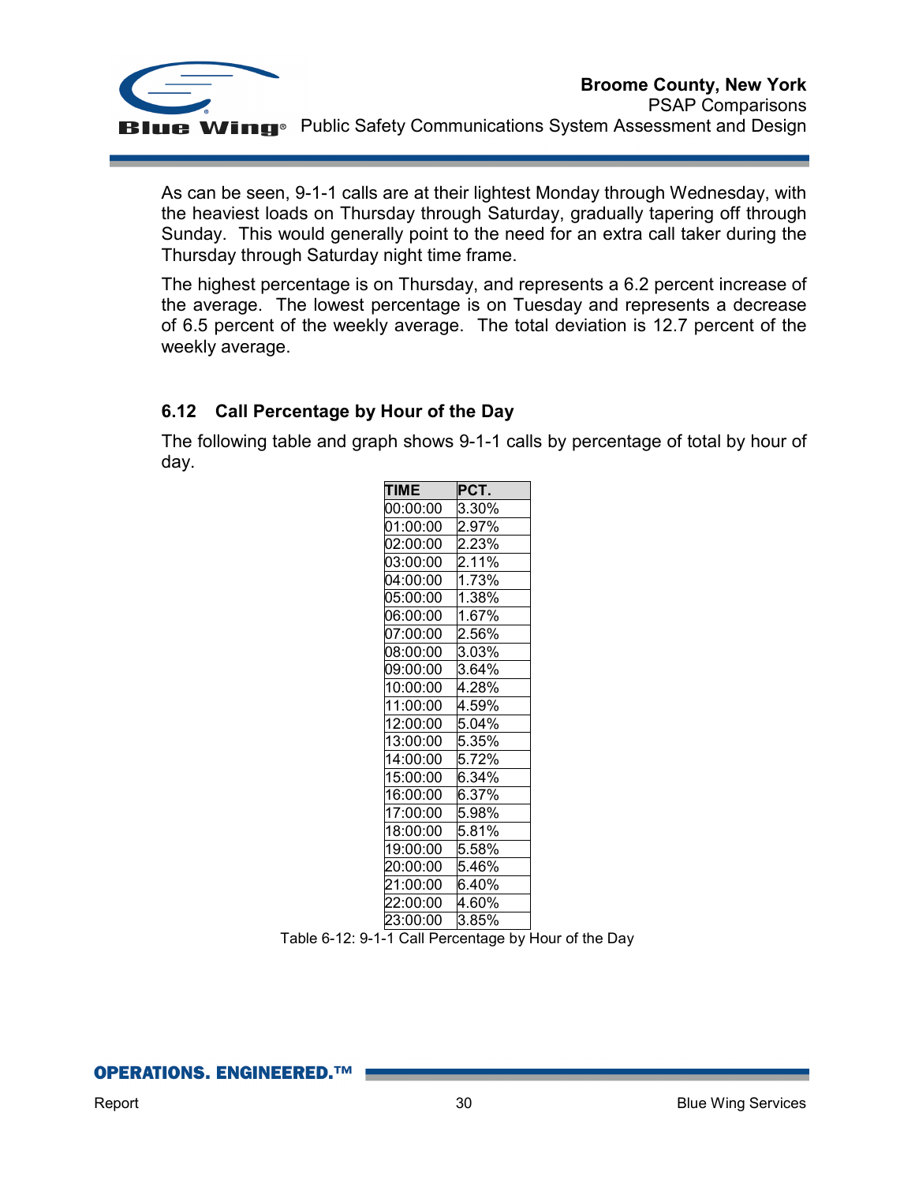As can be seen, 9-1-1 calls are at their lightest Monday through Wednesday, with the heaviest loads on Thursday through Saturday, gradually tapering off through Sunday. This would generally point to the need for an extra call taker during the Thursday through Saturday night time frame.

The highest percentage is on Thursday, and represents a 6.2 percent increase of the average. The lowest percentage is on Tuesday and represents a decrease of 6.5 percent of the weekly average. The total deviation is 12.7 percent of the weekly average.

## 6.12 Call Percentage by Hour of the Day

The following table and graph shows 9-1-1 calls by percentage of total by hour of day.

| TIME | PCT. |
|---|---|
| 00:00:00 | 3.30% |
| 01:00:00 | 2.97% |
| 02:00:00 | 2.23% |
| 03:00:00 | 2.11% |
| 04:00:00 | 1.73% |
| 05:00:00 | 1.38% |
| 06:00:00 | 1.67% |
| 07:00:00 | 2.56% |
| 08:00:00 | 3.03% |
| 09:00:00 | 3.64% |
| 10:00:00 | 4.28% |
| 11:00:00 | 4.59% |
| 12:00:00 | 5.04% |
| 13:00:00 | 5.35% |
| 14:00:00 | 5.72% |
| 15:00:00 | 6.34% |
| 16:00:00 | 6.37% |
| 17:00:00 | 5.98% |
| 18:00:00 | 5.81% |
| 19:00:00 | 5.58% |
| 20:00:00 | 5.46% |
| 21:00:00 | 6.40% |
| 22:00:00 | 4.60% |
| 23:00:00 | 3.85% |

Table 6-12: 9-1-1 Call Percentage by Hour of the Day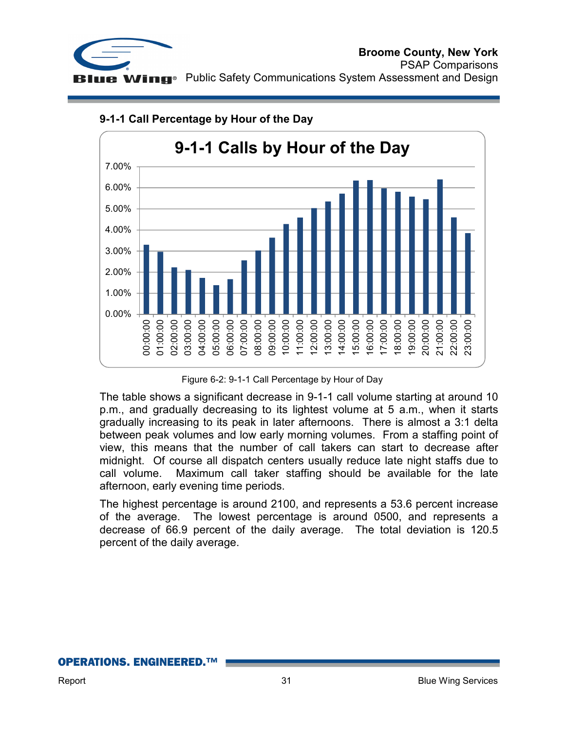### 9-1-1 Call Percentage by Hour of the Day

Figure 6-2: 9-1-1 Call Percentage by Hour of Day

The table shows a significant decrease in 9-1-1 call volume starting at around 10 p.m., and gradually decreasing to its lightest volume at 5 a.m., when it starts gradually increasing to its peak in later afternoons. There is almost a 3:1 delta between peak volumes and low early morning volumes. From a staffing point of view, this means that the number of call takers can start to decrease after midnight. Of course all dispatch centers usually reduce late night staffs due to call volume. Maximum call taker staffing should be available for the late afternoon, early evening time periods.

The highest percentage is around 2100, and represents a 53.6 percent increase of the average. The lowest percentage is around 0500, and represents a decrease of 66.9 percent of the daily average. The total deviation is 120.5 percent of the daily average.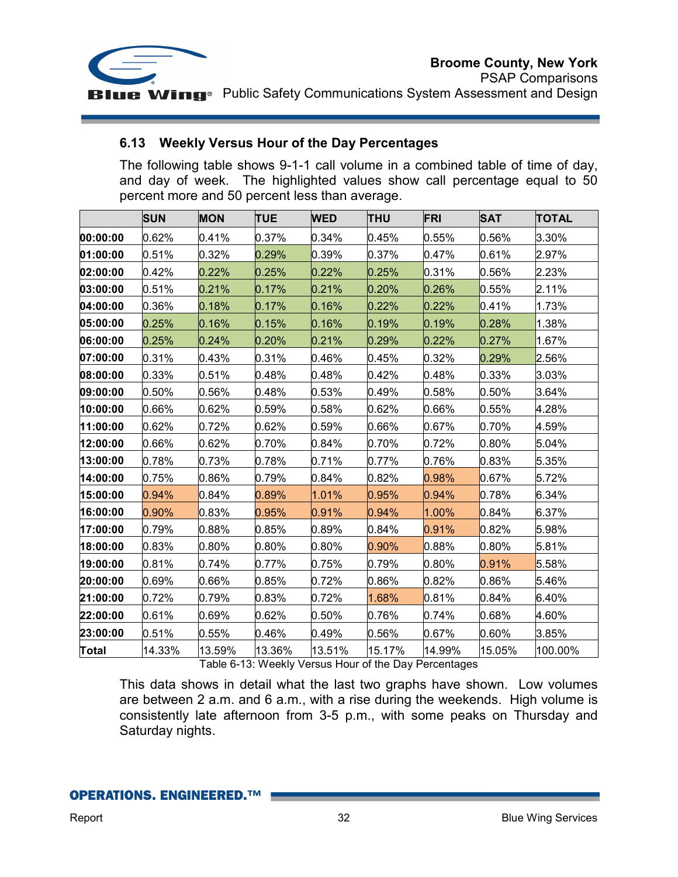### 6.13 Weekly Versus Hour of the Day Percentages

The following table shows 9-1-1 call volume in a combined table of time of day, and day of week. The highlighted values show call percentage equal to 50 percent more and 50 percent less than average.

| | SUN | MON | TUE | WED | THU | FRI | SAT | TOTAL |
|---|---|---|---|---|---|---|---|---|
| 00:00:00 | 0.62% | 0.41% | 0.37% | 0.34% | 0.45% | 0.55% | 0.56% | 3.30% |
| 01:00:00 | 0.51% | 0.32% | 0.29% | 0.39% | 0.37% | 0.47% | 0.61% | 2.97% |
| 02:00:00 | 0.42% | 0.22% | 0.25% | 0.22% | 0.25% | 0.31% | 0.56% | 2.23% |
| 03:00:00 | 0.51% | 0.21% | 0.17% | 0.21% | 0.20% | 0.26% | 0.55% | 2.11% |
| 04:00:00 | 0.36% | 0.18% | 0.17% | 0.16% | 0.22% | 0.22% | 0.41% | 1.73% |
| 05:00:00 | 0.25% | 0.16% | 0.15% | 0.16% | 0.19% | 0.19% | 0.28% | 1.38% |
| 06:00:00 | 0.25% | 0.24% | 0.20% | 0.21% | 0.29% | 0.22% | 0.27% | 1.67% |
| 07:00:00 | 0.31% | 0.43% | 0.31% | 0.46% | 0.45% | 0.32% | 0.29% | 2.56% |
| 08:00:00 | 0.33% | 0.51% | 0.48% | 0.48% | 0.42% | 0.48% | 0.33% | 3.03% |
| 09:00:00 | 0.50% | 0.56% | 0.48% | 0.53% | 0.49% | 0.58% | 0.50% | 3.64% |
| 10:00:00 | 0.66% | 0.62% | 0.59% | 0.58% | 0.62% | 0.66% | 0.55% | 4.28% |
| 11:00:00 | 0.62% | 0.72% | 0.62% | 0.59% | 0.66% | 0.67% | 0.70% | 4.59% |
| 12:00:00 | 0.66% | 0.62% | 0.70% | 0.84% | 0.70% | 0.72% | 0.80% | 5.04% |
| 13:00:00 | 0.78% | 0.73% | 0.78% | 0.71% | 0.77% | 0.76% | 0.83% | 5.35% |
| 14:00:00 | 0.75% | 0.86% | 0.79% | 0.84% | 0.82% | 0.98% | 0.67% | 5.72% |
| 15:00:00 | 0.94% | 0.84% | 0.89% | 1.01% | 0.95% | 0.94% | 0.78% | 6.34% |
| 16:00:00 | 0.90% | 0.83% | 0.95% | 0.91% | 0.94% | 1.00% | 0.84% | 6.37% |
| 17:00:00 | 0.79% | 0.88% | 0.85% | 0.89% | 0.84% | 0.91% | 0.82% | 5.98% |
| 18:00:00 | 0.83% | 0.80% | 0.80% | 0.80% | 0.90% | 0.88% | 0.80% | 5.81% |
| 19:00:00 | 0.81% | 0.74% | 0.77% | 0.75% | 0.79% | 0.80% | 0.91% | 5.58% |
| 20:00:00 | 0.69% | 0.66% | 0.85% | 0.72% | 0.86% | 0.82% | 0.86% | 5.46% |
| 21:00:00 | 0.72% | 0.79% | 0.83% | 0.72% | 1.68% | 0.81% | 0.84% | 6.40% |
| 22:00:00 | 0.61% | 0.69% | 0.62% | 0.50% | 0.76% | 0.74% | 0.68% | 4.60% |
| 23:00:00 | 0.51% | 0.55% | 0.46% | 0.49% | 0.56% | 0.67% | 0.60% | 3.85% |
| Total | 14.33% | 13.59% | 13.36% | 13.51% | 15.17% | 14.99% | 15.05% | 100.00% |

Table 6-13: Weekly Versus Hour of the Day Percentages

This data shows in detail what the last two graphs have shown. Low volumes are between 2 a.m. and 6 a.m., with a rise during the weekends. High volume is consistently late afternoon from 3-5 p.m., with some peaks on Thursday and Saturday nights.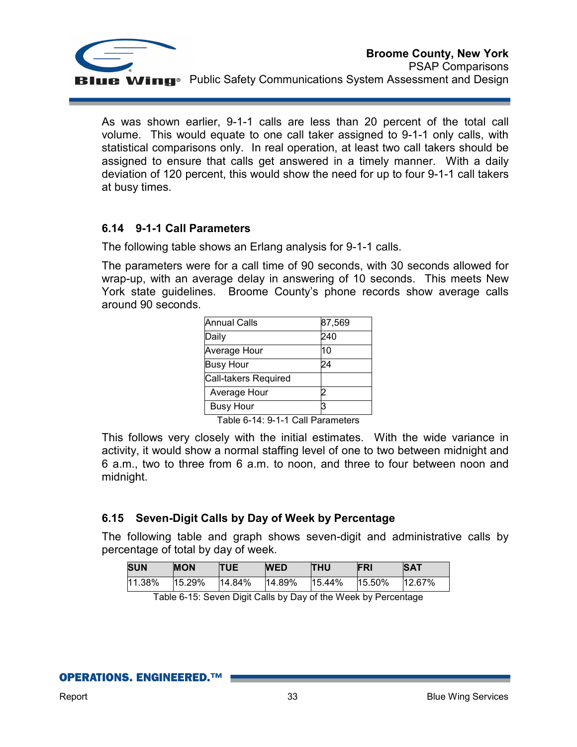As was shown earlier, 9-1-1 calls are less than 20 percent of the total call volume. This would equate to one call taker assigned to 9-1-1 only calls, with statistical comparisons only. In real operation, at least two call takers should be assigned to ensure that calls get answered in a timely manner. With a daily deviation of 120 percent, this would show the need for up to four 9-1-1 call takers at busy times.

## 6.14 9-1-1 Call Parameters

The following table shows an Erlang analysis for 9-1-1 calls.

The parameters were for a call time of 90 seconds, with 30 seconds allowed for wrap-up, with an average delay in answering of 10 seconds. This meets New York state guidelines. Broome County's phone records show average calls around 90 seconds.

| | |
|---|---|
| Annual Calls | 87,569 |
| Daily | 240 |
| Average Hour | 10 |
| Busy Hour | 24 |
| Call-takers Required | |
| Average Hour | 2 |
| Busy Hour | 3 |

Table 6-14: 9-1-1 Call Parameters

This follows very closely with the initial estimates. With the wide variance in activity, it would show a normal staffing level of one to two between midnight and 6 a.m., two to three from 6 a.m. to noon, and three to four between noon and midnight.

## 6.15 Seven-Digit Calls by Day of Week by Percentage

The following table and graph shows seven-digit and administrative calls by percentage of total by day of week.

| SUN | MON | TUE | WED | THU | FRI | SAT |
|---|---|---|---|---|---|---|
| 11.38% | 15.29% | 14.84% | 14.89% | 15.44% | 15.50% | 12.67% |

Table 6-15: Seven Digit Calls by Day of the Week by Percentage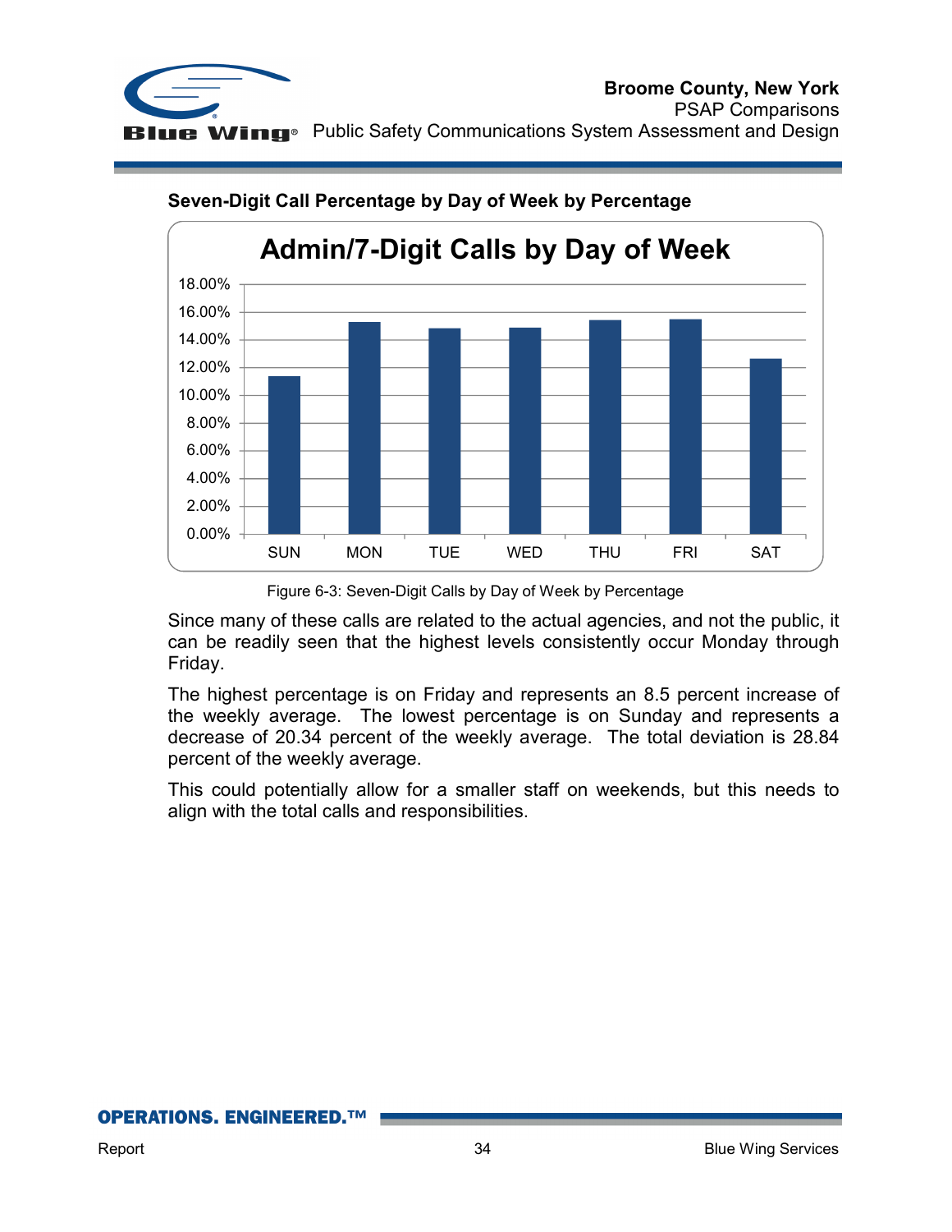**Seven-Digit Call Percentage by Day of Week by Percentage**

Figure 6-3: Seven-Digit Calls by Day of Week by Percentage

Since many of these calls are related to the actual agencies, and not the public, it can be readily seen that the highest levels consistently occur Monday through Friday.

The highest percentage is on Friday and represents an 8.5 percent increase of the weekly average. The lowest percentage is on Sunday and represents a decrease of 20.34 percent of the weekly average. The total deviation is 28.84 percent of the weekly average.

This could potentially allow for a smaller staff on weekends, but this needs to align with the total calls and responsibilities.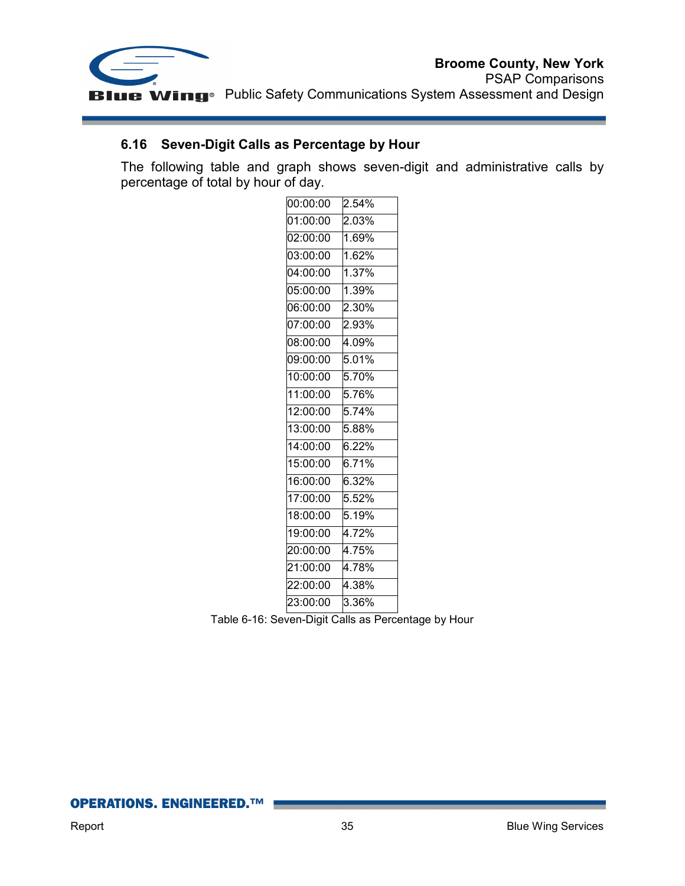## 6.16 Seven-Digit Calls as Percentage by Hour

The following table and graph shows seven-digit and administrative calls by percentage of total by hour of day.

| | |
|---|---|
| 00:00:00 | 2.54% |
| 01:00:00 | 2.03% |
| 02:00:00 | 1.69% |
| 03:00:00 | 1.62% |
| 04:00:00 | 1.37% |
| 05:00:00 | 1.39% |
| 06:00:00 | 2.30% |
| 07:00:00 | 2.93% |
| 08:00:00 | 4.09% |
| 09:00:00 | 5.01% |
| 10:00:00 | 5.70% |
| 11:00:00 | 5.76% |
| 12:00:00 | 5.74% |
| 13:00:00 | 5.88% |
| 14:00:00 | 6.22% |
| 15:00:00 | 6.71% |
| 16:00:00 | 6.32% |
| 17:00:00 | 5.52% |
| 18:00:00 | 5.19% |
| 19:00:00 | 4.72% |
| 20:00:00 | 4.75% |
| 21:00:00 | 4.78% |
| 22:00:00 | 4.38% |
| 23:00:00 | 3.36% |

Table 6-16: Seven-Digit Calls as Percentage by Hour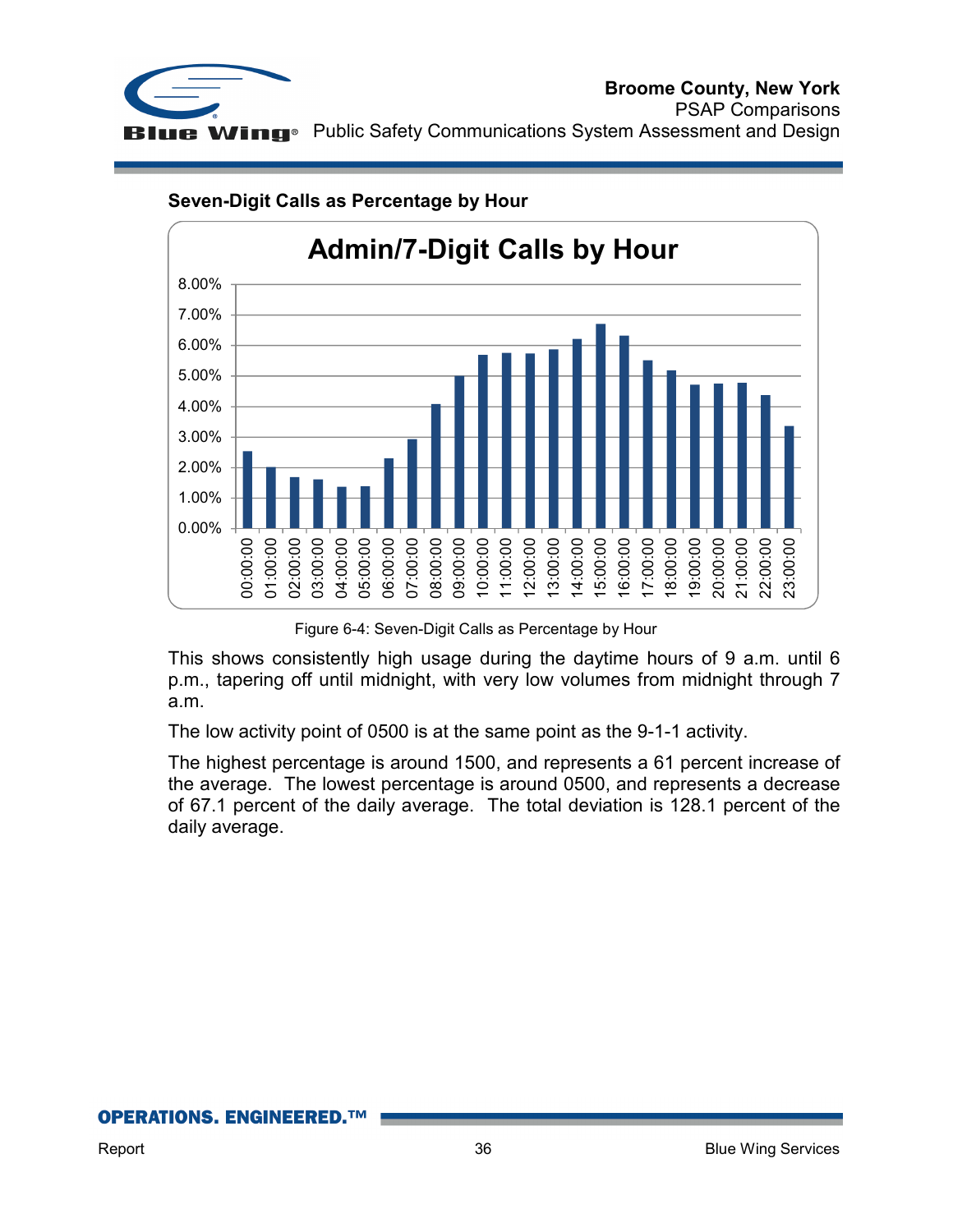**Seven-Digit Calls as Percentage by Hour**

Figure 6-4: Seven-Digit Calls as Percentage by Hour

This shows consistently high usage during the daytime hours of 9 a.m. until 6 p.m., tapering off until midnight, with very low volumes from midnight through 7 a.m.

The low activity point of 0500 is at the same point as the 9-1-1 activity.

The highest percentage is around 1500, and represents a 61 percent increase of the average. The lowest percentage is around 0500, and represents a decrease of 67.1 percent of the daily average. The total deviation is 128.1 percent of the daily average.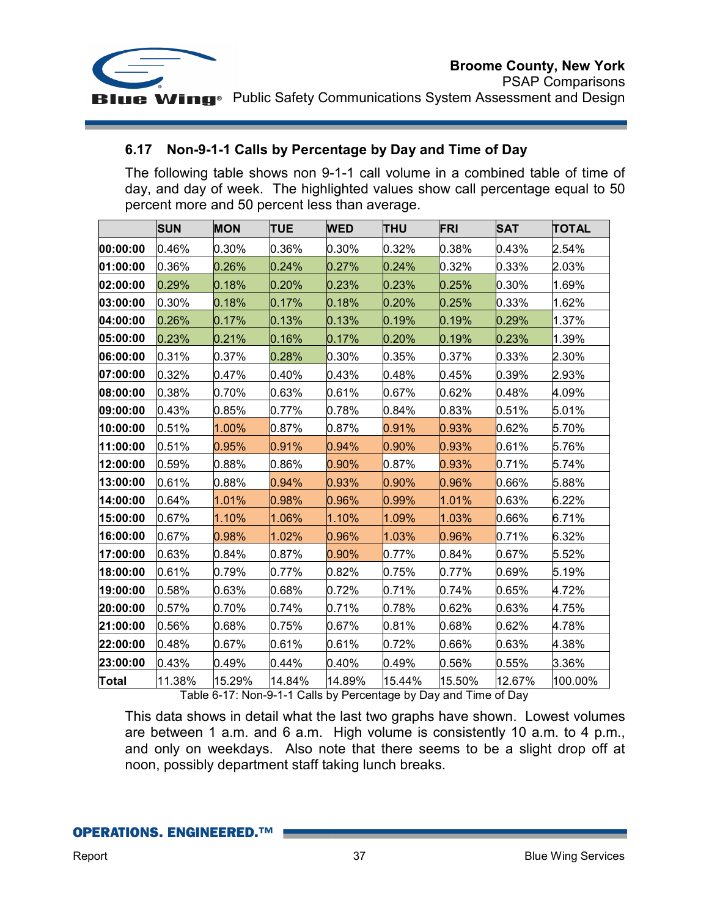## 6.17 Non-9-1-1 Calls by Percentage by Day and Time of Day

The following table shows non 9-1-1 call volume in a combined table of time of day, and day of week. The highlighted values show call percentage equal to 50 percent more and 50 percent less than average.

| | SUN | MON | TUE | WED | THU | FRI | SAT | TOTAL |
|---|---|---|---|---|---|---|---|---|
| **00:00:00** | 0.46% | 0.30% | 0.36% | 0.30% | 0.32% | 0.38% | 0.43% | 2.54% |
| **01:00:00** | 0.36% | 0.26% | 0.24% | 0.27% | 0.24% | 0.32% | 0.33% | 2.03% |
| **02:00:00** | 0.29% | 0.18% | 0.20% | 0.23% | 0.23% | 0.25% | 0.30% | 1.69% |
| **03:00:00** | 0.30% | 0.18% | 0.17% | 0.18% | 0.20% | 0.25% | 0.33% | 1.62% |
| **04:00:00** | 0.26% | 0.17% | 0.13% | 0.13% | 0.19% | 0.19% | 0.29% | 1.37% |
| **05:00:00** | 0.23% | 0.21% | 0.16% | 0.17% | 0.20% | 0.19% | 0.23% | 1.39% |
| **06:00:00** | 0.31% | 0.37% | 0.28% | 0.30% | 0.35% | 0.37% | 0.33% | 2.30% |
| **07:00:00** | 0.32% | 0.47% | 0.40% | 0.43% | 0.48% | 0.45% | 0.39% | 2.93% |
| **08:00:00** | 0.38% | 0.70% | 0.63% | 0.61% | 0.67% | 0.62% | 0.48% | 4.09% |
| **09:00:00** | 0.43% | 0.85% | 0.77% | 0.78% | 0.84% | 0.83% | 0.51% | 5.01% |
| **10:00:00** | 0.51% | 1.00% | 0.87% | 0.87% | 0.91% | 0.93% | 0.62% | 5.70% |
| **11:00:00** | 0.51% | 0.95% | 0.91% | 0.94% | 0.90% | 0.93% | 0.61% | 5.76% |
| **12:00:00** | 0.59% | 0.88% | 0.86% | 0.90% | 0.87% | 0.93% | 0.71% | 5.74% |
| **13:00:00** | 0.61% | 0.88% | 0.94% | 0.93% | 0.90% | 0.96% | 0.66% | 5.88% |
| **14:00:00** | 0.64% | 1.01% | 0.98% | 0.96% | 0.99% | 1.01% | 0.63% | 6.22% |
| **15:00:00** | 0.67% | 1.10% | 1.06% | 1.10% | 1.09% | 1.03% | 0.66% | 6.71% |
| **16:00:00** | 0.67% | 0.98% | 1.02% | 0.96% | 1.03% | 0.96% | 0.71% | 6.32% |
| **17:00:00** | 0.63% | 0.84% | 0.87% | 0.90% | 0.77% | 0.84% | 0.67% | 5.52% |
| **18:00:00** | 0.61% | 0.79% | 0.77% | 0.82% | 0.75% | 0.77% | 0.69% | 5.19% |
| **19:00:00** | 0.58% | 0.63% | 0.68% | 0.72% | 0.71% | 0.74% | 0.65% | 4.72% |
| **20:00:00** | 0.57% | 0.70% | 0.74% | 0.71% | 0.78% | 0.62% | 0.63% | 4.75% |
| **21:00:00** | 0.56% | 0.68% | 0.75% | 0.67% | 0.81% | 0.68% | 0.62% | 4.78% |
| **22:00:00** | 0.48% | 0.67% | 0.61% | 0.61% | 0.72% | 0.66% | 0.63% | 4.38% |
| **23:00:00** | 0.43% | 0.49% | 0.44% | 0.40% | 0.49% | 0.56% | 0.55% | 3.36% |
| **Total** | 11.38% | 15.29% | 14.84% | 14.89% | 15.44% | 15.50% | 12.67% | 100.00% |

Table 6-17: Non-9-1-1 Calls by Percentage by Day and Time of Day

This data shows in detail what the last two graphs have shown. Lowest volumes are between 1 a.m. and 6 a.m. High volume is consistently 10 a.m. to 4 p.m., and only on weekdays. Also note that there seems to be a slight drop off at noon, possibly department staff taking lunch breaks.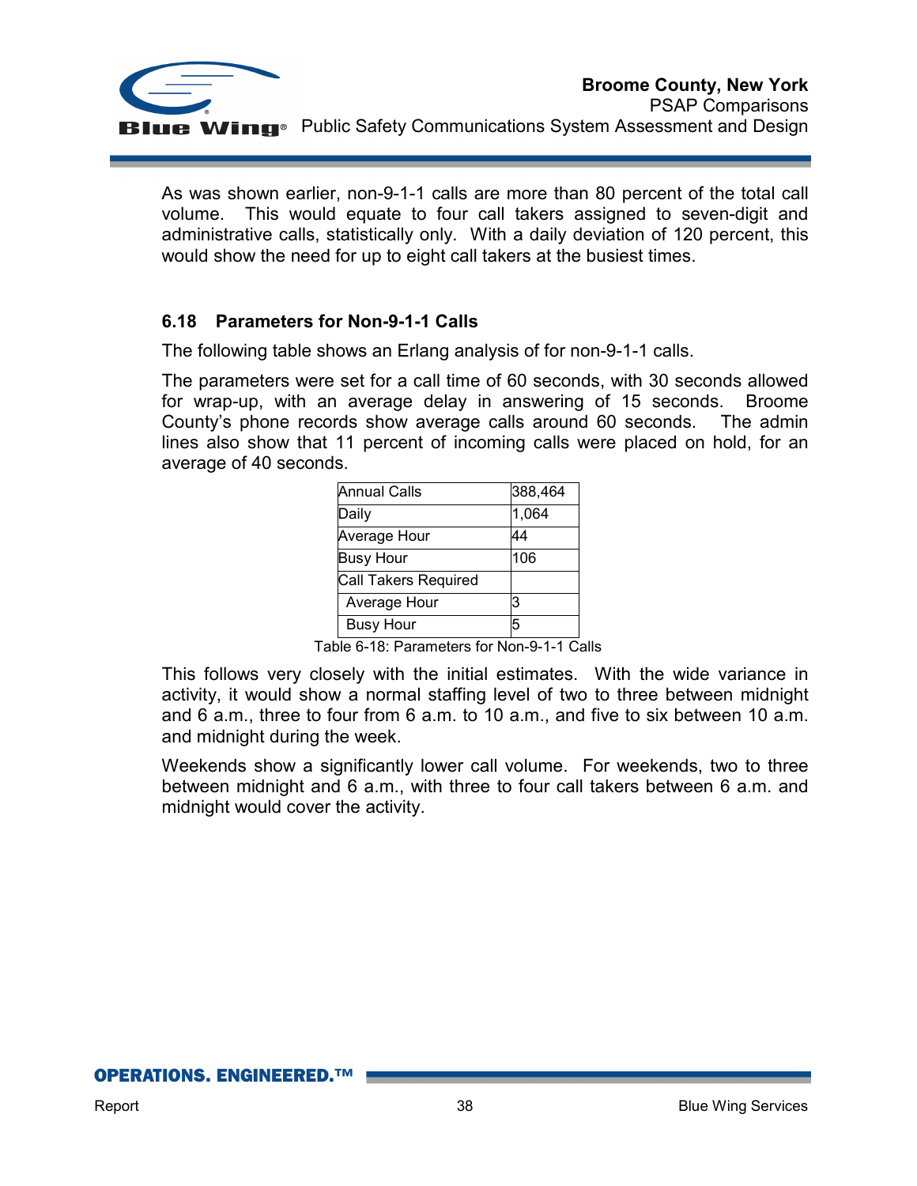As was shown earlier, non-9-1-1 calls are more than 80 percent of the total call volume. This would equate to four call takers assigned to seven-digit and administrative calls, statistically only. With a daily deviation of 120 percent, this would show the need for up to eight call takers at the busiest times.

### 6.18 Parameters for Non-9-1-1 Calls

The following table shows an Erlang analysis of for non-9-1-1 calls.

The parameters were set for a call time of 60 seconds, with 30 seconds allowed for wrap-up, with an average delay in answering of 15 seconds. Broome County's phone records show average calls around 60 seconds. The admin lines also show that 11 percent of incoming calls were placed on hold, for an average of 40 seconds.

| | |
|---|---|
| Annual Calls | 388,464 |
| Daily | 1,064 |
| Average Hour | 44 |
| Busy Hour | 106 |
| Call Takers Required | |
| Average Hour | 3 |
| Busy Hour | 5 |

Table 6-18: Parameters for Non-9-1-1 Calls

This follows very closely with the initial estimates. With the wide variance in activity, it would show a normal staffing level of two to three between midnight and 6 a.m., three to four from 6 a.m. to 10 a.m., and five to six between 10 a.m. and midnight during the week.

Weekends show a significantly lower call volume. For weekends, two to three between midnight and 6 a.m., with three to four call takers between 6 a.m. and midnight would cover the activity.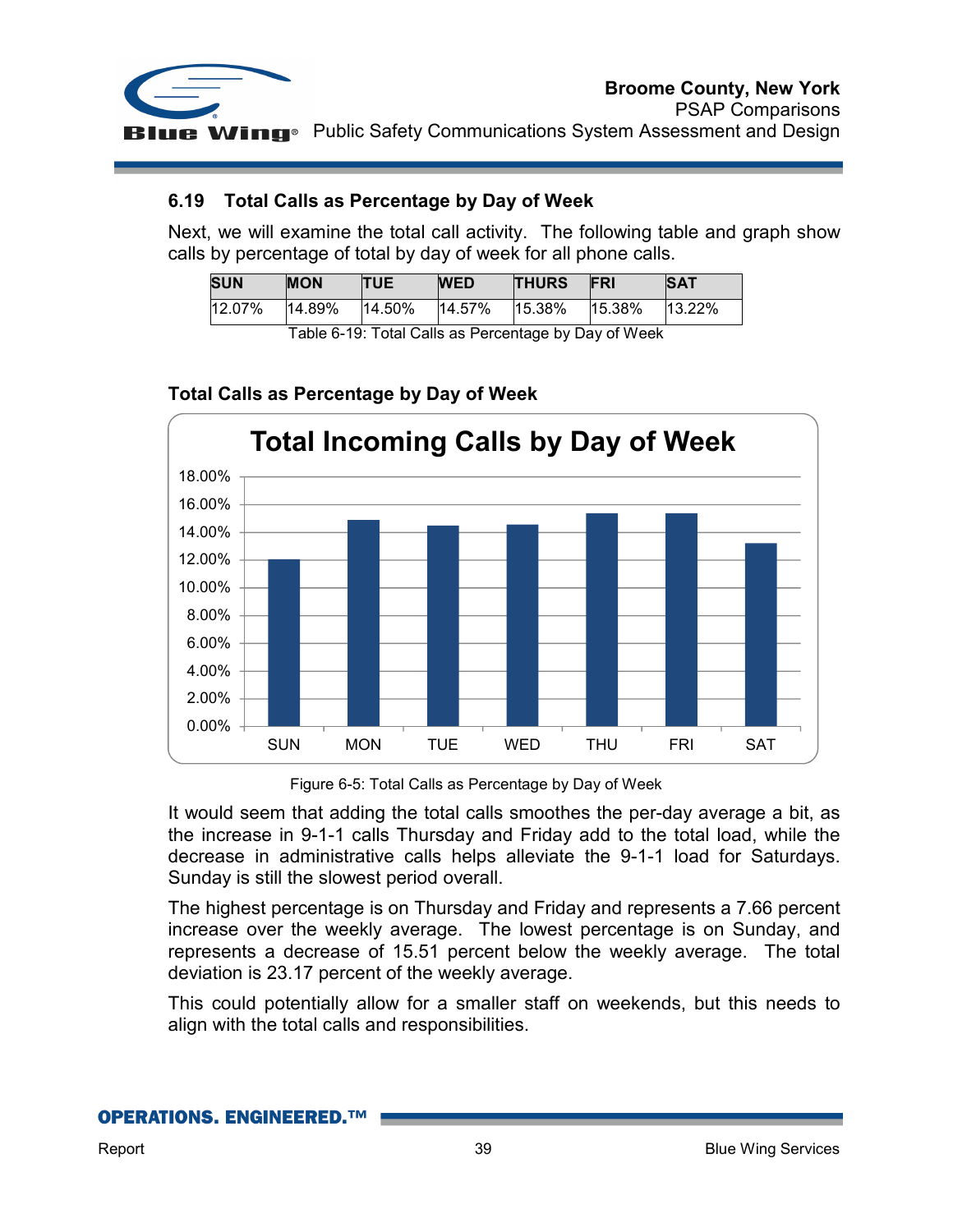## 6.19 Total Calls as Percentage by Day of Week

Next, we will examine the total call activity. The following table and graph show calls by percentage of total by day of week for all phone calls.

| SUN | MON | TUE | WED | THURS | FRI | SAT |
|---|---|---|---|---|---|---|
| 12.07% | 14.89% | 14.50% | 14.57% | 15.38% | 15.38% | 13.22% |

Table 6-19: Total Calls as Percentage by Day of Week

**Total Calls as Percentage by Day of Week**

Figure 6-5: Total Calls as Percentage by Day of Week

It would seem that adding the total calls smoothes the per-day average a bit, as the increase in 9-1-1 calls Thursday and Friday add to the total load, while the decrease in administrative calls helps alleviate the 9-1-1 load for Saturdays. Sunday is still the slowest period overall.

The highest percentage is on Thursday and Friday and represents a 7.66 percent increase over the weekly average. The lowest percentage is on Sunday, and represents a decrease of 15.51 percent below the weekly average. The total deviation is 23.17 percent of the weekly average.

This could potentially allow for a smaller staff on weekends, but this needs to align with the total calls and responsibilities.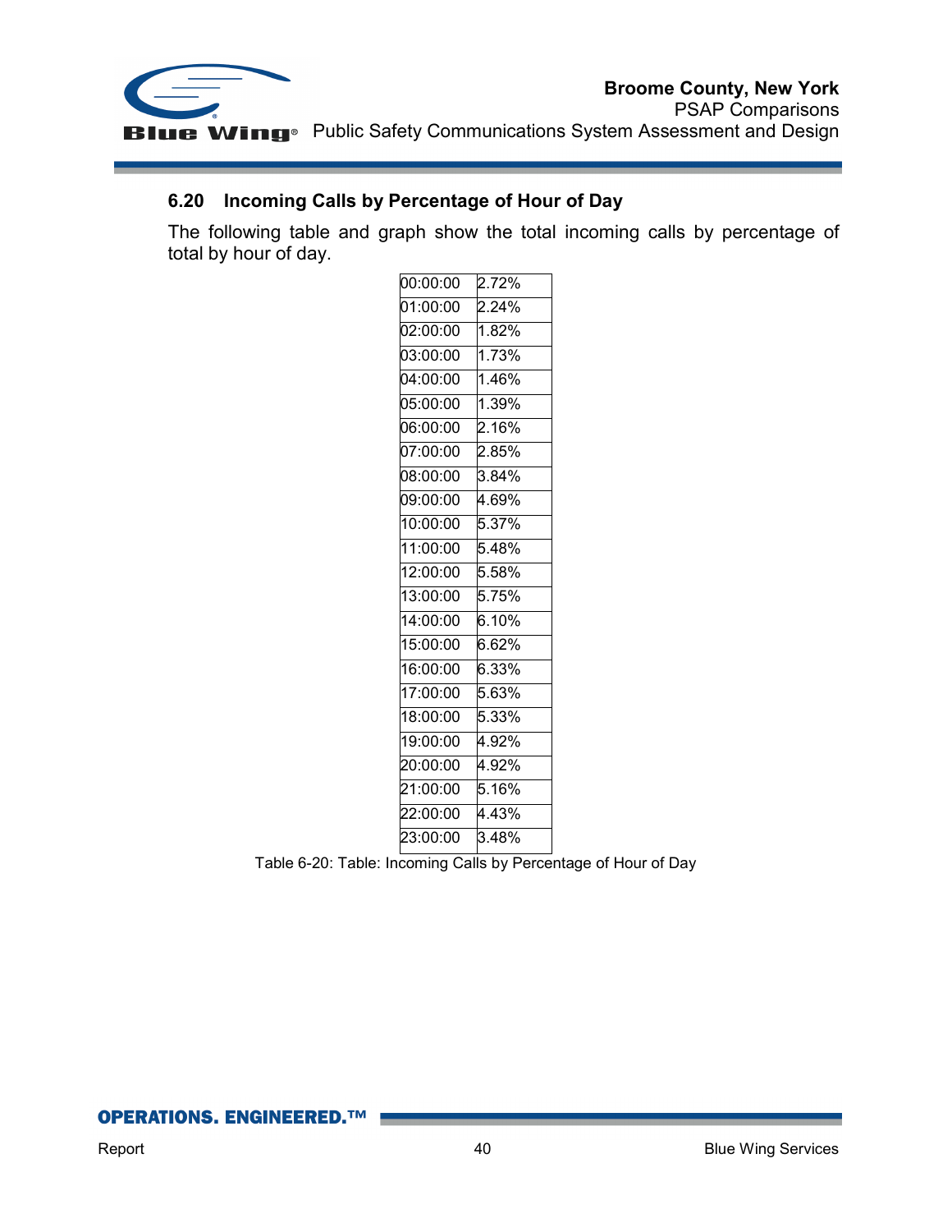## 6.20 Incoming Calls by Percentage of Hour of Day

The following table and graph show the total incoming calls by percentage of total by hour of day.

| | |
|---|---|
| 00:00:00 | 2.72% |
| 01:00:00 | 2.24% |
| 02:00:00 | 1.82% |
| 03:00:00 | 1.73% |
| 04:00:00 | 1.46% |
| 05:00:00 | 1.39% |
| 06:00:00 | 2.16% |
| 07:00:00 | 2.85% |
| 08:00:00 | 3.84% |
| 09:00:00 | 4.69% |
| 10:00:00 | 5.37% |
| 11:00:00 | 5.48% |
| 12:00:00 | 5.58% |
| 13:00:00 | 5.75% |
| 14:00:00 | 6.10% |
| 15:00:00 | 6.62% |
| 16:00:00 | 6.33% |
| 17:00:00 | 5.63% |
| 18:00:00 | 5.33% |
| 19:00:00 | 4.92% |
| 20:00:00 | 4.92% |
| 21:00:00 | 5.16% |
| 22:00:00 | 4.43% |
| 23:00:00 | 3.48% |

Table 6-20: Table: Incoming Calls by Percentage of Hour of Day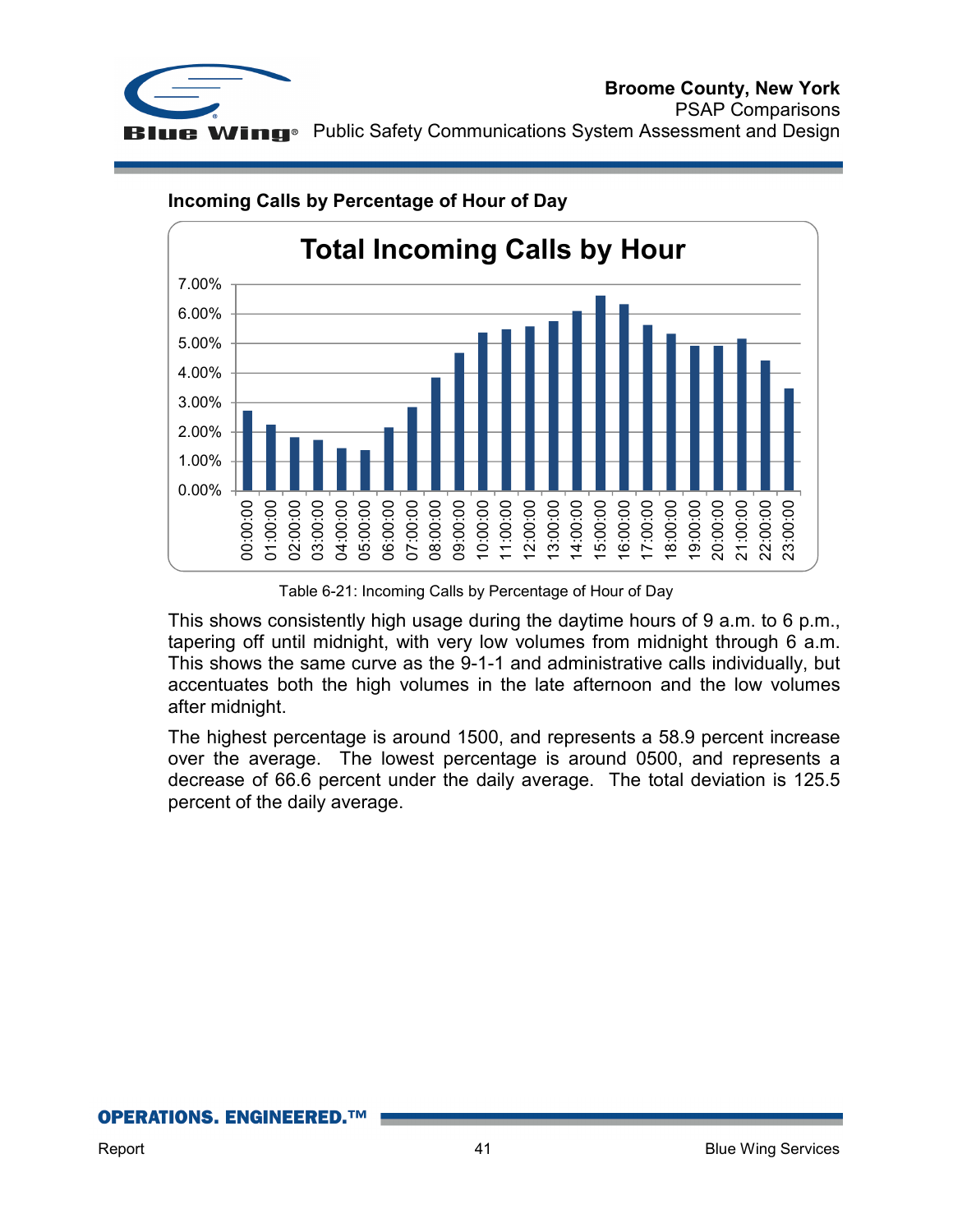**Incoming Calls by Percentage of Hour of Day**

Table 6-21: Incoming Calls by Percentage of Hour of Day

This shows consistently high usage during the daytime hours of 9 a.m. to 6 p.m., tapering off until midnight, with very low volumes from midnight through 6 a.m. This shows the same curve as the 9-1-1 and administrative calls individually, but accentuates both the high volumes in the late afternoon and the low volumes after midnight.

The highest percentage is around 1500, and represents a 58.9 percent increase over the average. The lowest percentage is around 0500, and represents a decrease of 66.6 percent under the daily average. The total deviation is 125.5 percent of the daily average.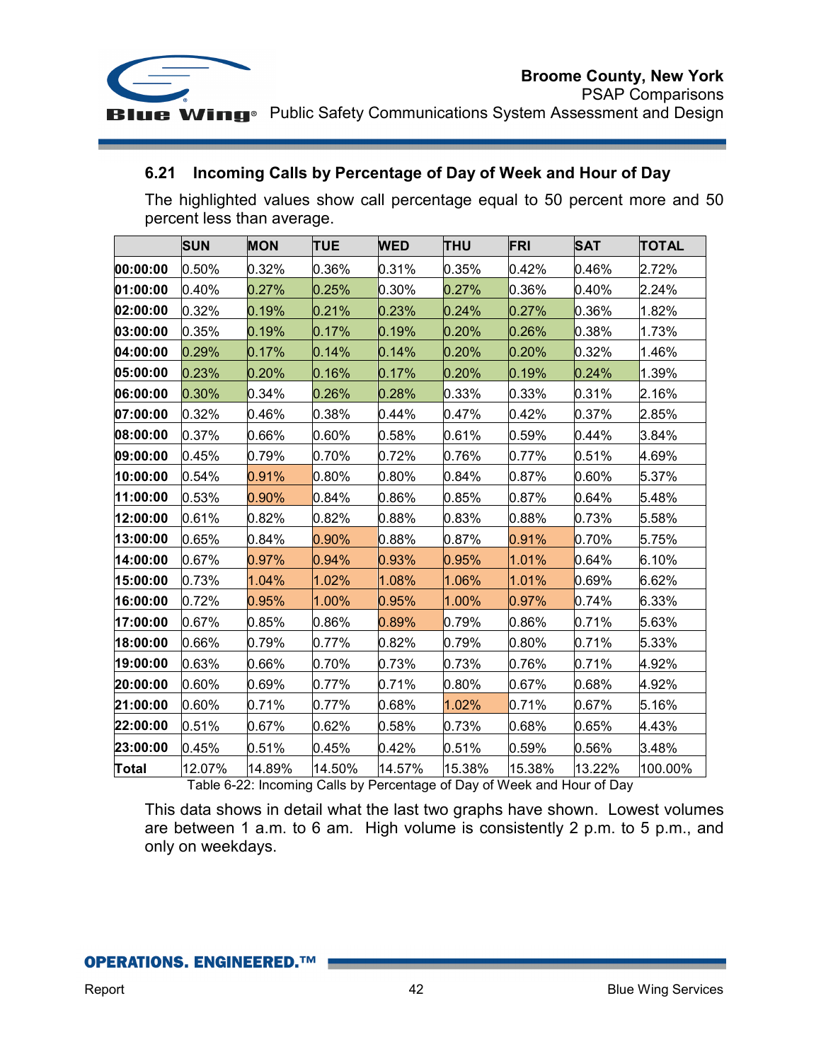## 6.21 Incoming Calls by Percentage of Day of Week and Hour of Day

The highlighted values show call percentage equal to 50 percent more and 50 percent less than average.

| | SUN | MON | TUE | WED | THU | FRI | SAT | TOTAL |
|---|---|---|---|---|---|---|---|---|
| **00:00:00** | 0.50% | 0.32% | 0.36% | 0.31% | 0.35% | 0.42% | 0.46% | 2.72% |
| **01:00:00** | 0.40% | 0.27% | 0.25% | 0.30% | 0.27% | 0.36% | 0.40% | 2.24% |
| **02:00:00** | 0.32% | 0.19% | 0.21% | 0.23% | 0.24% | 0.27% | 0.36% | 1.82% |
| **03:00:00** | 0.35% | 0.19% | 0.17% | 0.19% | 0.20% | 0.26% | 0.38% | 1.73% |
| **04:00:00** | 0.29% | 0.17% | 0.14% | 0.14% | 0.20% | 0.20% | 0.32% | 1.46% |
| **05:00:00** | 0.23% | 0.20% | 0.16% | 0.17% | 0.20% | 0.19% | 0.24% | 1.39% |
| **06:00:00** | 0.30% | 0.34% | 0.26% | 0.28% | 0.33% | 0.33% | 0.31% | 2.16% |
| **07:00:00** | 0.32% | 0.46% | 0.38% | 0.44% | 0.47% | 0.42% | 0.37% | 2.85% |
| **08:00:00** | 0.37% | 0.66% | 0.60% | 0.58% | 0.61% | 0.59% | 0.44% | 3.84% |
| **09:00:00** | 0.45% | 0.79% | 0.70% | 0.72% | 0.76% | 0.77% | 0.51% | 4.69% |
| **10:00:00** | 0.54% | 0.91% | 0.80% | 0.80% | 0.84% | 0.87% | 0.60% | 5.37% |
| **11:00:00** | 0.53% | 0.90% | 0.84% | 0.86% | 0.85% | 0.87% | 0.64% | 5.48% |
| **12:00:00** | 0.61% | 0.82% | 0.82% | 0.88% | 0.83% | 0.88% | 0.73% | 5.58% |
| **13:00:00** | 0.65% | 0.84% | 0.90% | 0.88% | 0.87% | 0.91% | 0.70% | 5.75% |
| **14:00:00** | 0.67% | 0.97% | 0.94% | 0.93% | 0.95% | 1.01% | 0.64% | 6.10% |
| **15:00:00** | 0.73% | 1.04% | 1.02% | 1.08% | 1.06% | 1.01% | 0.69% | 6.62% |
| **16:00:00** | 0.72% | 0.95% | 1.00% | 0.95% | 1.00% | 0.97% | 0.74% | 6.33% |
| **17:00:00** | 0.67% | 0.85% | 0.86% | 0.89% | 0.79% | 0.86% | 0.71% | 5.63% |
| **18:00:00** | 0.66% | 0.79% | 0.77% | 0.82% | 0.79% | 0.80% | 0.71% | 5.33% |
| **19:00:00** | 0.63% | 0.66% | 0.70% | 0.73% | 0.73% | 0.76% | 0.71% | 4.92% |
| **20:00:00** | 0.60% | 0.69% | 0.77% | 0.71% | 0.80% | 0.67% | 0.68% | 4.92% |
| **21:00:00** | 0.60% | 0.71% | 0.77% | 0.68% | 1.02% | 0.71% | 0.67% | 5.16% |
| **22:00:00** | 0.51% | 0.67% | 0.62% | 0.58% | 0.73% | 0.68% | 0.65% | 4.43% |
| **23:00:00** | 0.45% | 0.51% | 0.45% | 0.42% | 0.51% | 0.59% | 0.56% | 3.48% |
| **Total** | 12.07% | 14.89% | 14.50% | 14.57% | 15.38% | 15.38% | 13.22% | 100.00% |

Table 6-22: Incoming Calls by Percentage of Day of Week and Hour of Day

This data shows in detail what the last two graphs have shown. Lowest volumes are between 1 a.m. to 6 am. High volume is consistently 2 p.m. to 5 p.m., and only on weekdays.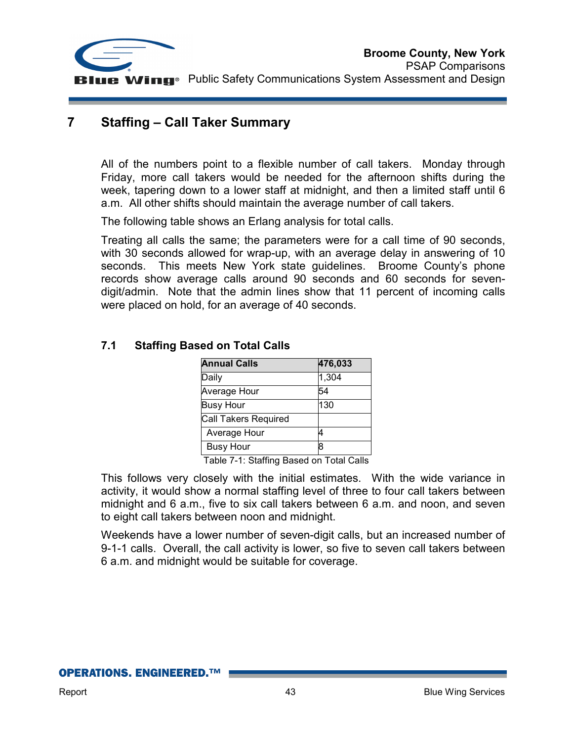# 7 Staffing – Call Taker Summary

All of the numbers point to a flexible number of call takers. Monday through Friday, more call takers would be needed for the afternoon shifts during the week, tapering down to a lower staff at midnight, and then a limited staff until 6 a.m. All other shifts should maintain the average number of call takers.

The following table shows an Erlang analysis for total calls.

Treating all calls the same; the parameters were for a call time of 90 seconds, with 30 seconds allowed for wrap-up, with an average delay in answering of 10 seconds. This meets New York state guidelines. Broome County's phone records show average calls around 90 seconds and 60 seconds for seven-digit/admin. Note that the admin lines show that 11 percent of incoming calls were placed on hold, for an average of 40 seconds.

## 7.1 Staffing Based on Total Calls

| **Annual Calls** | **476,033** |
|---|---|
| Daily | 1,304 |
| Average Hour | 54 |
| Busy Hour | 130 |
| Call Takers Required | |
| Average Hour | 4 |
| Busy Hour | 8 |

Table 7-1: Staffing Based on Total Calls

This follows very closely with the initial estimates. With the wide variance in activity, it would show a normal staffing level of three to four call takers between midnight and 6 a.m., five to six call takers between 6 a.m. and noon, and seven to eight call takers between noon and midnight.

Weekends have a lower number of seven-digit calls, but an increased number of 9-1-1 calls. Overall, the call activity is lower, so five to seven call takers between 6 a.m. and midnight would be suitable for coverage.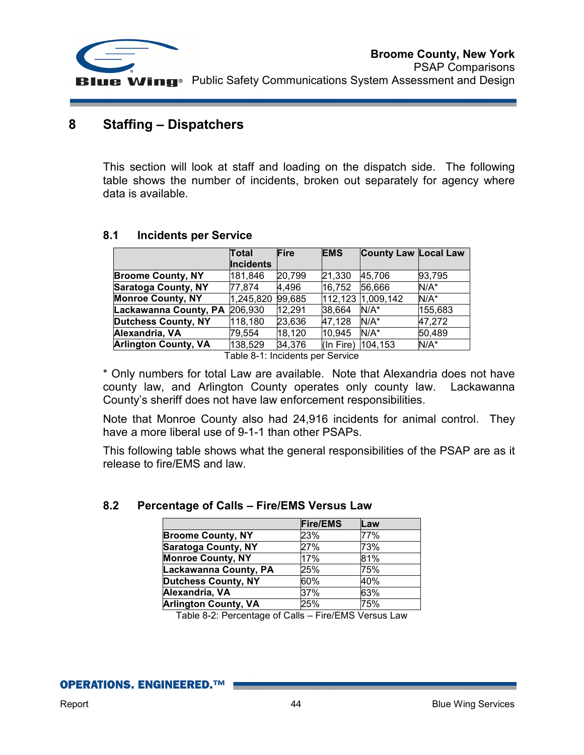# 8 Staffing – Dispatchers

This section will look at staff and loading on the dispatch side. The following table shows the number of incidents, broken out separately for agency where data is available.

## 8.1 Incidents per Service

| | Total Incidents | Fire | EMS | County Law | Local Law |
|---|---|---|---|---|---|
| **Broome County, NY** | 181,846 | 20,799 | 21,330 | 45,706 | 93,795 |
| **Saratoga County, NY** | 77,874 | 4,496 | 16,752 | 56,666 | N/A* |
| **Monroe County, NY** | 1,245,820 | 99,685 | 112,123 | 1,009,142 | N/A* |
| **Lackawanna County, PA** | 206,930 | 12,291 | 38,664 | N/A* | 155,683 |
| **Dutchess County, NY** | 118,180 | 23,636 | 47,128 | N/A* | 47,272 |
| **Alexandria, VA** | 79,554 | 18,120 | 10,945 | N/A* | 50,489 |
| **Arlington County, VA** | 138,529 | 34,376 | (In Fire) | 104,153 | N/A* |

Table 8-1: Incidents per Service

* Only numbers for total Law are available. Note that Alexandria does not have county law, and Arlington County operates only county law. Lackawanna County's sheriff does not have law enforcement responsibilities.

Note that Monroe County also had 24,916 incidents for animal control. They have a more liberal use of 9-1-1 than other PSAPs.

This following table shows what the general responsibilities of the PSAP are as it release to fire/EMS and law.

## 8.2 Percentage of Calls – Fire/EMS Versus Law

| | Fire/EMS | Law |
|---|---|---|
| **Broome County, NY** | 23% | 77% |
| **Saratoga County, NY** | 27% | 73% |
| **Monroe County, NY** | 17% | 81% |
| **Lackawanna County, PA** | 25% | 75% |
| **Dutchess County, NY** | 60% | 40% |
| **Alexandria, VA** | 37% | 63% |
| **Arlington County, VA** | 25% | 75% |

Table 8-2: Percentage of Calls – Fire/EMS Versus Law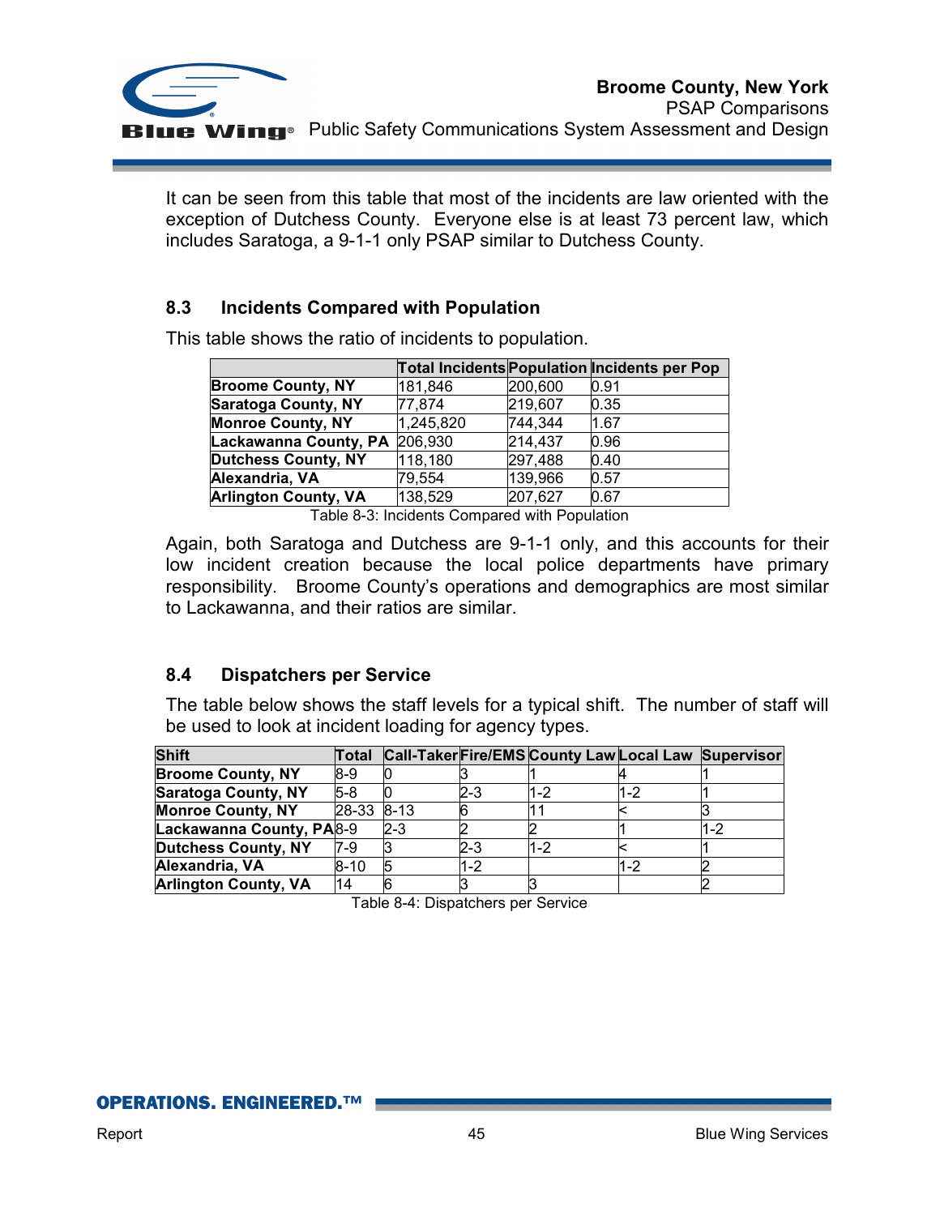It can be seen from this table that most of the incidents are law oriented with the exception of Dutchess County. Everyone else is at least 73 percent law, which includes Saratoga, a 9-1-1 only PSAP similar to Dutchess County.

## 8.3 Incidents Compared with Population

This table shows the ratio of incidents to population.

| | Total Incidents | Population | Incidents per Pop |
|---|---|---|---|
| **Broome County, NY** | 181,846 | 200,600 | 0.91 |
| **Saratoga County, NY** | 77,874 | 219,607 | 0.35 |
| **Monroe County, NY** | 1,245,820 | 744,344 | 1.67 |
| **Lackawanna County, PA** | 206,930 | 214,437 | 0.96 |
| **Dutchess County, NY** | 118,180 | 297,488 | 0.40 |
| **Alexandria, VA** | 79,554 | 139,966 | 0.57 |
| **Arlington County, VA** | 138,529 | 207,627 | 0.67 |

Table 8-3: Incidents Compared with Population

Again, both Saratoga and Dutchess are 9-1-1 only, and this accounts for their low incident creation because the local police departments have primary responsibility. Broome County's operations and demographics are most similar to Lackawanna, and their ratios are similar.

## 8.4 Dispatchers per Service

The table below shows the staff levels for a typical shift. The number of staff will be used to look at incident loading for agency types.

| Shift | Total | Call-Taker | Fire/EMS | County Law | Local Law | Supervisor |
|---|---|---|---|---|---|---|
| **Broome County, NY** | 8-9 | 0 | 3 | 1 | 4 | 1 |
| **Saratoga County, NY** | 5-8 | 0 | 2-3 | 1-2 | 1-2 | 1 |
| **Monroe County, NY** | 28-33 | 8-13 | 6 | 11 | < | 3 |
| **Lackawanna County, PA** | 8-9 | 2-3 | 2 | 2 | 1 | 1-2 |
| **Dutchess County, NY** | 7-9 | 3 | 2-3 | 1-2 | < | 1 |
| **Alexandria, VA** | 8-10 | 5 | 1-2 | | 1-2 | 2 |
| **Arlington County, VA** | 14 | 6 | 3 | 3 | | 2 |

Table 8-4: Dispatchers per Service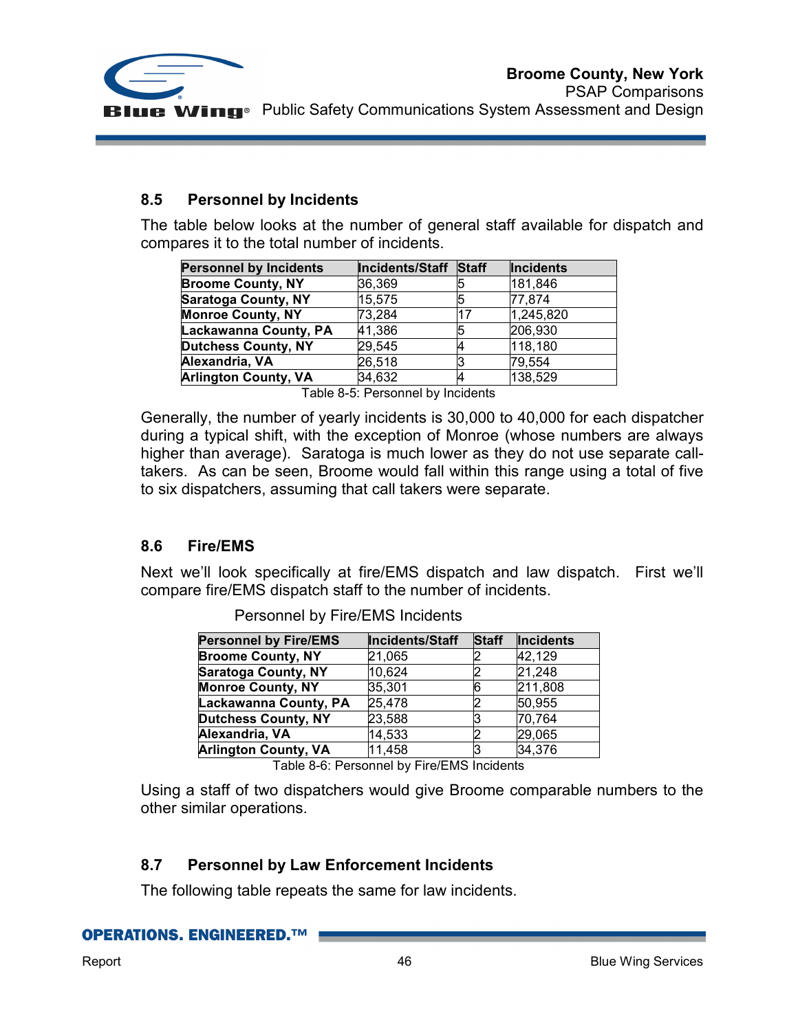## 8.5 Personnel by Incidents

The table below looks at the number of general staff available for dispatch and compares it to the total number of incidents.

| Personnel by Incidents | Incidents/Staff | Staff | Incidents |
|---|---|---|---|
| Broome County, NY | 36,369 | 5 | 181,846 |
| Saratoga County, NY | 15,575 | 5 | 77,874 |
| Monroe County, NY | 73,284 | 17 | 1,245,820 |
| Lackawanna County, PA | 41,386 | 5 | 206,930 |
| Dutchess County, NY | 29,545 | 4 | 118,180 |
| Alexandria, VA | 26,518 | 3 | 79,554 |
| Arlington County, VA | 34,632 | 4 | 138,529 |

Table 8-5: Personnel by Incidents

Generally, the number of yearly incidents is 30,000 to 40,000 for each dispatcher during a typical shift, with the exception of Monroe (whose numbers are always higher than average). Saratoga is much lower as they do not use separate call-takers. As can be seen, Broome would fall within this range using a total of five to six dispatchers, assuming that call takers were separate.

## 8.6 Fire/EMS

Next we'll look specifically at fire/EMS dispatch and law dispatch. First we'll compare fire/EMS dispatch staff to the number of incidents.

Personnel by Fire/EMS Incidents

| Personnel by Fire/EMS | Incidents/Staff | Staff | Incidents |
|---|---|---|---|
| Broome County, NY | 21,065 | 2 | 42,129 |
| Saratoga County, NY | 10,624 | 2 | 21,248 |
| Monroe County, NY | 35,301 | 6 | 211,808 |
| Lackawanna County, PA | 25,478 | 2 | 50,955 |
| Dutchess County, NY | 23,588 | 3 | 70,764 |
| Alexandria, VA | 14,533 | 2 | 29,065 |
| Arlington County, VA | 11,458 | 3 | 34,376 |

Table 8-6: Personnel by Fire/EMS Incidents

Using a staff of two dispatchers would give Broome comparable numbers to the other similar operations.

## 8.7 Personnel by Law Enforcement Incidents

The following table repeats the same for law incidents.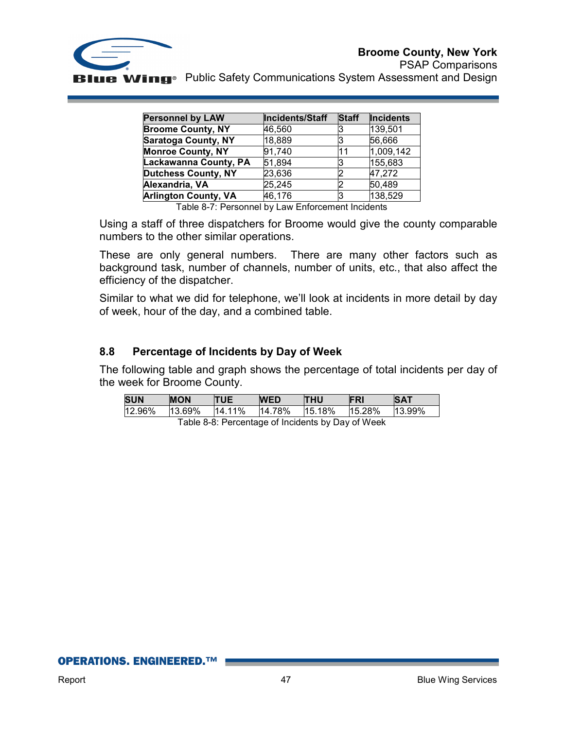| Personnel by LAW | Incidents/Staff | Staff | Incidents |
|---|---|---|---|
| **Broome County, NY** | 46,560 | 3 | 139,501 |
| **Saratoga County, NY** | 18,889 | 3 | 56,666 |
| **Monroe County, NY** | 91,740 | 11 | 1,009,142 |
| **Lackawanna County, PA** | 51,894 | 3 | 155,683 |
| **Dutchess County, NY** | 23,636 | 2 | 47,272 |
| **Alexandria, VA** | 25,245 | 2 | 50,489 |
| **Arlington County, VA** | 46,176 | 3 | 138,529 |

Table 8-7: Personnel by Law Enforcement Incidents

Using a staff of three dispatchers for Broome would give the county comparable numbers to the other similar operations.

These are only general numbers. There are many other factors such as background task, number of channels, number of units, etc., that also affect the efficiency of the dispatcher.

Similar to what we did for telephone, we'll look at incidents in more detail by day of week, hour of the day, and a combined table.

## 8.8 Percentage of Incidents by Day of Week

The following table and graph shows the percentage of total incidents per day of the week for Broome County.

| SUN | MON | TUE | WED | THU | FRI | SAT |
|---|---|---|---|---|---|---|
| 12.96% | 13.69% | 14.11% | 14.78% | 15.18% | 15.28% | 13.99% |

Table 8-8: Percentage of Incidents by Day of Week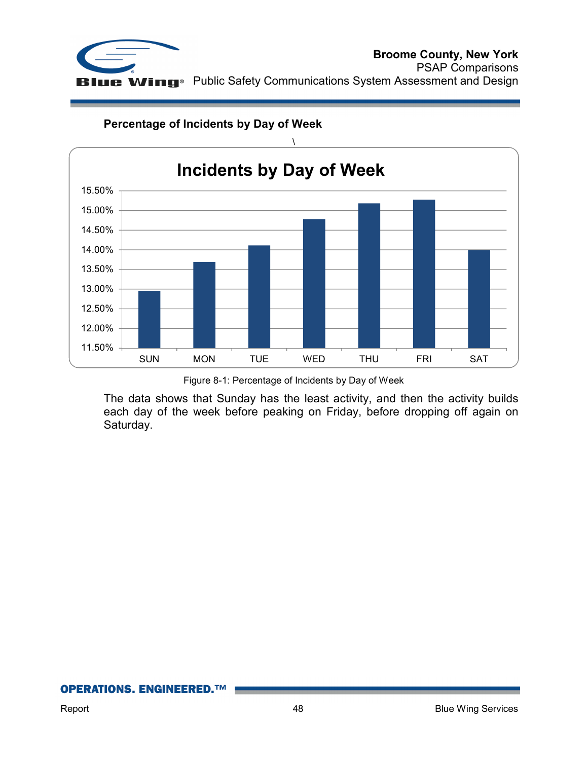**Percentage of Incidents by Day of Week**

\

Figure 8-1: Percentage of Incidents by Day of Week

The data shows that Sunday has the least activity, and then the activity builds each day of the week before peaking on Friday, before dropping off again on Saturday.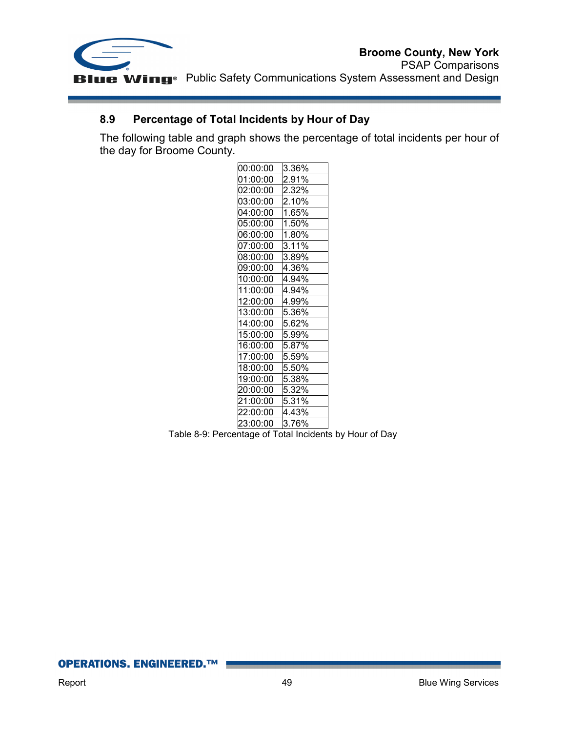## 8.9 Percentage of Total Incidents by Hour of Day

The following table and graph shows the percentage of total incidents per hour of the day for Broome County.

| | |
|---|---|
| 00:00:00 | 3.36% |
| 01:00:00 | 2.91% |
| 02:00:00 | 2.32% |
| 03:00:00 | 2.10% |
| 04:00:00 | 1.65% |
| 05:00:00 | 1.50% |
| 06:00:00 | 1.80% |
| 07:00:00 | 3.11% |
| 08:00:00 | 3.89% |
| 09:00:00 | 4.36% |
| 10:00:00 | 4.94% |
| 11:00:00 | 4.94% |
| 12:00:00 | 4.99% |
| 13:00:00 | 5.36% |
| 14:00:00 | 5.62% |
| 15:00:00 | 5.99% |
| 16:00:00 | 5.87% |
| 17:00:00 | 5.59% |
| 18:00:00 | 5.50% |
| 19:00:00 | 5.38% |
| 20:00:00 | 5.32% |
| 21:00:00 | 5.31% |
| 22:00:00 | 4.43% |
| 23:00:00 | 3.76% |

Table 8-9: Percentage of Total Incidents by Hour of Day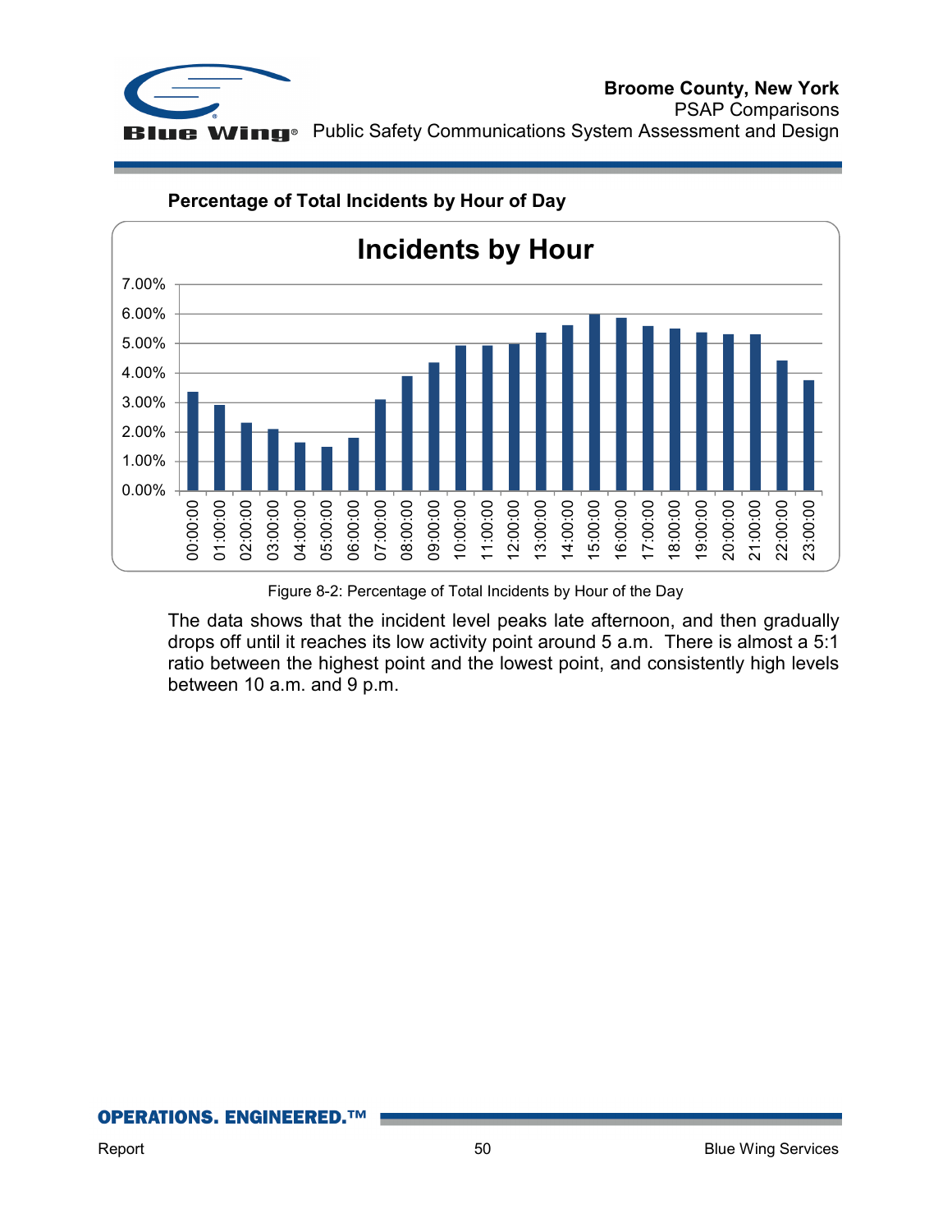**Percentage of Total Incidents by Hour of Day**

Figure 8-2: Percentage of Total Incidents by Hour of the Day

The data shows that the incident level peaks late afternoon, and then gradually drops off until it reaches its low activity point around 5 a.m. There is almost a 5:1 ratio between the highest point and the lowest point, and consistently high levels between 10 a.m. and 9 p.m.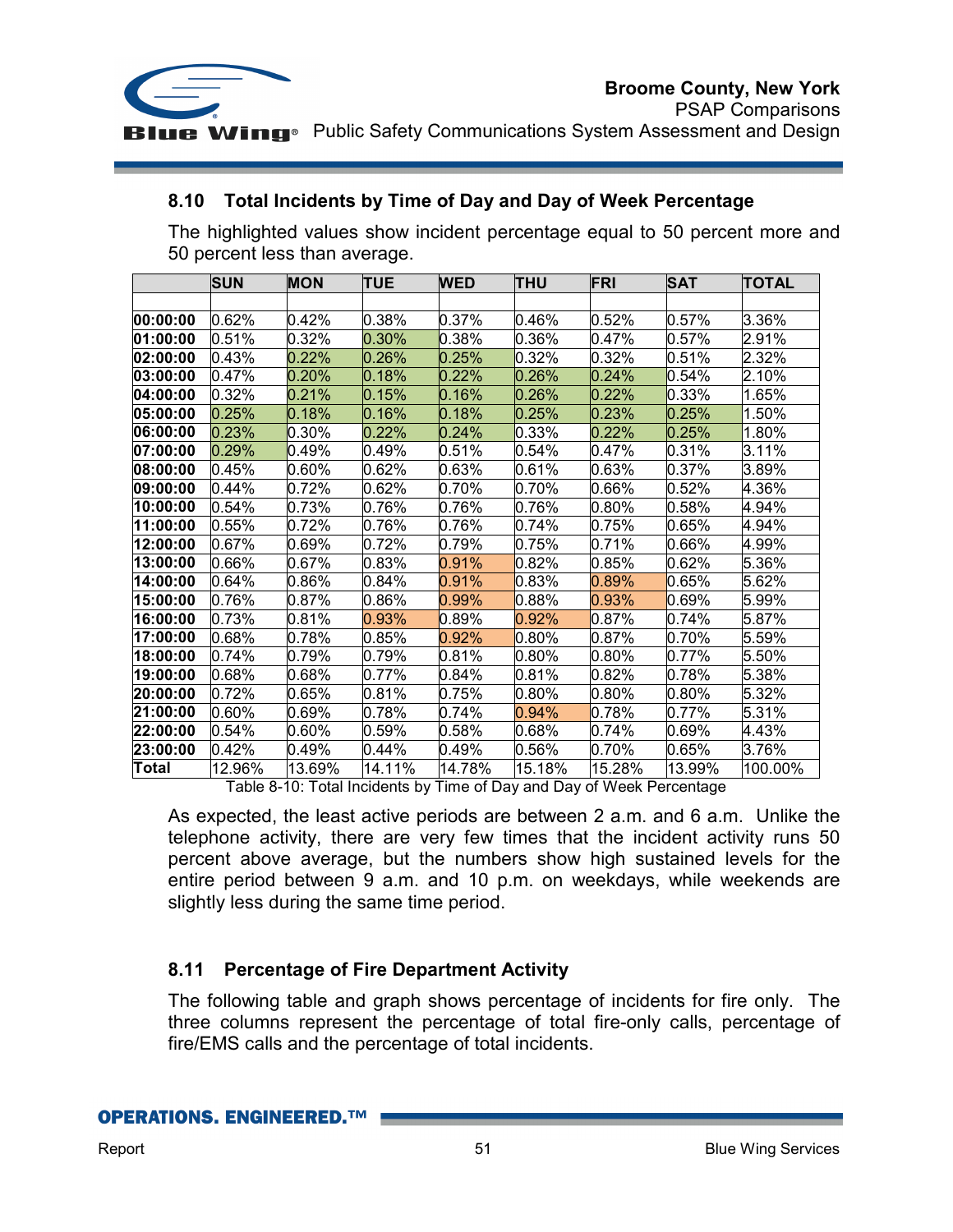## 8.10 Total Incidents by Time of Day and Day of Week Percentage

The highlighted values show incident percentage equal to 50 percent more and 50 percent less than average.

| | SUN | MON | TUE | WED | THU | FRI | SAT | TOTAL |
|---|---|---|---|---|---|---|---|---|
| 00:00:00 | 0.62% | 0.42% | 0.38% | 0.37% | 0.46% | 0.52% | 0.57% | 3.36% |
| 01:00:00 | 0.51% | 0.32% | 0.30% | 0.38% | 0.36% | 0.47% | 0.57% | 2.91% |
| 02:00:00 | 0.43% | 0.22% | 0.26% | 0.25% | 0.32% | 0.32% | 0.51% | 2.32% |
| 03:00:00 | 0.47% | 0.20% | 0.18% | 0.22% | 0.26% | 0.24% | 0.54% | 2.10% |
| 04:00:00 | 0.32% | 0.21% | 0.15% | 0.16% | 0.26% | 0.22% | 0.33% | 1.65% |
| 05:00:00 | 0.25% | 0.18% | 0.16% | 0.18% | 0.25% | 0.23% | 0.25% | 1.50% |
| 06:00:00 | 0.23% | 0.30% | 0.22% | 0.24% | 0.33% | 0.22% | 0.25% | 1.80% |
| 07:00:00 | 0.29% | 0.49% | 0.49% | 0.51% | 0.54% | 0.47% | 0.31% | 3.11% |
| 08:00:00 | 0.45% | 0.60% | 0.62% | 0.63% | 0.61% | 0.63% | 0.37% | 3.89% |
| 09:00:00 | 0.44% | 0.72% | 0.62% | 0.70% | 0.70% | 0.66% | 0.52% | 4.36% |
| 10:00:00 | 0.54% | 0.73% | 0.76% | 0.76% | 0.76% | 0.80% | 0.58% | 4.94% |
| 11:00:00 | 0.55% | 0.72% | 0.76% | 0.76% | 0.74% | 0.75% | 0.65% | 4.94% |
| 12:00:00 | 0.67% | 0.69% | 0.72% | 0.79% | 0.75% | 0.71% | 0.66% | 4.99% |
| 13:00:00 | 0.66% | 0.67% | 0.83% | 0.91% | 0.82% | 0.85% | 0.62% | 5.36% |
| 14:00:00 | 0.64% | 0.86% | 0.84% | 0.91% | 0.83% | 0.89% | 0.65% | 5.62% |
| 15:00:00 | 0.76% | 0.87% | 0.86% | 0.99% | 0.88% | 0.93% | 0.69% | 5.99% |
| 16:00:00 | 0.73% | 0.81% | 0.93% | 0.89% | 0.92% | 0.87% | 0.74% | 5.87% |
| 17:00:00 | 0.68% | 0.78% | 0.85% | 0.92% | 0.80% | 0.87% | 0.70% | 5.59% |
| 18:00:00 | 0.74% | 0.79% | 0.79% | 0.81% | 0.80% | 0.80% | 0.77% | 5.50% |
| 19:00:00 | 0.68% | 0.68% | 0.77% | 0.84% | 0.81% | 0.82% | 0.78% | 5.38% |
| 20:00:00 | 0.72% | 0.65% | 0.81% | 0.75% | 0.80% | 0.80% | 0.80% | 5.32% |
| 21:00:00 | 0.60% | 0.69% | 0.78% | 0.74% | 0.94% | 0.78% | 0.77% | 5.31% |
| 22:00:00 | 0.54% | 0.60% | 0.59% | 0.58% | 0.68% | 0.74% | 0.69% | 4.43% |
| 23:00:00 | 0.42% | 0.49% | 0.44% | 0.49% | 0.56% | 0.70% | 0.65% | 3.76% |
| Total | 12.96% | 13.69% | 14.11% | 14.78% | 15.18% | 15.28% | 13.99% | 100.00% |

Table 8-10: Total Incidents by Time of Day and Day of Week Percentage

As expected, the least active periods are between 2 a.m. and 6 a.m. Unlike the telephone activity, there are very few times that the incident activity runs 50 percent above average, but the numbers show high sustained levels for the entire period between 9 a.m. and 10 p.m. on weekdays, while weekends are slightly less during the same time period.

## 8.11 Percentage of Fire Department Activity

The following table and graph shows percentage of incidents for fire only. The three columns represent the percentage of total fire-only calls, percentage of fire/EMS calls and the percentage of total incidents.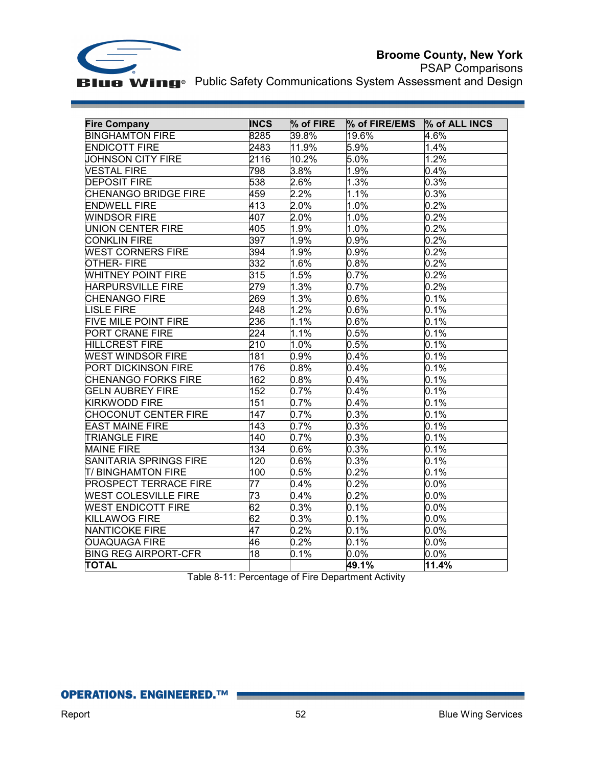| Fire Company | INCS | % of FIRE | % of FIRE/EMS | % of ALL INCS |
|---|---|---|---|---|
| BINGHAMTON FIRE | 8285 | 39.8% | 19.6% | 4.6% |
| ENDICOTT FIRE | 2483 | 11.9% | 5.9% | 1.4% |
| JOHNSON CITY FIRE | 2116 | 10.2% | 5.0% | 1.2% |
| VESTAL FIRE | 798 | 3.8% | 1.9% | 0.4% |
| DEPOSIT FIRE | 538 | 2.6% | 1.3% | 0.3% |
| CHENANGO BRIDGE FIRE | 459 | 2.2% | 1.1% | 0.3% |
| ENDWELL FIRE | 413 | 2.0% | 1.0% | 0.2% |
| WINDSOR FIRE | 407 | 2.0% | 1.0% | 0.2% |
| UNION CENTER FIRE | 405 | 1.9% | 1.0% | 0.2% |
| CONKLIN FIRE | 397 | 1.9% | 0.9% | 0.2% |
| WEST CORNERS FIRE | 394 | 1.9% | 0.9% | 0.2% |
| OTHER- FIRE | 332 | 1.6% | 0.8% | 0.2% |
| WHITNEY POINT FIRE | 315 | 1.5% | 0.7% | 0.2% |
| HARPURSVILLE FIRE | 279 | 1.3% | 0.7% | 0.2% |
| CHENANGO FIRE | 269 | 1.3% | 0.6% | 0.1% |
| LISLE FIRE | 248 | 1.2% | 0.6% | 0.1% |
| FIVE MILE POINT FIRE | 236 | 1.1% | 0.6% | 0.1% |
| PORT CRANE FIRE | 224 | 1.1% | 0.5% | 0.1% |
| HILLCREST FIRE | 210 | 1.0% | 0.5% | 0.1% |
| WEST WINDSOR FIRE | 181 | 0.9% | 0.4% | 0.1% |
| PORT DICKINSON FIRE | 176 | 0.8% | 0.4% | 0.1% |
| CHENANGO FORKS FIRE | 162 | 0.8% | 0.4% | 0.1% |
| GELN AUBREY FIRE | 152 | 0.7% | 0.4% | 0.1% |
| KIRKWODD FIRE | 151 | 0.7% | 0.4% | 0.1% |
| CHOCONUT CENTER FIRE | 147 | 0.7% | 0.3% | 0.1% |
| EAST MAINE FIRE | 143 | 0.7% | 0.3% | 0.1% |
| TRIANGLE FIRE | 140 | 0.7% | 0.3% | 0.1% |
| MAINE FIRE | 134 | 0.6% | 0.3% | 0.1% |
| SANITARIA SPRINGS FIRE | 120 | 0.6% | 0.3% | 0.1% |
| T/ BINGHAMTON FIRE | 100 | 0.5% | 0.2% | 0.1% |
| PROSPECT TERRACE FIRE | 77 | 0.4% | 0.2% | 0.0% |
| WEST COLESVILLE FIRE | 73 | 0.4% | 0.2% | 0.0% |
| WEST ENDICOTT FIRE | 62 | 0.3% | 0.1% | 0.0% |
| KILLAWOG FIRE | 62 | 0.3% | 0.1% | 0.0% |
| NANTICOKE FIRE | 47 | 0.2% | 0.1% | 0.0% |
| OUAQUAGA FIRE | 46 | 0.2% | 0.1% | 0.0% |
| BING REG AIRPORT-CFR | 18 | 0.1% | 0.0% | 0.0% |
| **TOTAL** | | | **49.1%** | **11.4%** |

Table 8-11: Percentage of Fire Department Activity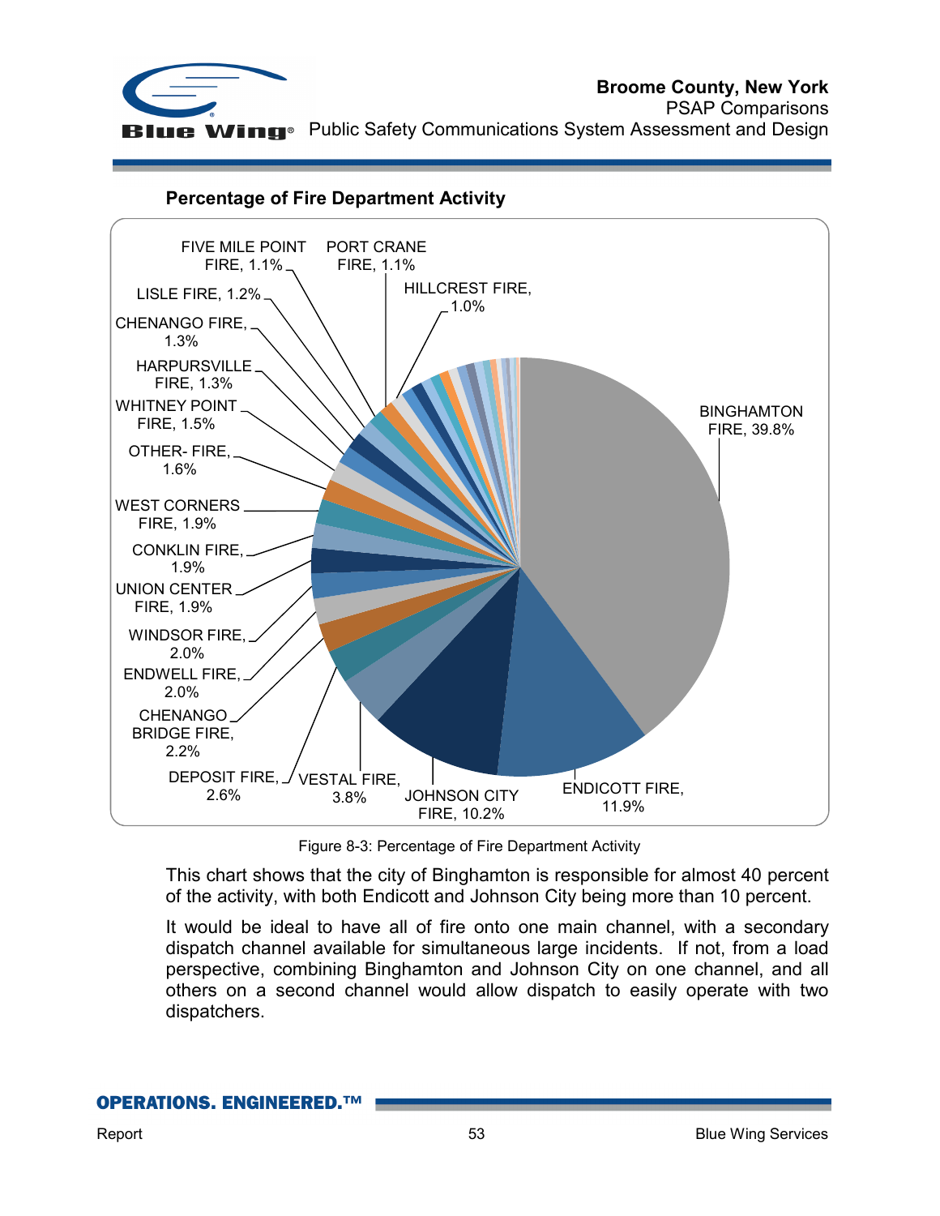**Percentage of Fire Department Activity**

| Fire Department | Percentage |
|---|---|
| BINGHAMTON FIRE | 39.8% |
| ENDICOTT FIRE | 11.9% |
| JOHNSON CITY FIRE | 10.2% |
| VESTAL FIRE | 3.8% |
| DEPOSIT FIRE | 2.6% |
| CHENANGO BRIDGE FIRE | 2.2% |
| ENDWELL FIRE | 2.0% |
| WINDSOR FIRE | 2.0% |
| UNION CENTER FIRE | 1.9% |
| CONKLIN FIRE | 1.9% |
| WEST CORNERS FIRE | 1.9% |
| OTHER- FIRE | 1.6% |
| WHITNEY POINT FIRE | 1.5% |
| HARPURSVILLE FIRE | 1.3% |
| CHENANGO FIRE | 1.3% |
| LISLE FIRE | 1.2% |
| FIVE MILE POINT FIRE | 1.1% |
| PORT CRANE FIRE | 1.1% |
| HILLCREST FIRE | 1.0% |

Figure 8-3: Percentage of Fire Department Activity

This chart shows that the city of Binghamton is responsible for almost 40 percent of the activity, with both Endicott and Johnson City being more than 10 percent.

It would be ideal to have all of fire onto one main channel, with a secondary dispatch channel available for simultaneous large incidents. If not, from a load perspective, combining Binghamton and Johnson City on one channel, and all others on a second channel would allow dispatch to easily operate with two dispatchers.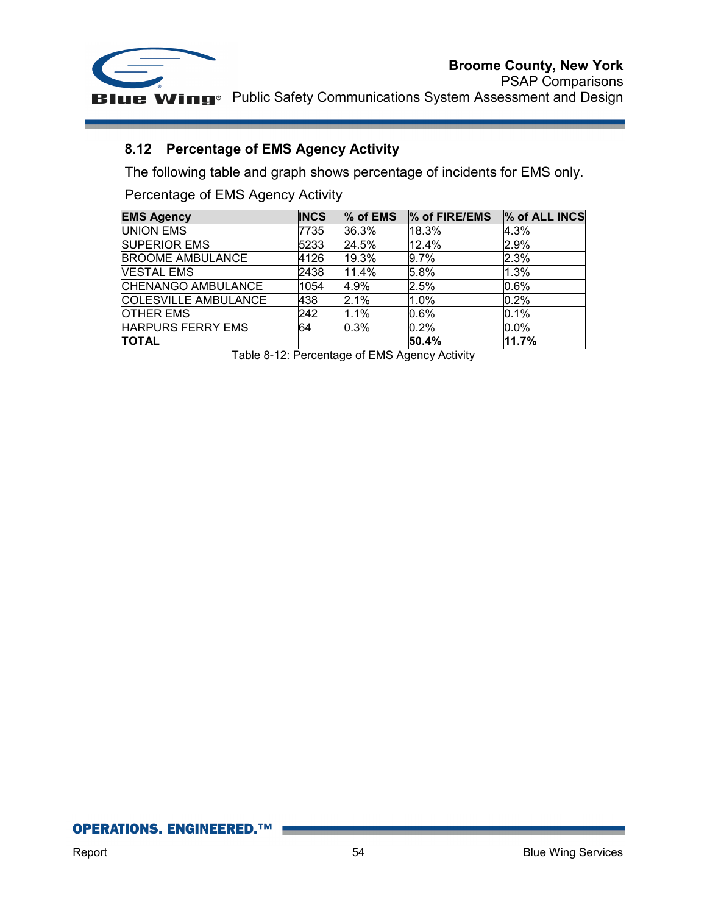## 8.12 Percentage of EMS Agency Activity

The following table and graph shows percentage of incidents for EMS only.

Percentage of EMS Agency Activity

| EMS Agency | INCS | % of EMS | % of FIRE/EMS | % of ALL INCS |
|---|---|---|---|---|
| UNION EMS | 7735 | 36.3% | 18.3% | 4.3% |
| SUPERIOR EMS | 5233 | 24.5% | 12.4% | 2.9% |
| BROOME AMBULANCE | 4126 | 19.3% | 9.7% | 2.3% |
| VESTAL EMS | 2438 | 11.4% | 5.8% | 1.3% |
| CHENANGO AMBULANCE | 1054 | 4.9% | 2.5% | 0.6% |
| COLESVILLE AMBULANCE | 438 | 2.1% | 1.0% | 0.2% |
| OTHER EMS | 242 | 1.1% | 0.6% | 0.1% |
| HARPURS FERRY EMS | 64 | 0.3% | 0.2% | 0.0% |
| **TOTAL** | | | **50.4%** | **11.7%** |

Table 8-12: Percentage of EMS Agency Activity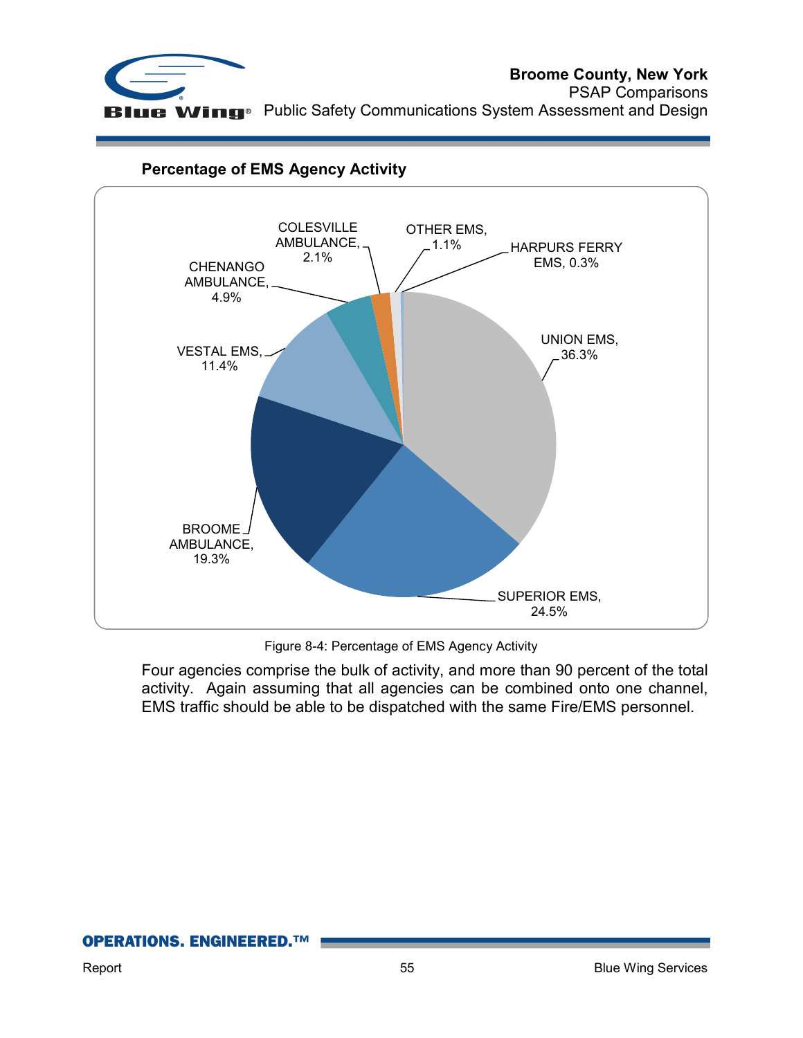### Percentage of EMS Agency Activity

Figure 8-4: Percentage of EMS Agency Activity

Four agencies comprise the bulk of activity, and more than 90 percent of the total activity. Again assuming that all agencies can be combined onto one channel, EMS traffic should be able to be dispatched with the same Fire/EMS personnel.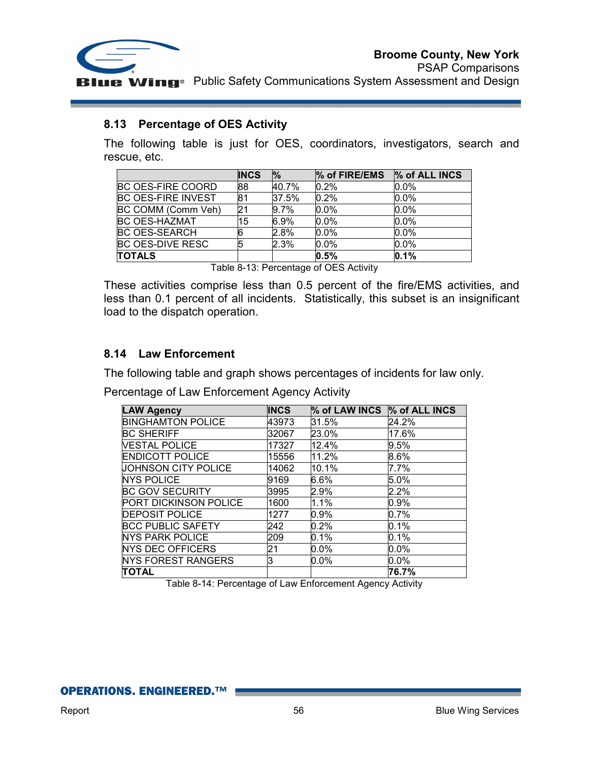## 8.13 Percentage of OES Activity

The following table is just for OES, coordinators, investigators, search and rescue, etc.

| | INCS | % | % of FIRE/EMS | % of ALL INCS |
|---|---|---|---|---|
| BC OES-FIRE COORD | 88 | 40.7% | 0.2% | 0.0% |
| BC OES-FIRE INVEST | 81 | 37.5% | 0.2% | 0.0% |
| BC COMM (Comm Veh) | 21 | 9.7% | 0.0% | 0.0% |
| BC OES-HAZMAT | 15 | 6.9% | 0.0% | 0.0% |
| BC OES-SEARCH | 6 | 2.8% | 0.0% | 0.0% |
| BC OES-DIVE RESC | 5 | 2.3% | 0.0% | 0.0% |
| **TOTALS** | | | **0.5%** | **0.1%** |

Table 8-13: Percentage of OES Activity

These activities comprise less than 0.5 percent of the fire/EMS activities, and less than 0.1 percent of all incidents. Statistically, this subset is an insignificant load to the dispatch operation.

## 8.14 Law Enforcement

The following table and graph shows percentages of incidents for law only.

Percentage of Law Enforcement Agency Activity

| LAW Agency | INCS | % of LAW INCS | % of ALL INCS |
|---|---|---|---|
| BINGHAMTON POLICE | 43973 | 31.5% | 24.2% |
| BC SHERIFF | 32067 | 23.0% | 17.6% |
| VESTAL POLICE | 17327 | 12.4% | 9.5% |
| ENDICOTT POLICE | 15556 | 11.2% | 8.6% |
| JOHNSON CITY POLICE | 14062 | 10.1% | 7.7% |
| NYS POLICE | 9169 | 6.6% | 5.0% |
| BC GOV SECURITY | 3995 | 2.9% | 2.2% |
| PORT DICKINSON POLICE | 1600 | 1.1% | 0.9% |
| DEPOSIT POLICE | 1277 | 0.9% | 0.7% |
| BCC PUBLIC SAFETY | 242 | 0.2% | 0.1% |
| NYS PARK POLICE | 209 | 0.1% | 0.1% |
| NYS DEC OFFICERS | 21 | 0.0% | 0.0% |
| NYS FOREST RANGERS | 3 | 0.0% | 0.0% |
| **TOTAL** | | | **76.7%** |

Table 8-14: Percentage of Law Enforcement Agency Activity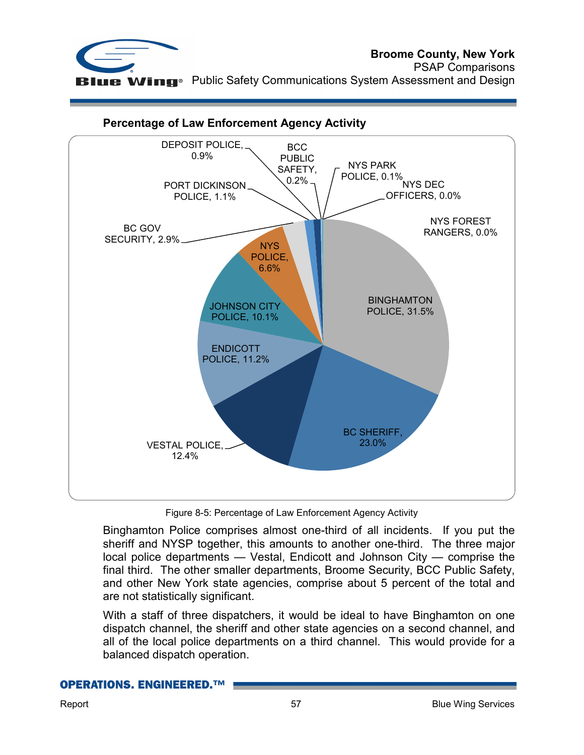**Percentage of Law Enforcement Agency Activity**

Figure 8-5: Percentage of Law Enforcement Agency Activity

Binghamton Police comprises almost one-third of all incidents. If you put the sheriff and NYSP together, this amounts to another one-third. The three major local police departments — Vestal, Endicott and Johnson City — comprise the final third. The other smaller departments, Broome Security, BCC Public Safety, and other New York state agencies, comprise about 5 percent of the total and are not statistically significant.

With a staff of three dispatchers, it would be ideal to have Binghamton on one dispatch channel, the sheriff and other state agencies on a second channel, and all of the local police departments on a third channel. This would provide for a balanced dispatch operation.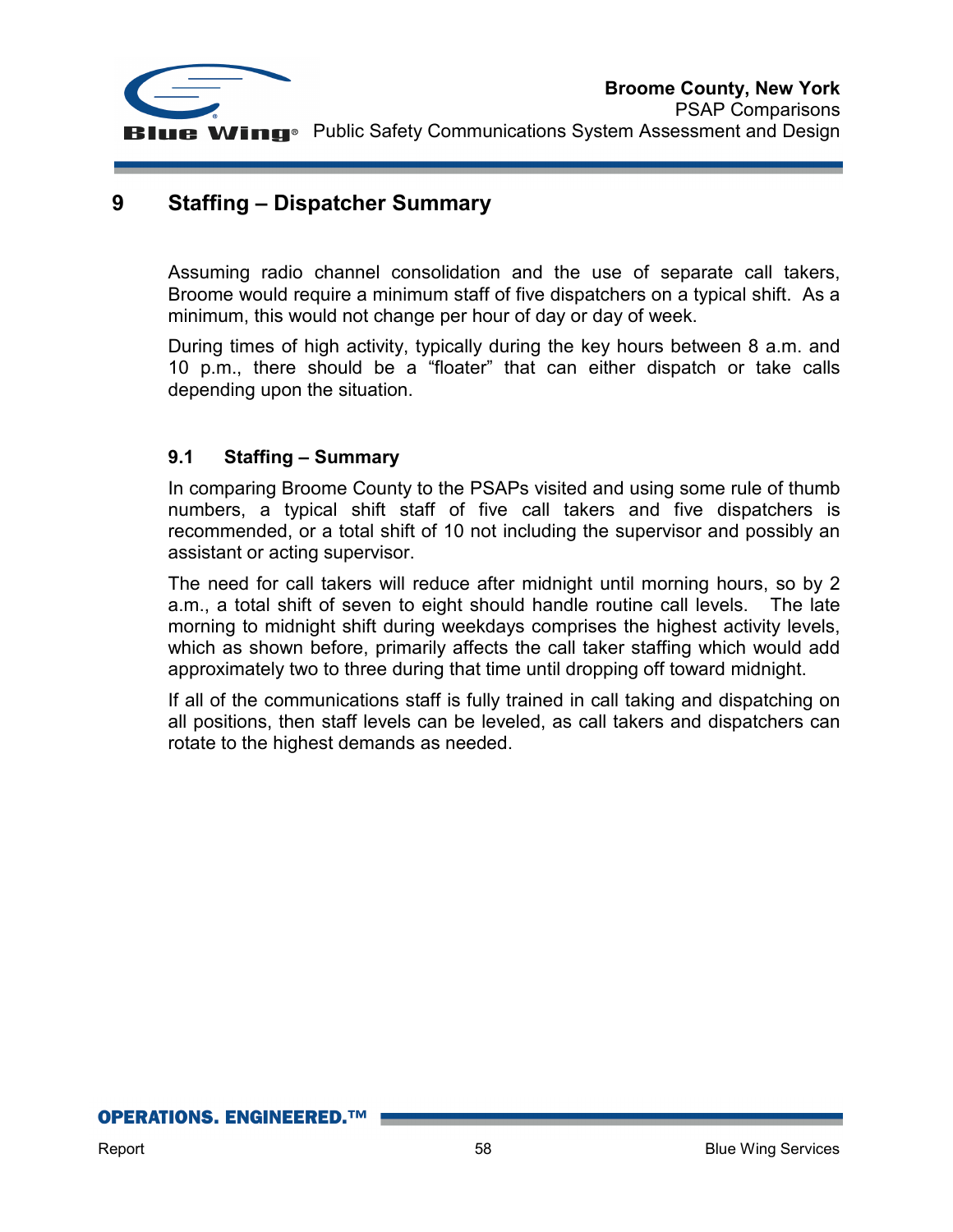# 9 Staffing – Dispatcher Summary

Assuming radio channel consolidation and the use of separate call takers, Broome would require a minimum staff of five dispatchers on a typical shift. As a minimum, this would not change per hour of day or day of week.

During times of high activity, typically during the key hours between 8 a.m. and 10 p.m., there should be a "floater" that can either dispatch or take calls depending upon the situation.

## 9.1 Staffing – Summary

In comparing Broome County to the PSAPs visited and using some rule of thumb numbers, a typical shift staff of five call takers and five dispatchers is recommended, or a total shift of 10 not including the supervisor and possibly an assistant or acting supervisor.

The need for call takers will reduce after midnight until morning hours, so by 2 a.m., a total shift of seven to eight should handle routine call levels. The late morning to midnight shift during weekdays comprises the highest activity levels, which as shown before, primarily affects the call taker staffing which would add approximately two to three during that time until dropping off toward midnight.

If all of the communications staff is fully trained in call taking and dispatching on all positions, then staff levels can be leveled, as call takers and dispatchers can rotate to the highest demands as needed.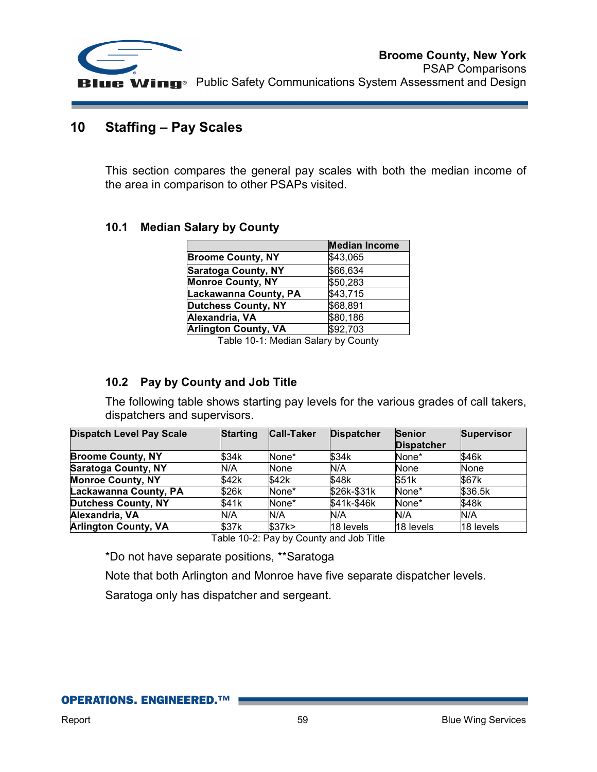# 10 Staffing – Pay Scales

This section compares the general pay scales with both the median income of the area in comparison to other PSAPs visited.

## 10.1 Median Salary by County

| | Median Income |
|---|---|
| **Broome County, NY** | $43,065 |
| **Saratoga County, NY** | $66,634 |
| **Monroe County, NY** | $50,283 |
| **Lackawanna County, PA** | $43,715 |
| **Dutchess County, NY** | $68,891 |
| **Alexandria, VA** | $80,186 |
| **Arlington County, VA** | $92,703 |

Table 10-1: Median Salary by County

## 10.2 Pay by County and Job Title

The following table shows starting pay levels for the various grades of call takers, dispatchers and supervisors.

| Dispatch Level Pay Scale | Starting | Call-Taker | Dispatcher | Senior Dispatcher | Supervisor |
|---|---|---|---|---|---|
| **Broome County, NY** | $34k | None* | $34k | None* | $46k |
| **Saratoga County, NY** | N/A | None | N/A | None | None |
| **Monroe County, NY** | $42k | $42k | $48k | $51k | $67k |
| **Lackawanna County, PA** | $26k | None* | $26k-$31k | None* | $36.5k |
| **Dutchess County, NY** | $41k | None* | $41k-$46k | None* | $48k |
| **Alexandria, VA** | N/A | N/A | N/A | N/A | N/A |
| **Arlington County, VA** | $37k | $37k> | 18 levels | 18 levels | 18 levels |

Table 10-2: Pay by County and Job Title

*Do not have separate positions, **Saratoga

Note that both Arlington and Monroe have five separate dispatcher levels.

Saratoga only has dispatcher and sergeant.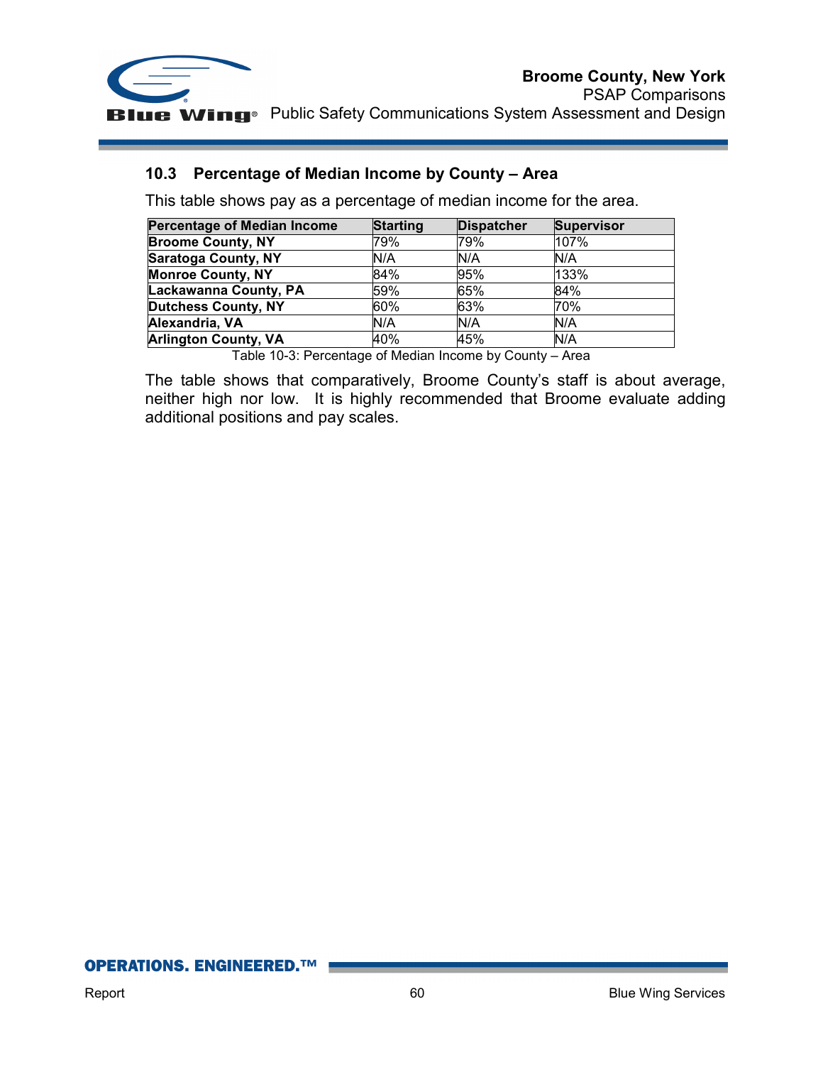## 10.3 Percentage of Median Income by County – Area

This table shows pay as a percentage of median income for the area.

| Percentage of Median Income | Starting | Dispatcher | Supervisor |
|---|---|---|---|
| **Broome County, NY** | 79% | 79% | 107% |
| **Saratoga County, NY** | N/A | N/A | N/A |
| **Monroe County, NY** | 84% | 95% | 133% |
| **Lackawanna County, PA** | 59% | 65% | 84% |
| **Dutchess County, NY** | 60% | 63% | 70% |
| **Alexandria, VA** | N/A | N/A | N/A |
| **Arlington County, VA** | 40% | 45% | N/A |

Table 10-3: Percentage of Median Income by County – Area

The table shows that comparatively, Broome County's staff is about average, neither high nor low. It is highly recommended that Broome evaluate adding additional positions and pay scales.